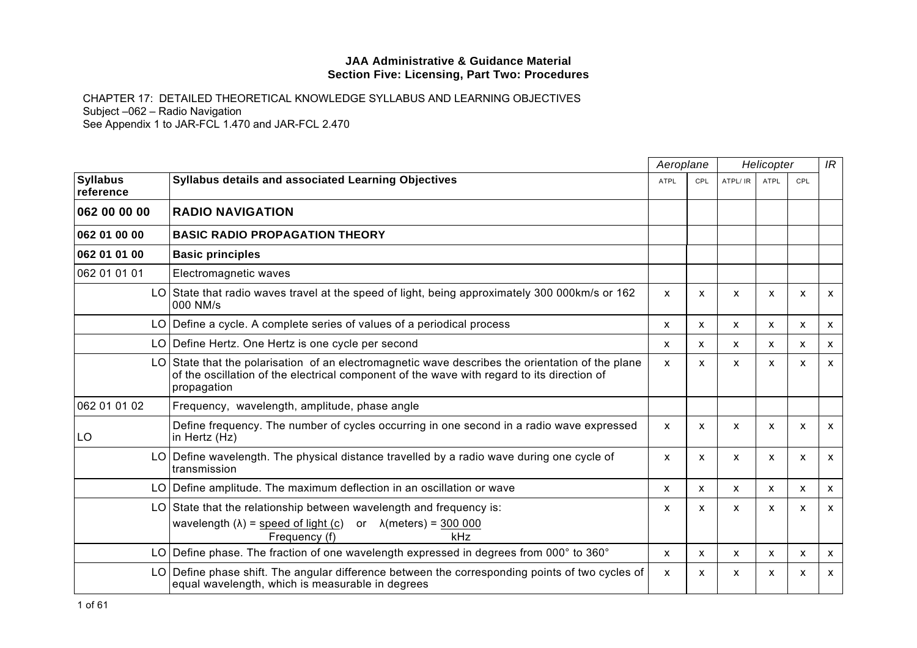**JAA Administrative & Guidance Material**
**Section Five: Licensing, Part Two: Procedures**

CHAPTER 17: DETAILED THEORETICAL KNOWLEDGE SYLLABUS AND LEARNING OBJECTIVES
Subject –062 – Radio Navigation
See Appendix 1 to JAR-FCL 1.470 and JAR-FCL 2.470

| | | *Aeroplane* | | *Helicopter* | | | *IR* |
|---|---|---|---|---|---|---|---|
| **Syllabus reference** | **Syllabus details and associated Learning Objectives** | ATPL | CPL | ATPL/ IR | ATPL | CPL | |
| **062 00 00 00** | **RADIO NAVIGATION** | | | | | | |
| **062 01 00 00** | **BASIC RADIO PROPAGATION THEORY** | | | | | | |
| **062 01 01 00** | **Basic principles** | | | | | | |
| 062 01 01 01 | Electromagnetic waves | | | | | | |
| LO | State that radio waves travel at the speed of light, being approximately 300 000km/s or 162 000 NM/s | x | x | x | x | x | x |
| LO | Define a cycle. A complete series of values of a periodical process | x | x | x | x | x | x |
| LO | Define Hertz. One Hertz is one cycle per second | x | x | x | x | x | x |
| LO | State that the polarisation of an electromagnetic wave describes the orientation of the plane of the oscillation of the electrical component of the wave with regard to its direction of propagation | x | x | x | x | x | x |
| 062 01 01 02 | Frequency, wavelength, amplitude, phase angle | | | | | | |
| LO | Define frequency. The number of cycles occurring in one second in a radio wave expressed in Hertz (Hz) | x | x | x | x | x | x |
| LO | Define wavelength. The physical distance travelled by a radio wave during one cycle of transmission | x | x | x | x | x | x |
| LO | Define amplitude. The maximum deflection in an oscillation or wave | x | x | x | x | x | x |
| LO | State that the relationship between wavelength and frequency is: wavelength ($\lambda$) = $\frac{\text{speed of light (c)}}{\text{Frequency (f)}}$ or $\lambda$(meters) = $\frac{300\,000}{\text{kHz}}$ | x | x | x | x | x | x |
| LO | Define phase. The fraction of one wavelength expressed in degrees from 000° to 360° | x | x | x | x | x | x |
| LO | Define phase shift. The angular difference between the corresponding points of two cycles of equal wavelength, which is measurable in degrees | x | x | x | x | x | x |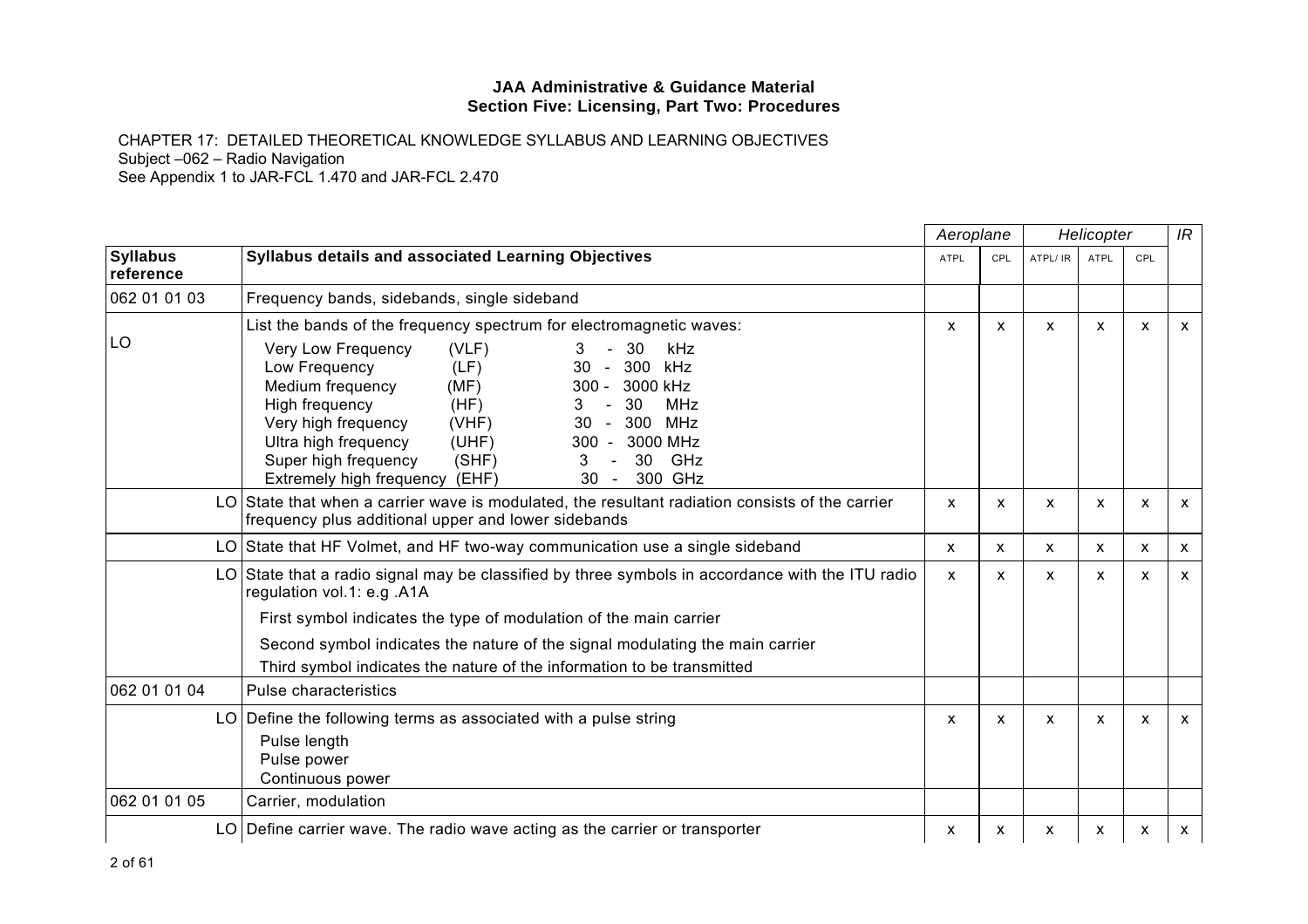**JAA Administrative & Guidance Material**
**Section Five: Licensing, Part Two: Procedures**

CHAPTER 17: DETAILED THEORETICAL KNOWLEDGE SYLLABUS AND LEARNING OBJECTIVES
Subject –062 – Radio Navigation
See Appendix 1 to JAR-FCL 1.470 and JAR-FCL 2.470

| | | *Aeroplane* | | *Helicopter* | | | *IR* |
|---|---|---|---|---|---|---|---|
| **Syllabus reference** | **Syllabus details and associated Learning Objectives** | ATPL | CPL | ATPL/ IR | ATPL | CPL | |
| 062 01 01 03 | Frequency bands, sidebands, single sideband | | | | | | |
| LO | List the bands of the frequency spectrum for electromagnetic waves:<br>Very Low Frequency (VLF) 3 - 30 kHz<br>Low Frequency (LF) 30 - 300 kHz<br>Medium frequency (MF) 300 - 3000 kHz<br>High frequency (HF) 3 - 30 MHz<br>Very high frequency (VHF) 30 - 300 MHz<br>Ultra high frequency (UHF) 300 - 3000 MHz<br>Super high frequency (SHF) 3 - 30 GHz<br>Extremely high frequency (EHF) 30 - 300 GHz | x | x | x | x | x | x |
| LO | State that when a carrier wave is modulated, the resultant radiation consists of the carrier frequency plus additional upper and lower sidebands | x | x | x | x | x | x |
| LO | State that HF Volmet, and HF two-way communication use a single sideband | x | x | x | x | x | x |
| LO | State that a radio signal may be classified by three symbols in accordance with the ITU radio regulation vol.1: e.g .A1A<br>First symbol indicates the type of modulation of the main carrier<br>Second symbol indicates the nature of the signal modulating the main carrier<br>Third symbol indicates the nature of the information to be transmitted | x | x | x | x | x | x |
| 062 01 01 04 | Pulse characteristics | | | | | | |
| LO | Define the following terms as associated with a pulse string<br>Pulse length<br>Pulse power<br>Continuous power | x | x | x | x | x | x |
| 062 01 01 05 | Carrier, modulation | | | | | | |
| LO | Define carrier wave. The radio wave acting as the carrier or transporter | x | x | x | x | x | x |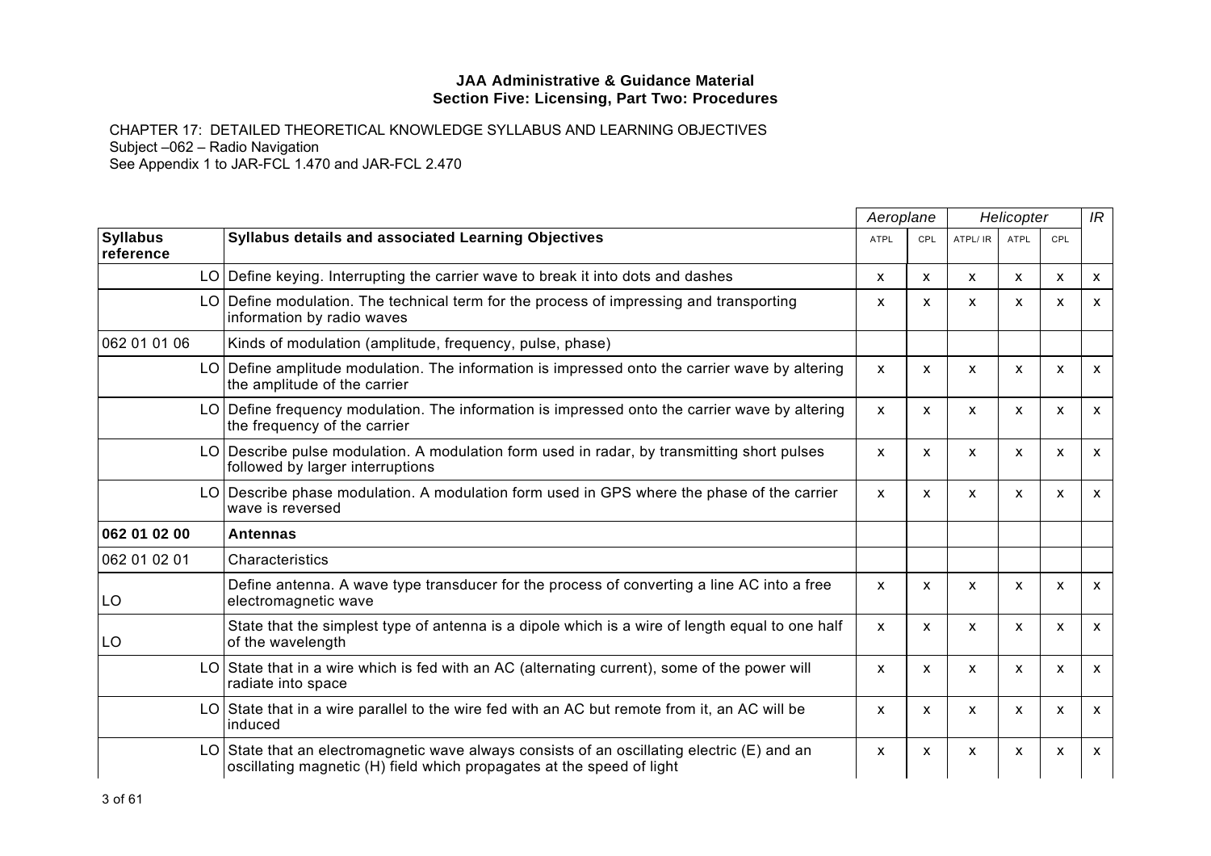**JAA Administrative & Guidance Material**
**Section Five: Licensing, Part Two: Procedures**

CHAPTER 17: DETAILED THEORETICAL KNOWLEDGE SYLLABUS AND LEARNING OBJECTIVES
Subject –062 – Radio Navigation
See Appendix 1 to JAR-FCL 1.470 and JAR-FCL 2.470

| | | *Aeroplane* | | *Helicopter* | | | *IR* |
|---|---|---|---|---|---|---|---|
| **Syllabus reference** | **Syllabus details and associated Learning Objectives** | ATPL | CPL | ATPL/ IR | ATPL | CPL | |
| LO | Define keying. Interrupting the carrier wave to break it into dots and dashes | x | x | x | x | x | x |
| LO | Define modulation. The technical term for the process of impressing and transporting information by radio waves | x | x | x | x | x | x |
| 062 01 01 06 | Kinds of modulation (amplitude, frequency, pulse, phase) | | | | | | |
| LO | Define amplitude modulation. The information is impressed onto the carrier wave by altering the amplitude of the carrier | x | x | x | x | x | x |
| LO | Define frequency modulation. The information is impressed onto the carrier wave by altering the frequency of the carrier | x | x | x | x | x | x |
| LO | Describe pulse modulation. A modulation form used in radar, by transmitting short pulses followed by larger interruptions | x | x | x | x | x | x |
| LO | Describe phase modulation. A modulation form used in GPS where the phase of the carrier wave is reversed | x | x | x | x | x | x |
| **062 01 02 00** | **Antennas** | | | | | | |
| 062 01 02 01 | Characteristics | | | | | | |
| LO | Define antenna. A wave type transducer for the process of converting a line AC into a free electromagnetic wave | x | x | x | x | x | x |
| LO | State that the simplest type of antenna is a dipole which is a wire of length equal to one half of the wavelength | x | x | x | x | x | x |
| LO | State that in a wire which is fed with an AC (alternating current), some of the power will radiate into space | x | x | x | x | x | x |
| LO | State that in a wire parallel to the wire fed with an AC but remote from it, an AC will be induced | x | x | x | x | x | x |
| LO | State that an electromagnetic wave always consists of an oscillating electric (E) and an oscillating magnetic (H) field which propagates at the speed of light | x | x | x | x | x | x |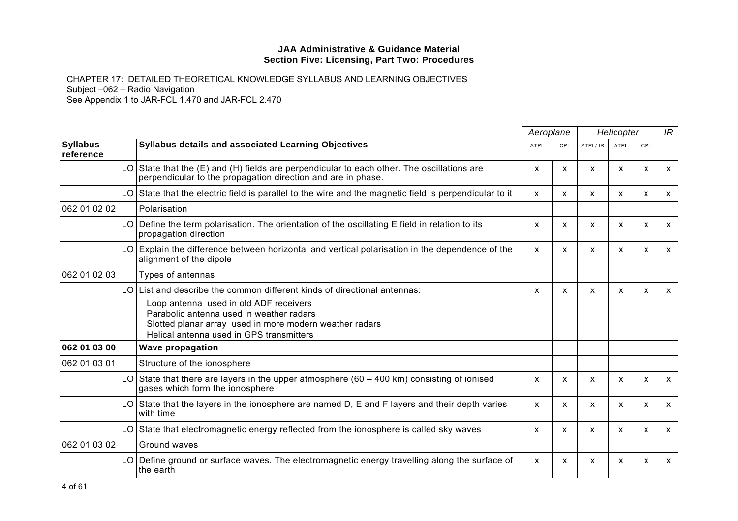**JAA Administrative & Guidance Material**
**Section Five: Licensing, Part Two: Procedures**

CHAPTER 17: DETAILED THEORETICAL KNOWLEDGE SYLLABUS AND LEARNING OBJECTIVES
Subject –062 – Radio Navigation
See Appendix 1 to JAR-FCL 1.470 and JAR-FCL 2.470

| | | Aeroplane | | Helicopter | | | IR |
|---|---|---|---|---|---|---|---|
| **Syllabus reference** | **Syllabus details and associated Learning Objectives** | ATPL | CPL | ATPL/ IR | ATPL | CPL | |
| LO | State that the (E) and (H) fields are perpendicular to each other. The oscillations are perpendicular to the propagation direction and are in phase. | x | x | x | x | x | x |
| LO | State that the electric field is parallel to the wire and the magnetic field is perpendicular to it | x | x | x | x | x | x |
| 062 01 02 02 | Polarisation | | | | | | |
| LO | Define the term polarisation. The orientation of the oscillating E field in relation to its propagation direction | x | x | x | x | x | x |
| LO | Explain the difference between horizontal and vertical polarisation in the dependence of the alignment of the dipole | x | x | x | x | x | x |
| 062 01 02 03 | Types of antennas | | | | | | |
| LO | List and describe the common different kinds of directional antennas:<br>Loop antenna used in old ADF receivers<br>Parabolic antenna used in weather radars<br>Slotted planar array used in more modern weather radars<br>Helical antenna used in GPS transmitters | x | x | x | x | x | x |
| **062 01 03 00** | **Wave propagation** | | | | | | |
| 062 01 03 01 | Structure of the ionosphere | | | | | | |
| LO | State that there are layers in the upper atmosphere (60 – 400 km) consisting of ionised gases which form the ionosphere | x | x | x | x | x | x |
| LO | State that the layers in the ionosphere are named D, E and F layers and their depth varies with time | x | x | x | x | x | x |
| LO | State that electromagnetic energy reflected from the ionosphere is called sky waves | x | x | x | x | x | x |
| 062 01 03 02 | Ground waves | | | | | | |
| LO | Define ground or surface waves. The electromagnetic energy travelling along the surface of the earth | x | x | x | x | x | x |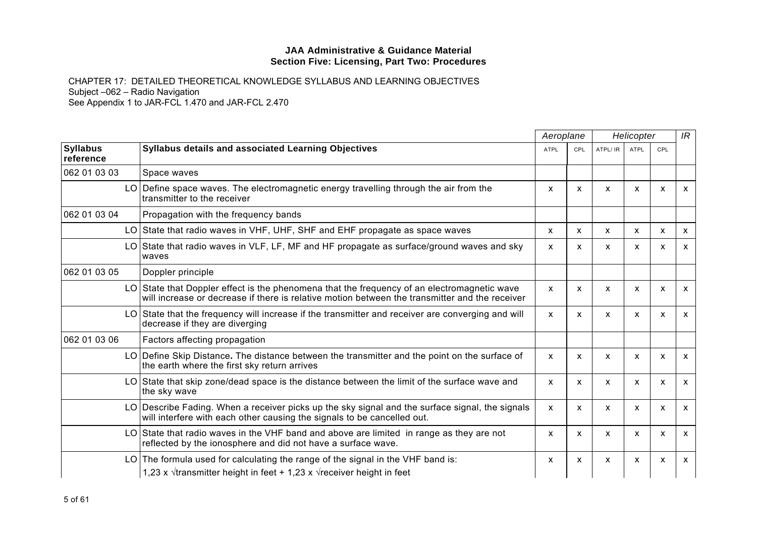**JAA Administrative & Guidance Material**
**Section Five: Licensing, Part Two: Procedures**

CHAPTER 17: DETAILED THEORETICAL KNOWLEDGE SYLLABUS AND LEARNING OBJECTIVES
Subject –062 – Radio Navigation
See Appendix 1 to JAR-FCL 1.470 and JAR-FCL 2.470

| | | | *Aeroplane* | | *Helicopter* | | | *IR* |
|---|---|---|---|---|---|---|---|---|
| **Syllabus reference** | | **Syllabus details and associated Learning Objectives** | ATPL | CPL | ATPL/ IR | ATPL | CPL | |
| 062 01 03 03 | | Space waves | | | | | | |
| | LO | Define space waves. The electromagnetic energy travelling through the air from the transmitter to the receiver | x | x | x | x | x | x |
| 062 01 03 04 | | Propagation with the frequency bands | | | | | | |
| | LO | State that radio waves in VHF, UHF, SHF and EHF propagate as space waves | x | x | x | x | x | x |
| | LO | State that radio waves in VLF, LF, MF and HF propagate as surface/ground waves and sky waves | x | x | x | x | x | x |
| 062 01 03 05 | | Doppler principle | | | | | | |
| | LO | State that Doppler effect is the phenomena that the frequency of an electromagnetic wave will increase or decrease if there is relative motion between the transmitter and the receiver | x | x | x | x | x | x |
| | LO | State that the frequency will increase if the transmitter and receiver are converging and will decrease if they are diverging | x | x | x | x | x | x |
| 062 01 03 06 | | Factors affecting propagation | | | | | | |
| | LO | Define Skip Distance**.** The distance between the transmitter and the point on the surface of the earth where the first sky return arrives | x | x | x | x | x | x |
| | LO | State that skip zone/dead space is the distance between the limit of the surface wave and the sky wave | x | x | x | x | x | x |
| | LO | Describe Fading. When a receiver picks up the sky signal and the surface signal, the signals will interfere with each other causing the signals to be cancelled out. | x | x | x | x | x | x |
| | LO | State that radio waves in the VHF band and above are limited in range as they are not reflected by the ionosphere and did not have a surface wave. | x | x | x | x | x | x |
| | LO | The formula used for calculating the range of the signal in the VHF band is: $1{,}23 \times \sqrt{\text{transmitter height in feet}} + 1{,}23 \times \sqrt{\text{receiver height in feet}}$ | x | x | x | x | x | x |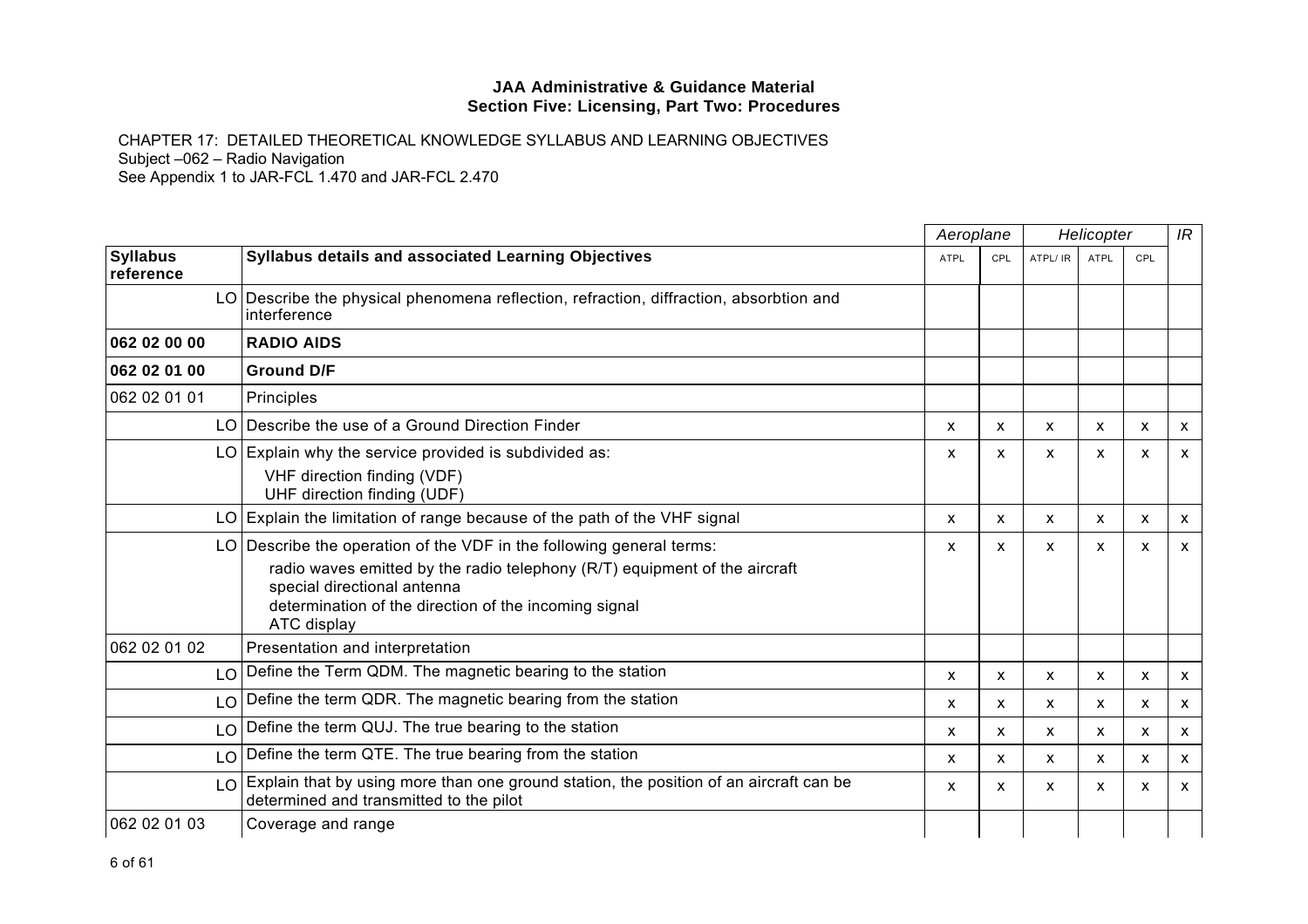**JAA Administrative & Guidance Material**
**Section Five: Licensing, Part Two: Procedures**

CHAPTER 17: DETAILED THEORETICAL KNOWLEDGE SYLLABUS AND LEARNING OBJECTIVES
Subject –062 – Radio Navigation
See Appendix 1 to JAR-FCL 1.470 and JAR-FCL 2.470

| | | Aeroplane | | Helicopter | | | IR |
|---|---|---|---|---|---|---|---|
| **Syllabus reference** | **Syllabus details and associated Learning Objectives** | ATPL | CPL | ATPL/ IR | ATPL | CPL | |
| LO | Describe the physical phenomena reflection, refraction, diffraction, absorbtion and interference | | | | | | |
| **062 02 00 00** | **RADIO AIDS** | | | | | | |
| **062 02 01 00** | **Ground D/F** | | | | | | |
| 062 02 01 01 | Principles | | | | | | |
| LO | Describe the use of a Ground Direction Finder | x | x | x | x | x | x |
| LO | Explain why the service provided is subdivided as:<br>VHF direction finding (VDF)<br>UHF direction finding (UDF) | x | x | x | x | x | x |
| LO | Explain the limitation of range because of the path of the VHF signal | x | x | x | x | x | x |
| LO | Describe the operation of the VDF in the following general terms:<br>radio waves emitted by the radio telephony (R/T) equipment of the aircraft<br>special directional antenna<br>determination of the direction of the incoming signal<br>ATC display | x | x | x | x | x | x |
| 062 02 01 02 | Presentation and interpretation | | | | | | |
| LO | Define the Term QDM. The magnetic bearing to the station | x | x | x | x | x | x |
| LO | Define the term QDR. The magnetic bearing from the station | x | x | x | x | x | x |
| LO | Define the term QUJ. The true bearing to the station | x | x | x | x | x | x |
| LO | Define the term QTE. The true bearing from the station | x | x | x | x | x | x |
| LO | Explain that by using more than one ground station, the position of an aircraft can be determined and transmitted to the pilot | x | x | x | x | x | x |
| 062 02 01 03 | Coverage and range | | | | | | |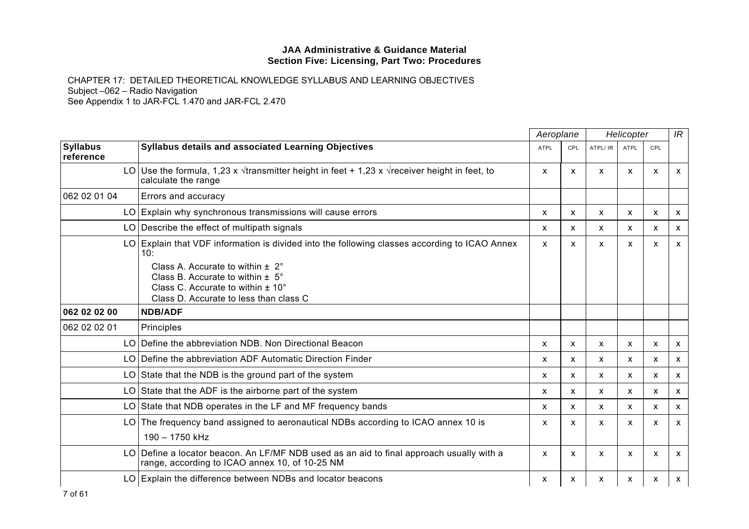**JAA Administrative & Guidance Material**
**Section Five: Licensing, Part Two: Procedures**

CHAPTER 17: DETAILED THEORETICAL KNOWLEDGE SYLLABUS AND LEARNING OBJECTIVES
Subject –062 – Radio Navigation
See Appendix 1 to JAR-FCL 1.470 and JAR-FCL 2.470

| | | *Aeroplane* | | *Helicopter* | | | *IR* |
|---|---|---|---|---|---|---|---|
| **Syllabus reference** | **Syllabus details and associated Learning Objectives** | ATPL | CPL | ATPL/ IR | ATPL | CPL | |
| LO | Use the formula, 1,23 x $\sqrt{}$transmitter height in feet + 1,23 x $\sqrt{}$receiver height in feet, to calculate the range | x | x | x | x | x | x |
| 062 02 01 04 | Errors and accuracy | | | | | | |
| LO | Explain why synchronous transmissions will cause errors | x | x | x | x | x | x |
| LO | Describe the effect of multipath signals | x | x | x | x | x | x |
| LO | Explain that VDF information is divided into the following classes according to ICAO Annex 10:<br>Class A. Accurate to within ± 2°<br>Class B. Accurate to within ± 5°<br>Class C. Accurate to within ± 10°<br>Class D. Accurate to less than class C | x | x | x | x | x | x |
| **062 02 02 00** | **NDB/ADF** | | | | | | |
| 062 02 02 01 | Principles | | | | | | |
| LO | Define the abbreviation NDB. Non Directional Beacon | x | x | x | x | x | x |
| LO | Define the abbreviation ADF Automatic Direction Finder | x | x | x | x | x | x |
| LO | State that the NDB is the ground part of the system | x | x | x | x | x | x |
| LO | State that the ADF is the airborne part of the system | x | x | x | x | x | x |
| LO | State that NDB operates in the LF and MF frequency bands | x | x | x | x | x | x |
| LO | The frequency band assigned to aeronautical NDBs according to ICAO annex 10 is<br>190 – 1750 kHz | x | x | x | x | x | x |
| LO | Define a locator beacon. An LF/MF NDB used as an aid to final approach usually with a range, according to ICAO annex 10, of 10-25 NM | x | x | x | x | x | x |
| LO | Explain the difference between NDBs and locator beacons | x | x | x | x | x | x |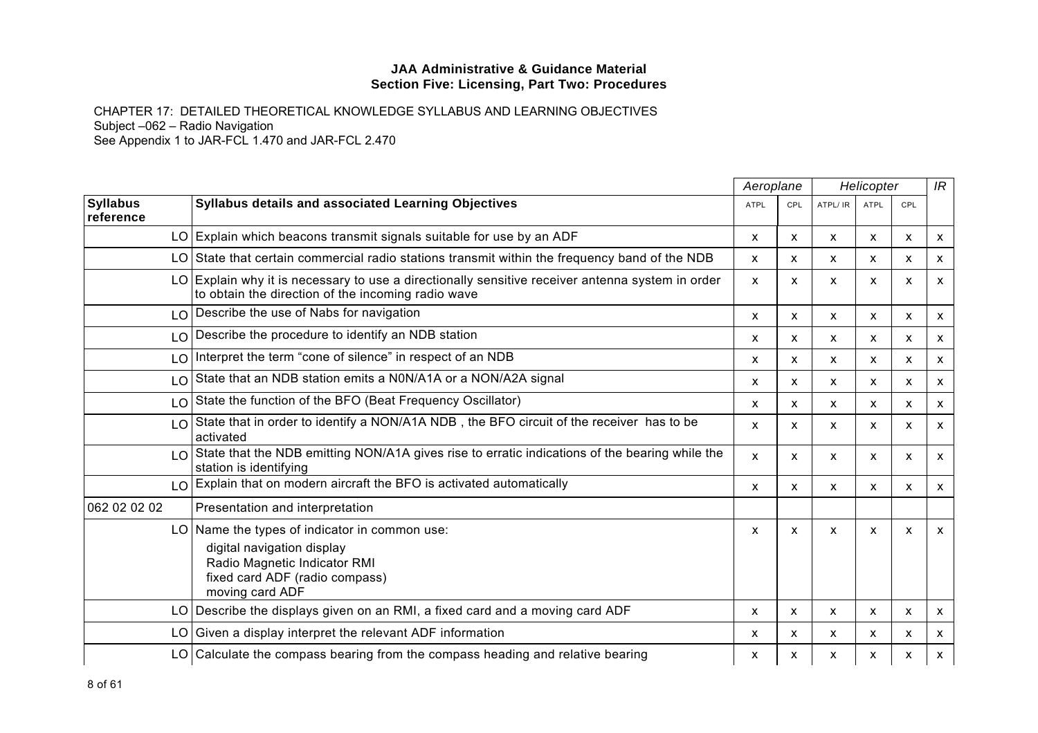**JAA Administrative & Guidance Material**
**Section Five: Licensing, Part Two: Procedures**

CHAPTER 17: DETAILED THEORETICAL KNOWLEDGE SYLLABUS AND LEARNING OBJECTIVES
Subject –062 – Radio Navigation
See Appendix 1 to JAR-FCL 1.470 and JAR-FCL 2.470

| | | *Aeroplane* | | *Helicopter* | | | *IR* |
|---|---|---|---|---|---|---|---|
| **Syllabus reference** | **Syllabus details and associated Learning Objectives** | ATPL | CPL | ATPL/ IR | ATPL | CPL | |
| LO | Explain which beacons transmit signals suitable for use by an ADF | x | x | x | x | x | x |
| LO | State that certain commercial radio stations transmit within the frequency band of the NDB | x | x | x | x | x | x |
| LO | Explain why it is necessary to use a directionally sensitive receiver antenna system in order to obtain the direction of the incoming radio wave | x | x | x | x | x | x |
| LO | Describe the use of Nabs for navigation | x | x | x | x | x | x |
| LO | Describe the procedure to identify an NDB station | x | x | x | x | x | x |
| LO | Interpret the term “cone of silence” in respect of an NDB | x | x | x | x | x | x |
| LO | State that an NDB station emits a N0N/A1A or a NON/A2A signal | x | x | x | x | x | x |
| LO | State the function of the BFO (Beat Frequency Oscillator) | x | x | x | x | x | x |
| LO | State that in order to identify a NON/A1A NDB , the BFO circuit of the receiver has to be activated | x | x | x | x | x | x |
| LO | State that the NDB emitting NON/A1A gives rise to erratic indications of the bearing while the station is identifying | x | x | x | x | x | x |
| LO | Explain that on modern aircraft the BFO is activated automatically | x | x | x | x | x | x |
| 062 02 02 02 | Presentation and interpretation | | | | | | |
| LO | Name the types of indicator in common use:<br>digital navigation display<br>Radio Magnetic Indicator RMI<br>fixed card ADF (radio compass)<br>moving card ADF | x | x | x | x | x | x |
| LO | Describe the displays given on an RMI, a fixed card and a moving card ADF | x | x | x | x | x | x |
| LO | Given a display interpret the relevant ADF information | x | x | x | x | x | x |
| LO | Calculate the compass bearing from the compass heading and relative bearing | x | x | x | x | x | x |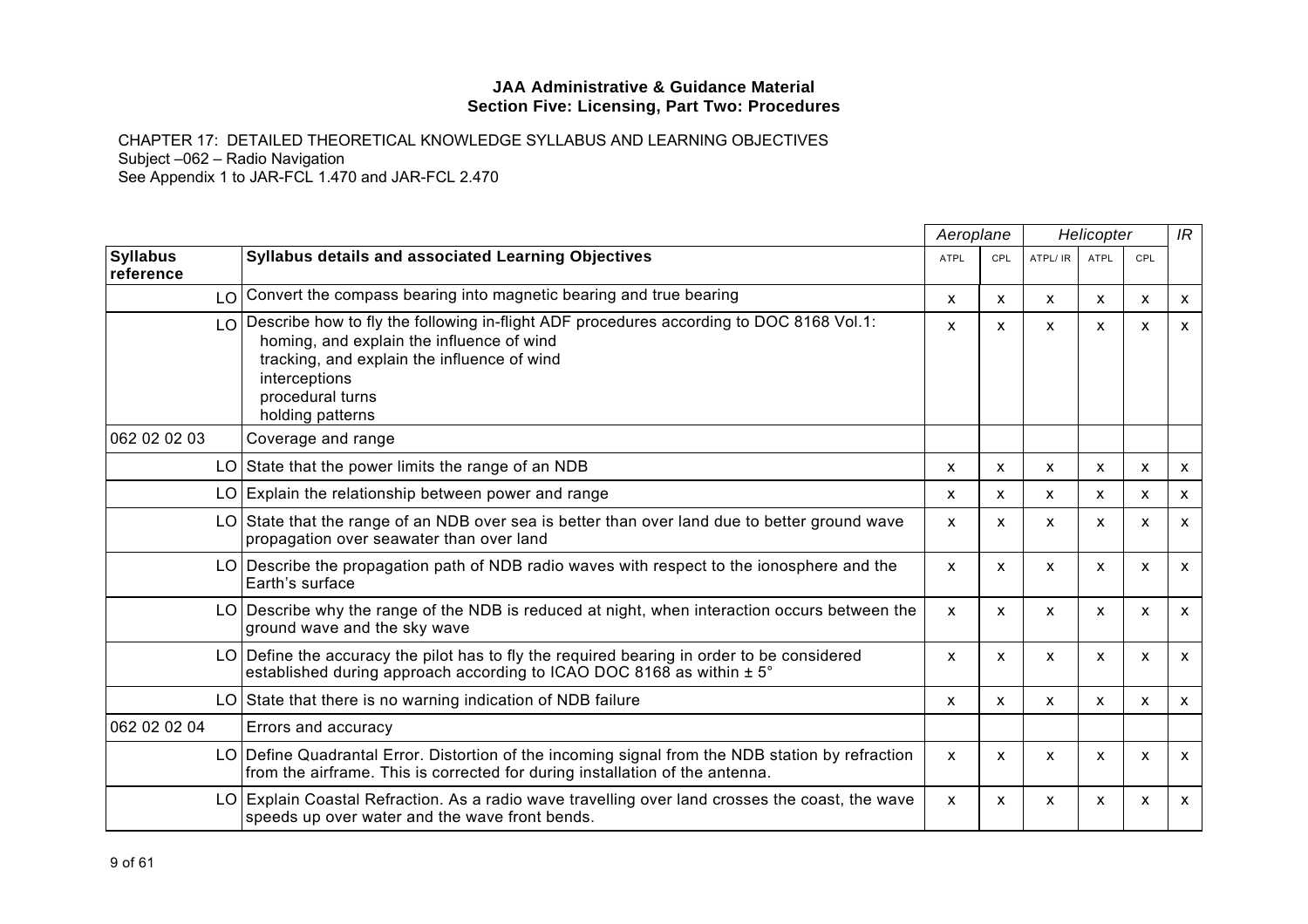**JAA Administrative & Guidance Material**
**Section Five: Licensing, Part Two: Procedures**

CHAPTER 17: DETAILED THEORETICAL KNOWLEDGE SYLLABUS AND LEARNING OBJECTIVES
Subject –062 – Radio Navigation
See Appendix 1 to JAR-FCL 1.470 and JAR-FCL 2.470

| | | Aeroplane | | Helicopter | | | IR |
|---|---|---|---|---|---|---|---|
| **Syllabus reference** | **Syllabus details and associated Learning Objectives** | ATPL | CPL | ATPL/ IR | ATPL | CPL | |
| LO | Convert the compass bearing into magnetic bearing and true bearing | x | x | x | x | x | x |
| LO | Describe how to fly the following in-flight ADF procedures according to DOC 8168 Vol.1:<br>homing, and explain the influence of wind<br>tracking, and explain the influence of wind<br>interceptions<br>procedural turns<br>holding patterns | x | x | x | x | x | x |
| 062 02 02 03 | Coverage and range | | | | | | |
| LO | State that the power limits the range of an NDB | x | x | x | x | x | x |
| LO | Explain the relationship between power and range | x | x | x | x | x | x |
| LO | State that the range of an NDB over sea is better than over land due to better ground wave propagation over seawater than over land | x | x | x | x | x | x |
| LO | Describe the propagation path of NDB radio waves with respect to the ionosphere and the Earth's surface | x | x | x | x | x | x |
| LO | Describe why the range of the NDB is reduced at night, when interaction occurs between the ground wave and the sky wave | x | x | x | x | x | x |
| LO | Define the accuracy the pilot has to fly the required bearing in order to be considered established during approach according to ICAO DOC 8168 as within ± 5° | x | x | x | x | x | x |
| LO | State that there is no warning indication of NDB failure | x | x | x | x | x | x |
| 062 02 02 04 | Errors and accuracy | | | | | | |
| LO | Define Quadrantal Error. Distortion of the incoming signal from the NDB station by refraction from the airframe. This is corrected for during installation of the antenna. | x | x | x | x | x | x |
| LO | Explain Coastal Refraction. As a radio wave travelling over land crosses the coast, the wave speeds up over water and the wave front bends. | x | x | x | x | x | x |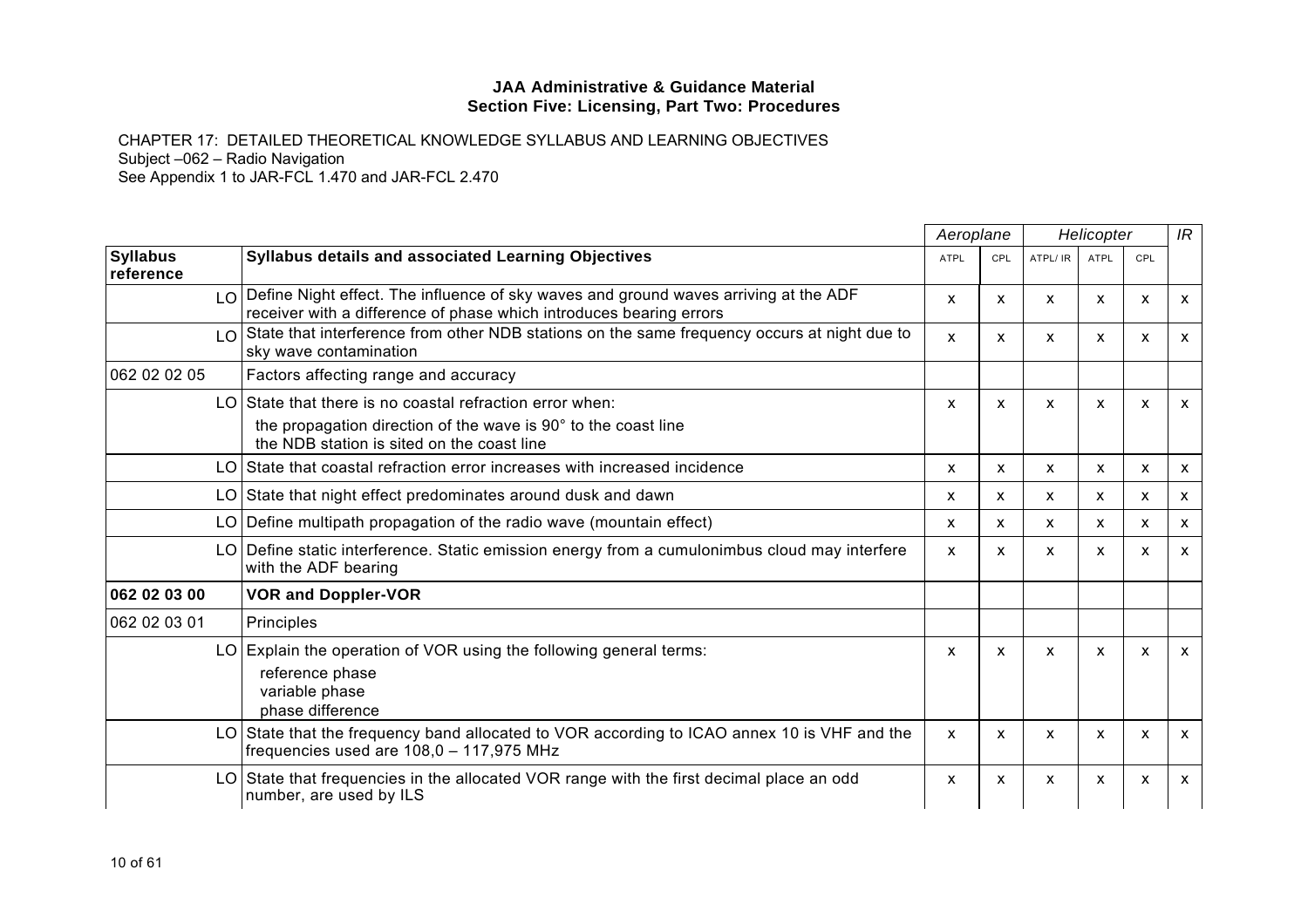**JAA Administrative & Guidance Material**
**Section Five: Licensing, Part Two: Procedures**

CHAPTER 17: DETAILED THEORETICAL KNOWLEDGE SYLLABUS AND LEARNING OBJECTIVES
Subject –062 – Radio Navigation
See Appendix 1 to JAR-FCL 1.470 and JAR-FCL 2.470

| | | | *Aeroplane* | | *Helicopter* | | | *IR* |
|---|---|---|---|---|---|---|---|---|
| **Syllabus reference** | | **Syllabus details and associated Learning Objectives** | ATPL | CPL | ATPL/ IR | ATPL | CPL | |
| | LO | Define Night effect. The influence of sky waves and ground waves arriving at the ADF receiver with a difference of phase which introduces bearing errors | x | x | x | x | x | x |
| | LO | State that interference from other NDB stations on the same frequency occurs at night due to sky wave contamination | x | x | x | x | x | x |
| 062 02 02 05 | | Factors affecting range and accuracy | | | | | | |
| | LO | State that there is no coastal refraction error when:<br>the propagation direction of the wave is 90° to the coast line<br>the NDB station is sited on the coast line | x | x | x | x | x | x |
| | LO | State that coastal refraction error increases with increased incidence | x | x | x | x | x | x |
| | LO | State that night effect predominates around dusk and dawn | x | x | x | x | x | x |
| | LO | Define multipath propagation of the radio wave (mountain effect) | x | x | x | x | x | x |
| | LO | Define static interference. Static emission energy from a cumulonimbus cloud may interfere with the ADF bearing | x | x | x | x | x | x |
| **062 02 03 00** | | **VOR and Doppler-VOR** | | | | | | |
| 062 02 03 01 | | Principles | | | | | | |
| | LO | Explain the operation of VOR using the following general terms:<br>reference phase<br>variable phase<br>phase difference | x | x | x | x | x | x |
| | LO | State that the frequency band allocated to VOR according to ICAO annex 10 is VHF and the frequencies used are 108,0 – 117,975 MHz | x | x | x | x | x | x |
| | LO | State that frequencies in the allocated VOR range with the first decimal place an odd number, are used by ILS | x | x | x | x | x | x |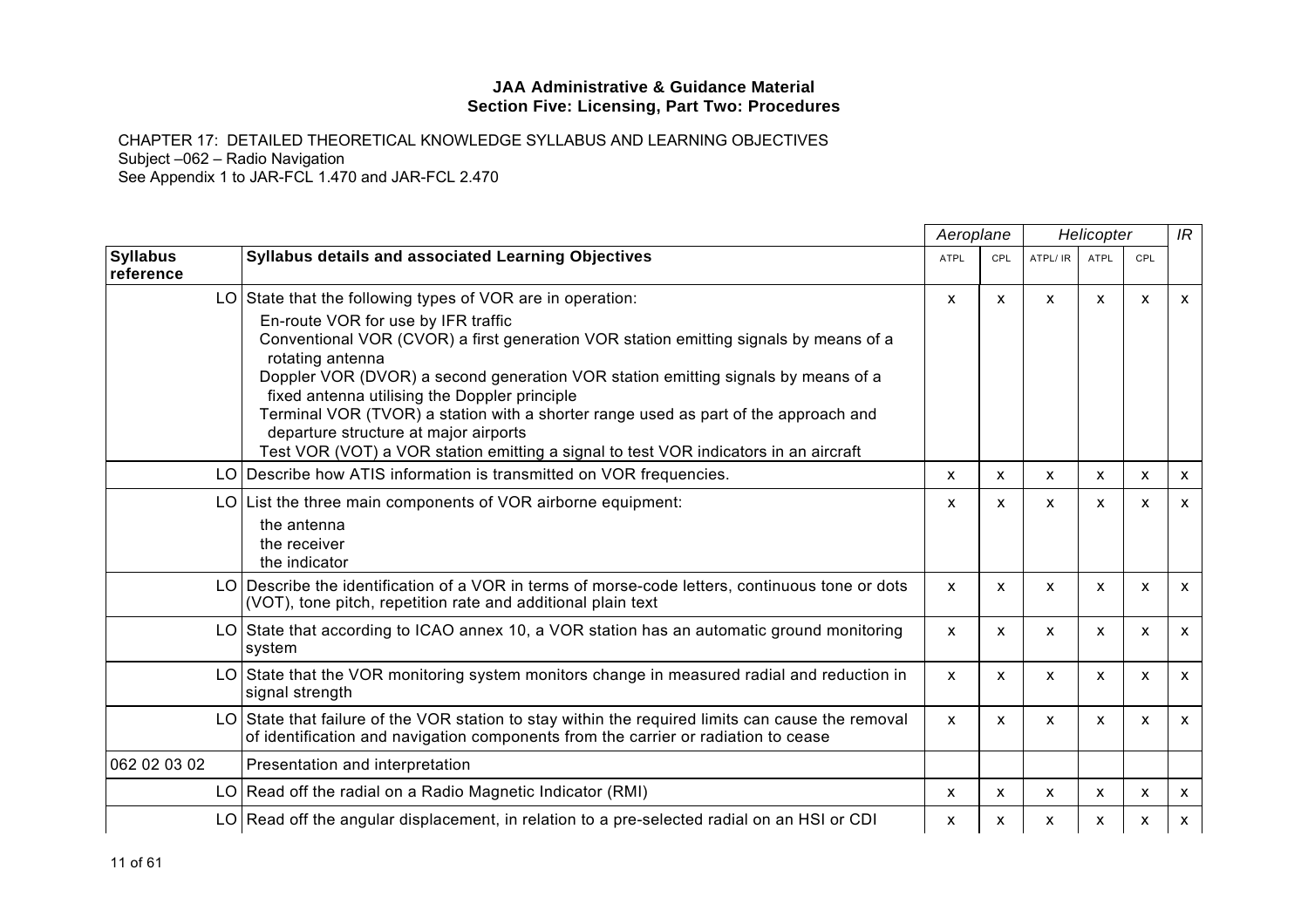**JAA Administrative & Guidance Material**
**Section Five: Licensing, Part Two: Procedures**

CHAPTER 17: DETAILED THEORETICAL KNOWLEDGE SYLLABUS AND LEARNING OBJECTIVES
Subject –062 – Radio Navigation
See Appendix 1 to JAR-FCL 1.470 and JAR-FCL 2.470

| | | *Aeroplane* | | *Helicopter* | | | *IR* |
|---|---|---|---|---|---|---|---|
| **Syllabus reference** | **Syllabus details and associated Learning Objectives** | ATPL | CPL | ATPL/ IR | ATPL | CPL | |
| LO | State that the following types of VOR are in operation:<br>En-route VOR for use by IFR traffic<br>Conventional VOR (CVOR) a first generation VOR station emitting signals by means of a rotating antenna<br>Doppler VOR (DVOR) a second generation VOR station emitting signals by means of a fixed antenna utilising the Doppler principle<br>Terminal VOR (TVOR) a station with a shorter range used as part of the approach and departure structure at major airports<br>Test VOR (VOT) a VOR station emitting a signal to test VOR indicators in an aircraft | x | x | x | x | x | x |
| LO | Describe how ATIS information is transmitted on VOR frequencies. | x | x | x | x | x | x |
| LO | List the three main components of VOR airborne equipment:<br>the antenna<br>the receiver<br>the indicator | x | x | x | x | x | x |
| LO | Describe the identification of a VOR in terms of morse-code letters, continuous tone or dots (VOT), tone pitch, repetition rate and additional plain text | x | x | x | x | x | x |
| LO | State that according to ICAO annex 10, a VOR station has an automatic ground monitoring system | x | x | x | x | x | x |
| LO | State that the VOR monitoring system monitors change in measured radial and reduction in signal strength | x | x | x | x | x | x |
| LO | State that failure of the VOR station to stay within the required limits can cause the removal of identification and navigation components from the carrier or radiation to cease | x | x | x | x | x | x |
| 062 02 03 02 | Presentation and interpretation | | | | | | |
| LO | Read off the radial on a Radio Magnetic Indicator (RMI) | x | x | x | x | x | x |
| LO | Read off the angular displacement, in relation to a pre-selected radial on an HSI or CDI | x | x | x | x | x | x |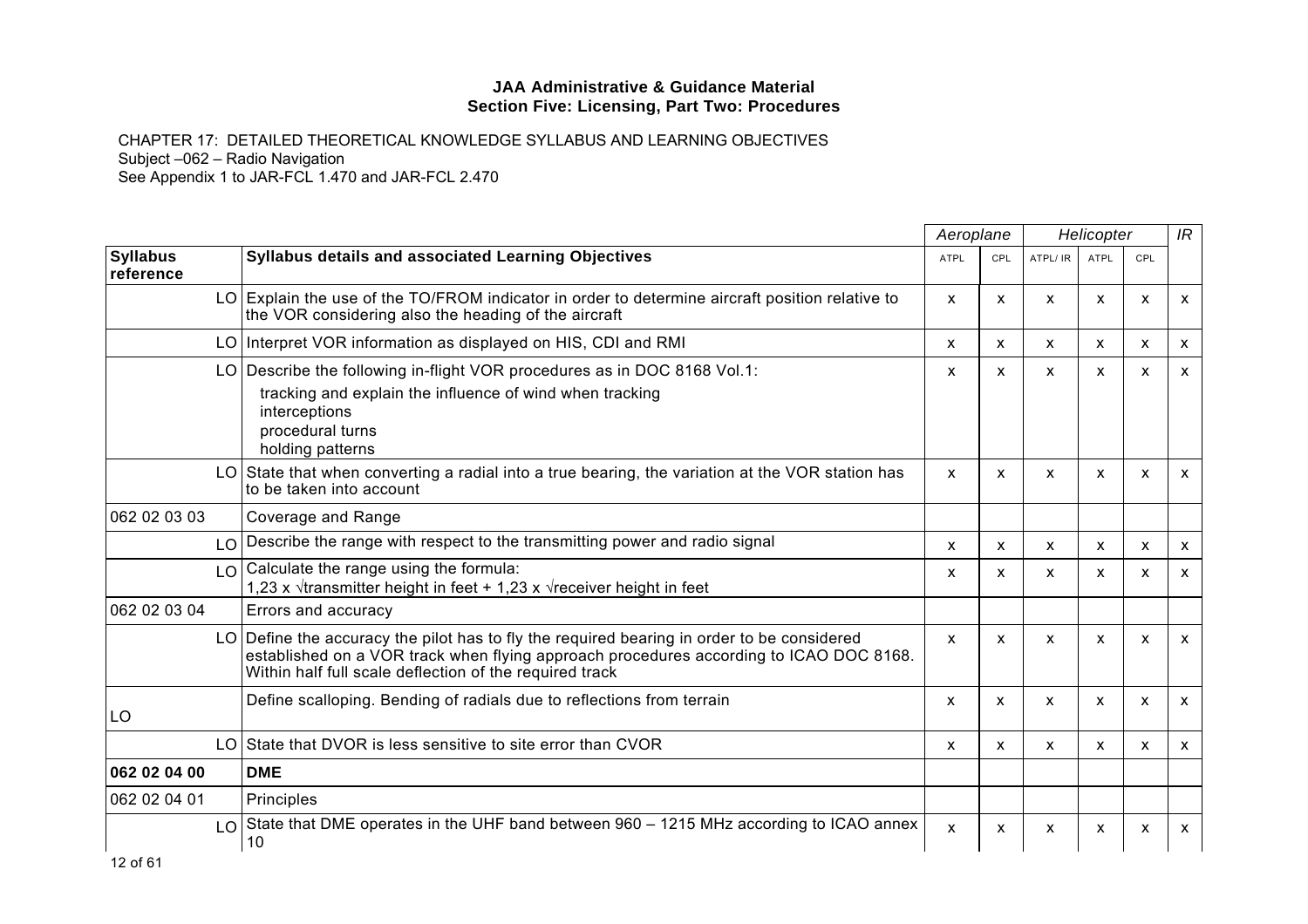**JAA Administrative & Guidance Material**
**Section Five: Licensing, Part Two: Procedures**

CHAPTER 17: DETAILED THEORETICAL KNOWLEDGE SYLLABUS AND LEARNING OBJECTIVES
Subject –062 – Radio Navigation
See Appendix 1 to JAR-FCL 1.470 and JAR-FCL 2.470

| | | *Aeroplane* | | *Helicopter* | | | *IR* |
|---|---|---|---|---|---|---|---|
| **Syllabus reference** | **Syllabus details and associated Learning Objectives** | ATPL | CPL | ATPL/ IR | ATPL | CPL | |
| LO | Explain the use of the TO/FROM indicator in order to determine aircraft position relative to the VOR considering also the heading of the aircraft | x | x | x | x | x | x |
| LO | Interpret VOR information as displayed on HIS, CDI and RMI | x | x | x | x | x | x |
| LO | Describe the following in-flight VOR procedures as in DOC 8168 Vol.1:<br>tracking and explain the influence of wind when tracking<br>interceptions<br>procedural turns<br>holding patterns | x | x | x | x | x | x |
| LO | State that when converting a radial into a true bearing, the variation at the VOR station has to be taken into account | x | x | x | x | x | x |
| 062 02 03 03 | Coverage and Range | | | | | | |
| LO | Describe the range with respect to the transmitting power and radio signal | x | x | x | x | x | x |
| LO | Calculate the range using the formula:<br>1,23 x √transmitter height in feet + 1,23 x √receiver height in feet | x | x | x | x | x | x |
| 062 02 03 04 | Errors and accuracy | | | | | | |
| LO | Define the accuracy the pilot has to fly the required bearing in order to be considered established on a VOR track when flying approach procedures according to ICAO DOC 8168. Within half full scale deflection of the required track | x | x | x | x | x | x |
| LO | Define scalloping. Bending of radials due to reflections from terrain | x | x | x | x | x | x |
| LO | State that DVOR is less sensitive to site error than CVOR | x | x | x | x | x | x |
| **062 02 04 00** | **DME** | | | | | | |
| 062 02 04 01 | Principles | | | | | | |
| LO | State that DME operates in the UHF band between 960 – 1215 MHz according to ICAO annex 10 | x | x | x | x | x | x |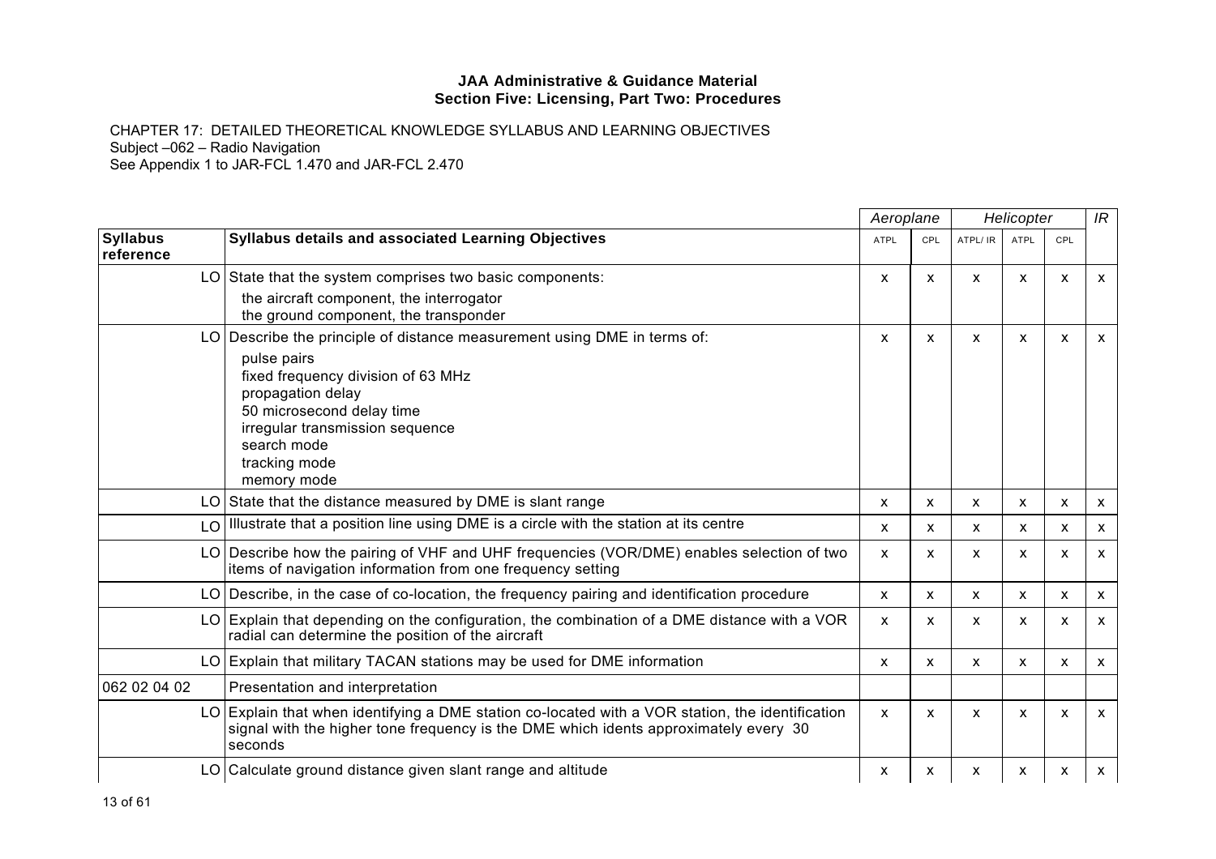**JAA Administrative & Guidance Material**
**Section Five: Licensing, Part Two: Procedures**

CHAPTER 17: DETAILED THEORETICAL KNOWLEDGE SYLLABUS AND LEARNING OBJECTIVES
Subject –062 – Radio Navigation
See Appendix 1 to JAR-FCL 1.470 and JAR-FCL 2.470

| | | *Aeroplane* | | *Helicopter* | | | *IR* |
|---|---|---|---|---|---|---|---|
| **Syllabus reference** | **Syllabus details and associated Learning Objectives** | ATPL | CPL | ATPL/ IR | ATPL | CPL | |
| LO | State that the system comprises two basic components:<br>the aircraft component, the interrogator<br>the ground component, the transponder | x | x | x | x | x | x |
| LO | Describe the principle of distance measurement using DME in terms of:<br>pulse pairs<br>fixed frequency division of 63 MHz<br>propagation delay<br>50 microsecond delay time<br>irregular transmission sequence<br>search mode<br>tracking mode<br>memory mode | x | x | x | x | x | x |
| LO | State that the distance measured by DME is slant range | x | x | x | x | x | x |
| LO | Illustrate that a position line using DME is a circle with the station at its centre | x | x | x | x | x | x |
| LO | Describe how the pairing of VHF and UHF frequencies (VOR/DME) enables selection of two items of navigation information from one frequency setting | x | x | x | x | x | x |
| LO | Describe, in the case of co-location, the frequency pairing and identification procedure | x | x | x | x | x | x |
| LO | Explain that depending on the configuration, the combination of a DME distance with a VOR radial can determine the position of the aircraft | x | x | x | x | x | x |
| LO | Explain that military TACAN stations may be used for DME information | x | x | x | x | x | x |
| 062 02 04 02 | Presentation and interpretation | | | | | | |
| LO | Explain that when identifying a DME station co-located with a VOR station, the identification signal with the higher tone frequency is the DME which idents approximately every 30 seconds | x | x | x | x | x | x |
| LO | Calculate ground distance given slant range and altitude | x | x | x | x | x | x |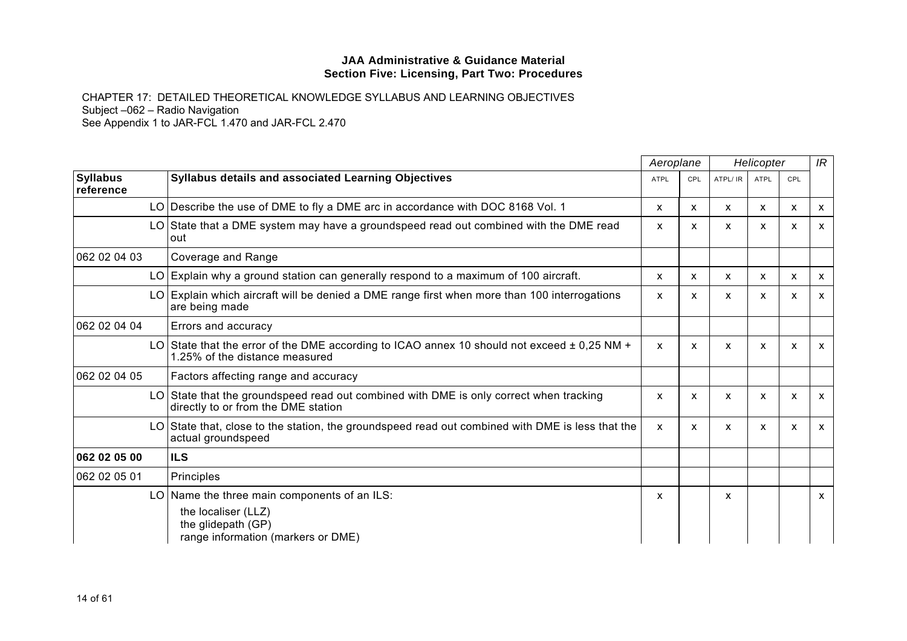**JAA Administrative & Guidance Material**
**Section Five: Licensing, Part Two: Procedures**

CHAPTER 17: DETAILED THEORETICAL KNOWLEDGE SYLLABUS AND LEARNING OBJECTIVES
Subject –062 – Radio Navigation
See Appendix 1 to JAR-FCL 1.470 and JAR-FCL 2.470

| | | *Aeroplane* | | *Helicopter* | | | *IR* |
|---|---|---|---|---|---|---|---|
| **Syllabus reference** | **Syllabus details and associated Learning Objectives** | ATPL | CPL | ATPL/ IR | ATPL | CPL | |
| LO | Describe the use of DME to fly a DME arc in accordance with DOC 8168 Vol. 1 | x | x | x | x | x | x |
| LO | State that a DME system may have a groundspeed read out combined with the DME read out | x | x | x | x | x | x |
| 062 02 04 03 | Coverage and Range | | | | | | |
| LO | Explain why a ground station can generally respond to a maximum of 100 aircraft. | x | x | x | x | x | x |
| LO | Explain which aircraft will be denied a DME range first when more than 100 interrogations are being made | x | x | x | x | x | x |
| 062 02 04 04 | Errors and accuracy | | | | | | |
| LO | State that the error of the DME according to ICAO annex 10 should not exceed ± 0,25 NM + 1.25% of the distance measured | x | x | x | x | x | x |
| 062 02 04 05 | Factors affecting range and accuracy | | | | | | |
| LO | State that the groundspeed read out combined with DME is only correct when tracking directly to or from the DME station | x | x | x | x | x | x |
| LO | State that, close to the station, the groundspeed read out combined with DME is less that the actual groundspeed | x | x | x | x | x | x |
| **062 02 05 00** | **ILS** | | | | | | |
| 062 02 05 01 | Principles | | | | | | |
| LO | Name the three main components of an ILS:<br>the localiser (LLZ)<br>the glidepath (GP)<br>range information (markers or DME) | x | | x | | | x |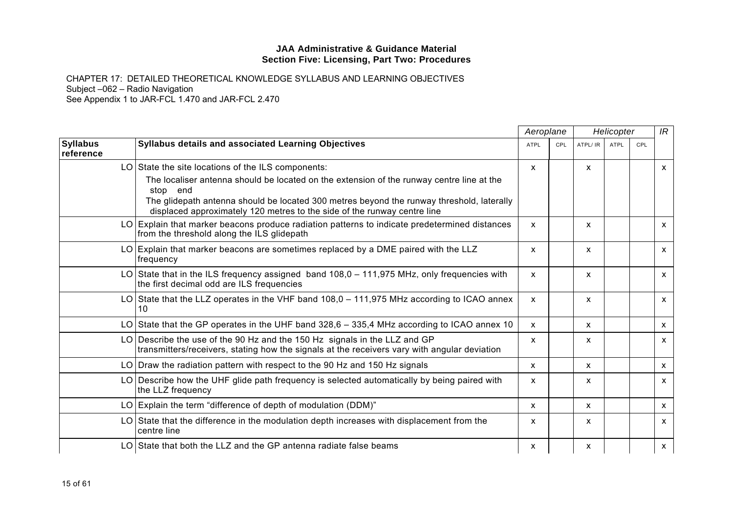**JAA Administrative & Guidance Material**
**Section Five: Licensing, Part Two: Procedures**

CHAPTER 17: DETAILED THEORETICAL KNOWLEDGE SYLLABUS AND LEARNING OBJECTIVES
Subject –062 – Radio Navigation
See Appendix 1 to JAR-FCL 1.470 and JAR-FCL 2.470

| | | *Aeroplane* | | *Helicopter* | | | *IR* |
|---|---|---|---|---|---|---|---|
| **Syllabus reference** | **Syllabus details and associated Learning Objectives** | ATPL | CPL | ATPL/ IR | ATPL | CPL | |
| LO | State the site locations of the ILS components:<br>The localiser antenna should be located on the extension of the runway centre line at the stop end<br>The glidepath antenna should be located 300 metres beyond the runway threshold, laterally displaced approximately 120 metres to the side of the runway centre line | x | | x | | | x |
| LO | Explain that marker beacons produce radiation patterns to indicate predetermined distances from the threshold along the ILS glidepath | x | | x | | | x |
| LO | Explain that marker beacons are sometimes replaced by a DME paired with the LLZ frequency | x | | x | | | x |
| LO | State that in the ILS frequency assigned band 108,0 – 111,975 MHz, only frequencies with the first decimal odd are ILS frequencies | x | | x | | | x |
| LO | State that the LLZ operates in the VHF band 108,0 – 111,975 MHz according to ICAO annex 10 | x | | x | | | x |
| LO | State that the GP operates in the UHF band 328,6 – 335,4 MHz according to ICAO annex 10 | x | | x | | | x |
| LO | Describe the use of the 90 Hz and the 150 Hz signals in the LLZ and GP transmitters/receivers, stating how the signals at the receivers vary with angular deviation | x | | x | | | x |
| LO | Draw the radiation pattern with respect to the 90 Hz and 150 Hz signals | x | | x | | | x |
| LO | Describe how the UHF glide path frequency is selected automatically by being paired with the LLZ frequency | x | | x | | | x |
| LO | Explain the term “difference of depth of modulation (DDM)” | x | | x | | | x |
| LO | State that the difference in the modulation depth increases with displacement from the centre line | x | | x | | | x |
| LO | State that both the LLZ and the GP antenna radiate false beams | x | | x | | | x |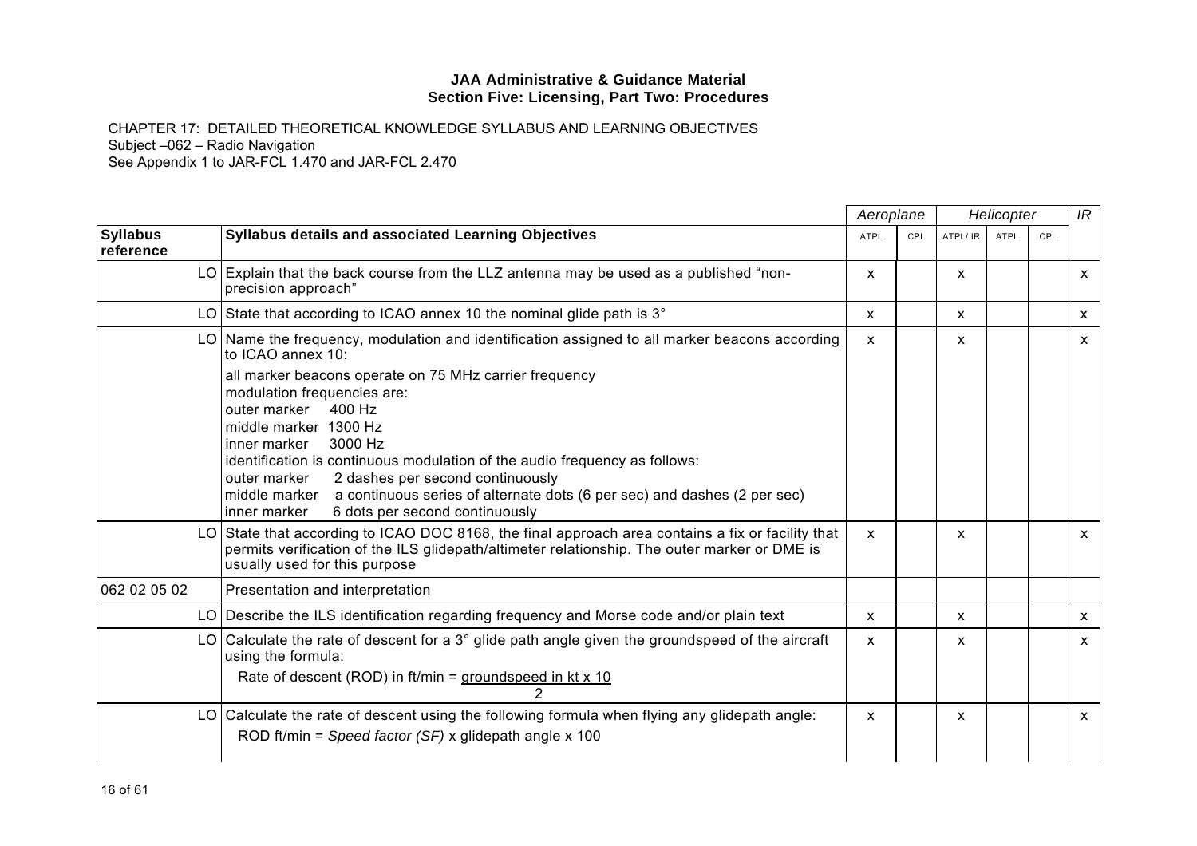**JAA Administrative & Guidance Material**
**Section Five: Licensing, Part Two: Procedures**

CHAPTER 17: DETAILED THEORETICAL KNOWLEDGE SYLLABUS AND LEARNING OBJECTIVES
Subject –062 – Radio Navigation
See Appendix 1 to JAR-FCL 1.470 and JAR-FCL 2.470

| | | *Aeroplane* | | *Helicopter* | | | *IR* |
|---|---|---|---|---|---|---|---|
| **Syllabus reference** | **Syllabus details and associated Learning Objectives** | ATPL | CPL | ATPL/ IR | ATPL | CPL | |
| LO | Explain that the back course from the LLZ antenna may be used as a published "non-precision approach" | x | | x | | | x |
| LO | State that according to ICAO annex 10 the nominal glide path is 3° | x | | x | | | x |
| LO | Name the frequency, modulation and identification assigned to all marker beacons according to ICAO annex 10:<br>all marker beacons operate on 75 MHz carrier frequency<br>modulation frequencies are:<br>outer marker 400 Hz<br>middle marker 1300 Hz<br>inner marker 3000 Hz<br>identification is continuous modulation of the audio frequency as follows:<br>outer marker 2 dashes per second continuously<br>middle marker a continuous series of alternate dots (6 per sec) and dashes (2 per sec)<br>inner marker 6 dots per second continuously | x | | x | | | x |
| LO | State that according to ICAO DOC 8168, the final approach area contains a fix or facility that permits verification of the ILS glidepath/altimeter relationship. The outer marker or DME is usually used for this purpose | x | | x | | | x |
| 062 02 05 02 | Presentation and interpretation | | | | | | |
| LO | Describe the ILS identification regarding frequency and Morse code and/or plain text | x | | x | | | x |
| LO | Calculate the rate of descent for a 3° glide path angle given the groundspeed of the aircraft using the formula:<br>Rate of descent (ROD) in ft/min = $\frac{\text{groundspeed in kt} \times 10}{2}$ | x | | x | | | x |
| LO | Calculate the rate of descent using the following formula when flying any glidepath angle:<br>ROD ft/min = *Speed factor (SF)* x glidepath angle x 100 | x | | x | | | x |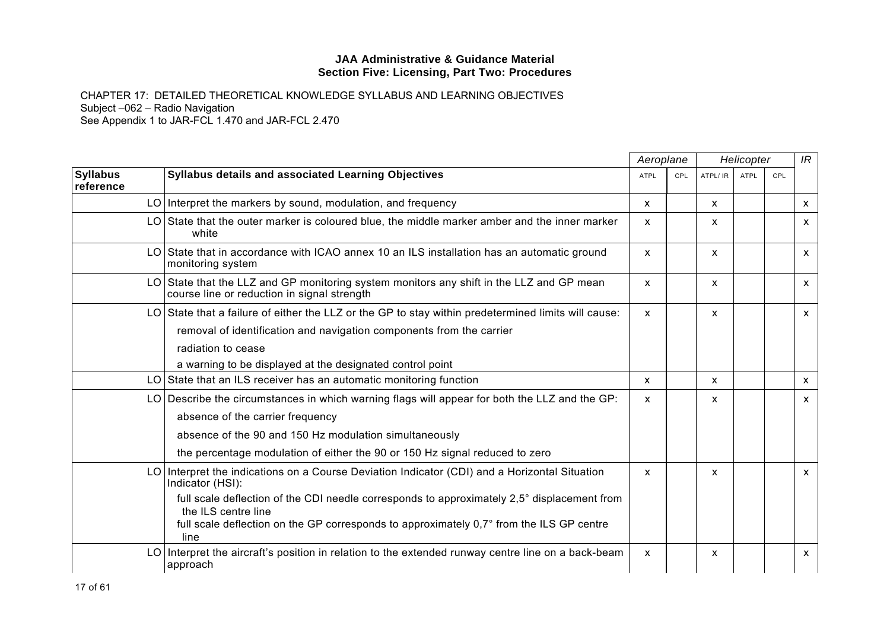**JAA Administrative & Guidance Material**
**Section Five: Licensing, Part Two: Procedures**

CHAPTER 17: DETAILED THEORETICAL KNOWLEDGE SYLLABUS AND LEARNING OBJECTIVES
Subject –062 – Radio Navigation
See Appendix 1 to JAR-FCL 1.470 and JAR-FCL 2.470

| | | *Aeroplane* | | *Helicopter* | | | *IR* |
|---|---|---|---|---|---|---|---|
| **Syllabus reference** | **Syllabus details and associated Learning Objectives** | ATPL | CPL | ATPL/ IR | ATPL | CPL | |
| LO | Interpret the markers by sound, modulation, and frequency | x | | x | | | x |
| LO | State that the outer marker is coloured blue, the middle marker amber and the inner marker white | x | | x | | | x |
| LO | State that in accordance with ICAO annex 10 an ILS installation has an automatic ground monitoring system | x | | x | | | x |
| LO | State that the LLZ and GP monitoring system monitors any shift in the LLZ and GP mean course line or reduction in signal strength | x | | x | | | x |
| LO | State that a failure of either the LLZ or the GP to stay within predetermined limits will cause:<br>removal of identification and navigation components from the carrier<br>radiation to cease<br>a warning to be displayed at the designated control point | x | | x | | | x |
| LO | State that an ILS receiver has an automatic monitoring function | x | | x | | | x |
| LO | Describe the circumstances in which warning flags will appear for both the LLZ and the GP:<br>absence of the carrier frequency<br>absence of the 90 and 150 Hz modulation simultaneously<br>the percentage modulation of either the 90 or 150 Hz signal reduced to zero | x | | x | | | x |
| LO | Interpret the indications on a Course Deviation Indicator (CDI) and a Horizontal Situation Indicator (HSI):<br>full scale deflection of the CDI needle corresponds to approximately 2,5° displacement from the ILS centre line<br>full scale deflection on the GP corresponds to approximately 0,7° from the ILS GP centre line | x | | x | | | x |
| LO | Interpret the aircraft's position in relation to the extended runway centre line on a back-beam approach | x | | x | | | x |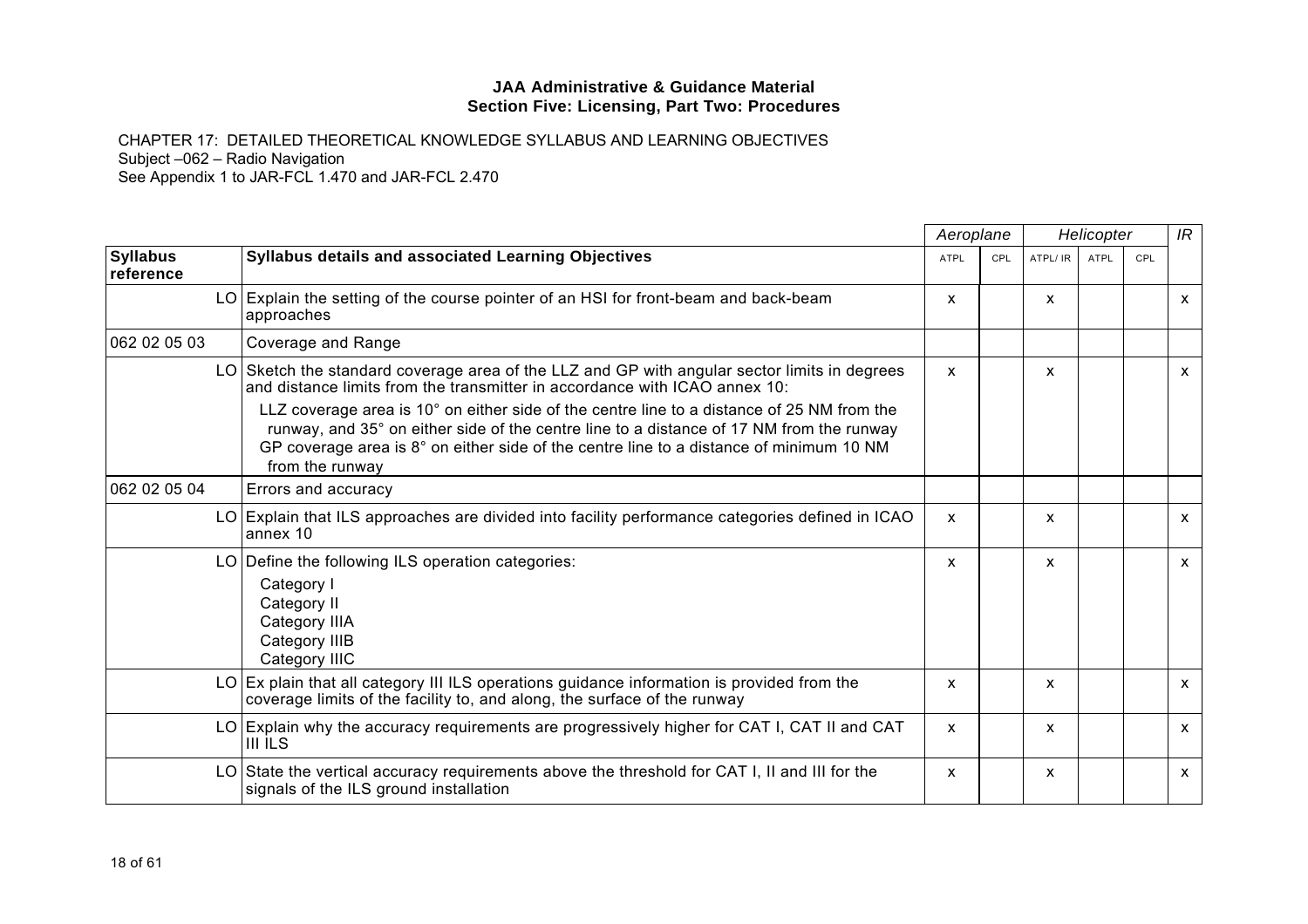**JAA Administrative & Guidance Material**
**Section Five: Licensing, Part Two: Procedures**

CHAPTER 17: DETAILED THEORETICAL KNOWLEDGE SYLLABUS AND LEARNING OBJECTIVES
Subject –062 – Radio Navigation
See Appendix 1 to JAR-FCL 1.470 and JAR-FCL 2.470

| | | *Aeroplane* | | *Helicopter* | | | *IR* |
|---|---|---|---|---|---|---|---|
| **Syllabus reference** | **Syllabus details and associated Learning Objectives** | ATPL | CPL | ATPL/ IR | ATPL | CPL | |
| LO | Explain the setting of the course pointer of an HSI for front-beam and back-beam approaches | x | | x | | | x |
| 062 02 05 03 | Coverage and Range | | | | | | |
| LO | Sketch the standard coverage area of the LLZ and GP with angular sector limits in degrees and distance limits from the transmitter in accordance with ICAO annex 10:<br>LLZ coverage area is 10° on either side of the centre line to a distance of 25 NM from the runway, and 35° on either side of the centre line to a distance of 17 NM from the runway<br>GP coverage area is 8° on either side of the centre line to a distance of minimum 10 NM from the runway | x | | x | | | x |
| 062 02 05 04 | Errors and accuracy | | | | | | |
| LO | Explain that ILS approaches are divided into facility performance categories defined in ICAO annex 10 | x | | x | | | x |
| LO | Define the following ILS operation categories:<br>Category I<br>Category II<br>Category IIIA<br>Category IIIB<br>Category IIIC | x | | x | | | x |
| LO | Ex plain that all category III ILS operations guidance information is provided from the coverage limits of the facility to, and along, the surface of the runway | x | | x | | | x |
| LO | Explain why the accuracy requirements are progressively higher for CAT I, CAT II and CAT III ILS | x | | x | | | x |
| LO | State the vertical accuracy requirements above the threshold for CAT I, II and III for the signals of the ILS ground installation | x | | x | | | x |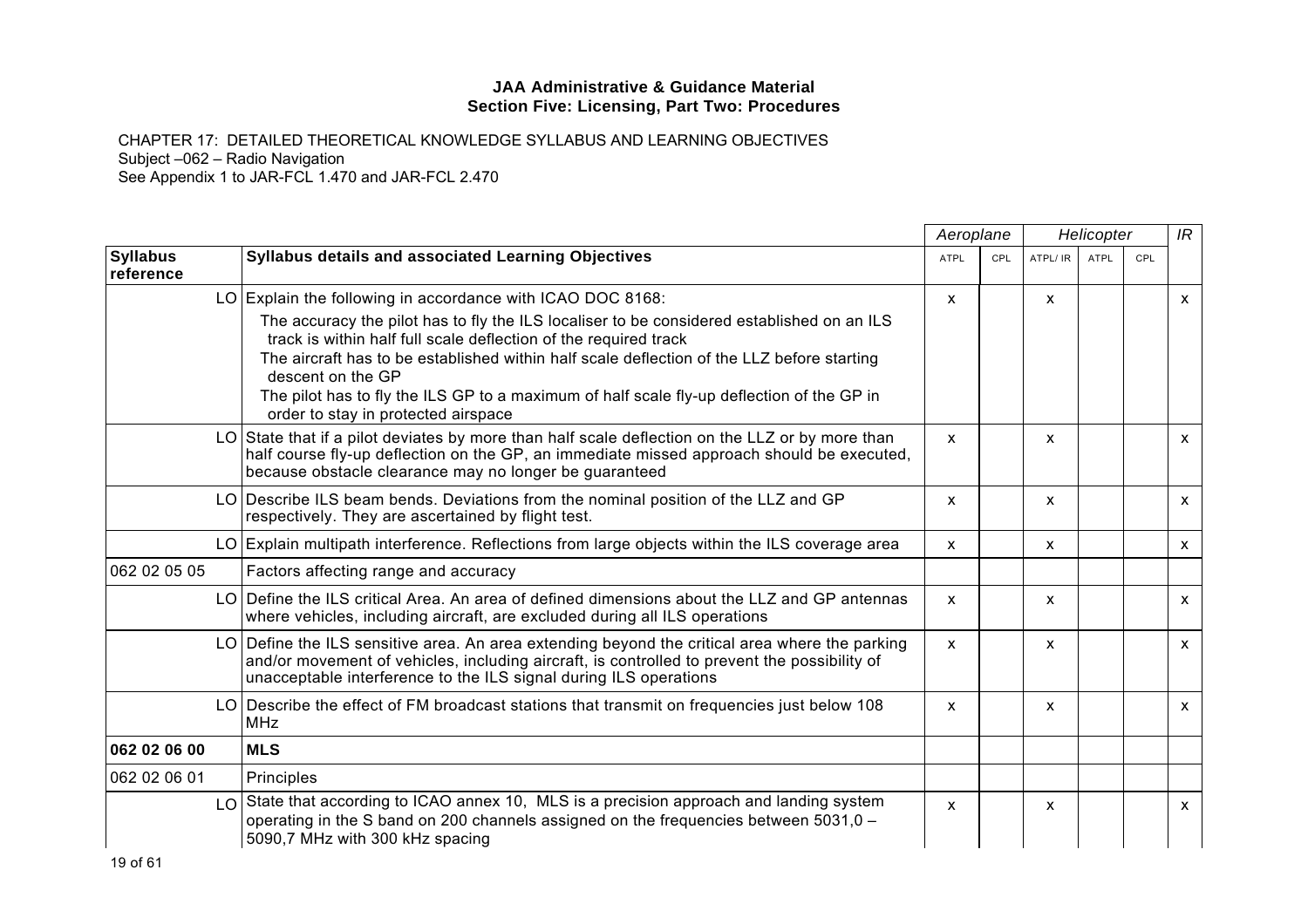**JAA Administrative & Guidance Material**
**Section Five: Licensing, Part Two: Procedures**

CHAPTER 17: DETAILED THEORETICAL KNOWLEDGE SYLLABUS AND LEARNING OBJECTIVES
Subject –062 – Radio Navigation
See Appendix 1 to JAR-FCL 1.470 and JAR-FCL 2.470

| | | *Aeroplane* | | *Helicopter* | | | *IR* |
|---|---|---|---|---|---|---|---|
| **Syllabus reference** | **Syllabus details and associated Learning Objectives** | ATPL | CPL | ATPL/ IR | ATPL | CPL | |
| LO | Explain the following in accordance with ICAO DOC 8168:<br>The accuracy the pilot has to fly the ILS localiser to be considered established on an ILS track is within half full scale deflection of the required track<br>The aircraft has to be established within half scale deflection of the LLZ before starting descent on the GP<br>The pilot has to fly the ILS GP to a maximum of half scale fly-up deflection of the GP in order to stay in protected airspace | x | | x | | | x |
| LO | State that if a pilot deviates by more than half scale deflection on the LLZ or by more than half course fly-up deflection on the GP, an immediate missed approach should be executed, because obstacle clearance may no longer be guaranteed | x | | x | | | x |
| LO | Describe ILS beam bends. Deviations from the nominal position of the LLZ and GP respectively. They are ascertained by flight test. | x | | x | | | x |
| LO | Explain multipath interference. Reflections from large objects within the ILS coverage area | x | | x | | | x |
| 062 02 05 05 | Factors affecting range and accuracy | | | | | | |
| LO | Define the ILS critical Area. An area of defined dimensions about the LLZ and GP antennas where vehicles, including aircraft, are excluded during all ILS operations | x | | x | | | x |
| LO | Define the ILS sensitive area. An area extending beyond the critical area where the parking and/or movement of vehicles, including aircraft, is controlled to prevent the possibility of unacceptable interference to the ILS signal during ILS operations | x | | x | | | x |
| LO | Describe the effect of FM broadcast stations that transmit on frequencies just below 108 MHz | x | | x | | | x |
| **062 02 06 00** | **MLS** | | | | | | |
| 062 02 06 01 | Principles | | | | | | |
| LO | State that according to ICAO annex 10, MLS is a precision approach and landing system operating in the S band on 200 channels assigned on the frequencies between 5031,0 – 5090,7 MHz with 300 kHz spacing | x | | x | | | x |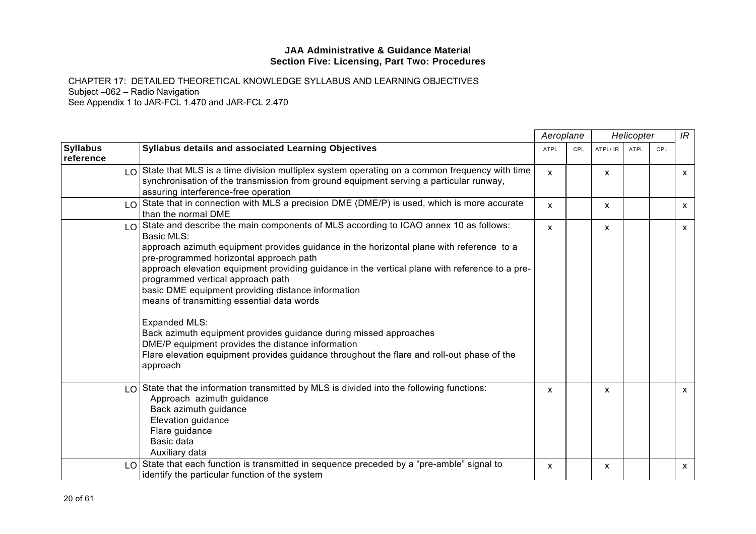**JAA Administrative & Guidance Material**
**Section Five: Licensing, Part Two: Procedures**

CHAPTER 17: DETAILED THEORETICAL KNOWLEDGE SYLLABUS AND LEARNING OBJECTIVES
Subject –062 – Radio Navigation
See Appendix 1 to JAR-FCL 1.470 and JAR-FCL 2.470

| | | *Aeroplane* | | *Helicopter* | | | *IR* |
|---|---|---|---|---|---|---|---|
| **Syllabus reference** | **Syllabus details and associated Learning Objectives** | ATPL | CPL | ATPL/ IR | ATPL | CPL | |
| LO | State that MLS is a time division multiplex system operating on a common frequency with time synchronisation of the transmission from ground equipment serving a particular runway, assuring interference-free operation | x | | x | | | x |
| LO | State that in connection with MLS a precision DME (DME/P) is used, which is more accurate than the normal DME | x | | x | | | x |
| LO | State and describe the main components of MLS according to ICAO annex 10 as follows:<br>Basic MLS:<br>approach azimuth equipment provides guidance in the horizontal plane with reference to a pre-programmed horizontal approach path<br>approach elevation equipment providing guidance in the vertical plane with reference to a pre-programmed vertical approach path<br>basic DME equipment providing distance information<br>means of transmitting essential data words<br><br>Expanded MLS:<br>Back azimuth equipment provides guidance during missed approaches<br>DME/P equipment provides the distance information<br>Flare elevation equipment provides guidance throughout the flare and roll-out phase of the approach | x | | x | | | x |
| LO | State that the information transmitted by MLS is divided into the following functions:<br>Approach azimuth guidance<br>Back azimuth guidance<br>Elevation guidance<br>Flare guidance<br>Basic data<br>Auxiliary data | x | | x | | | x |
| LO | State that each function is transmitted in sequence preceded by a "pre-amble" signal to identify the particular function of the system | x | | x | | | x |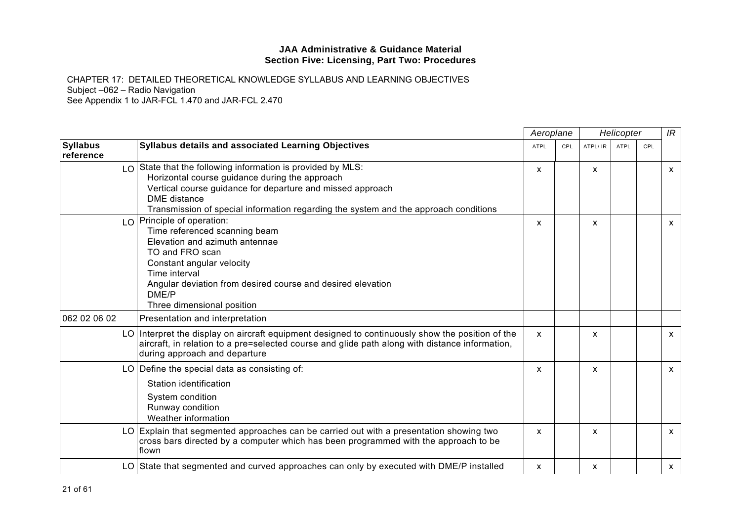**JAA Administrative & Guidance Material**
**Section Five: Licensing, Part Two: Procedures**

CHAPTER 17: DETAILED THEORETICAL KNOWLEDGE SYLLABUS AND LEARNING OBJECTIVES
Subject –062 – Radio Navigation
See Appendix 1 to JAR-FCL 1.470 and JAR-FCL 2.470

| | | *Aeroplane* | | *Helicopter* | | | *IR* |
|---|---|---|---|---|---|---|---|
| **Syllabus reference** | **Syllabus details and associated Learning Objectives** | ATPL | CPL | ATPL/ IR | ATPL | CPL | |
| LO | State that the following information is provided by MLS:<br>Horizontal course guidance during the approach<br>Vertical course guidance for departure and missed approach<br>DME distance<br>Transmission of special information regarding the system and the approach conditions | x | | x | | | x |
| LO | Principle of operation:<br>Time referenced scanning beam<br>Elevation and azimuth antennae<br>TO and FRO scan<br>Constant angular velocity<br>Time interval<br>Angular deviation from desired course and desired elevation<br>DME/P<br>Three dimensional position | x | | x | | | x |
| 062 02 06 02 | Presentation and interpretation | | | | | | |
| LO | Interpret the display on aircraft equipment designed to continuously show the position of the aircraft, in relation to a pre=selected course and glide path along with distance information, during approach and departure | x | | x | | | x |
| LO | Define the special data as consisting of:<br>Station identification<br>System condition<br>Runway condition<br>Weather information | x | | x | | | x |
| LO | Explain that segmented approaches can be carried out with a presentation showing two cross bars directed by a computer which has been programmed with the approach to be flown | x | | x | | | x |
| LO | State that segmented and curved approaches can only by executed with DME/P installed | x | | x | | | x |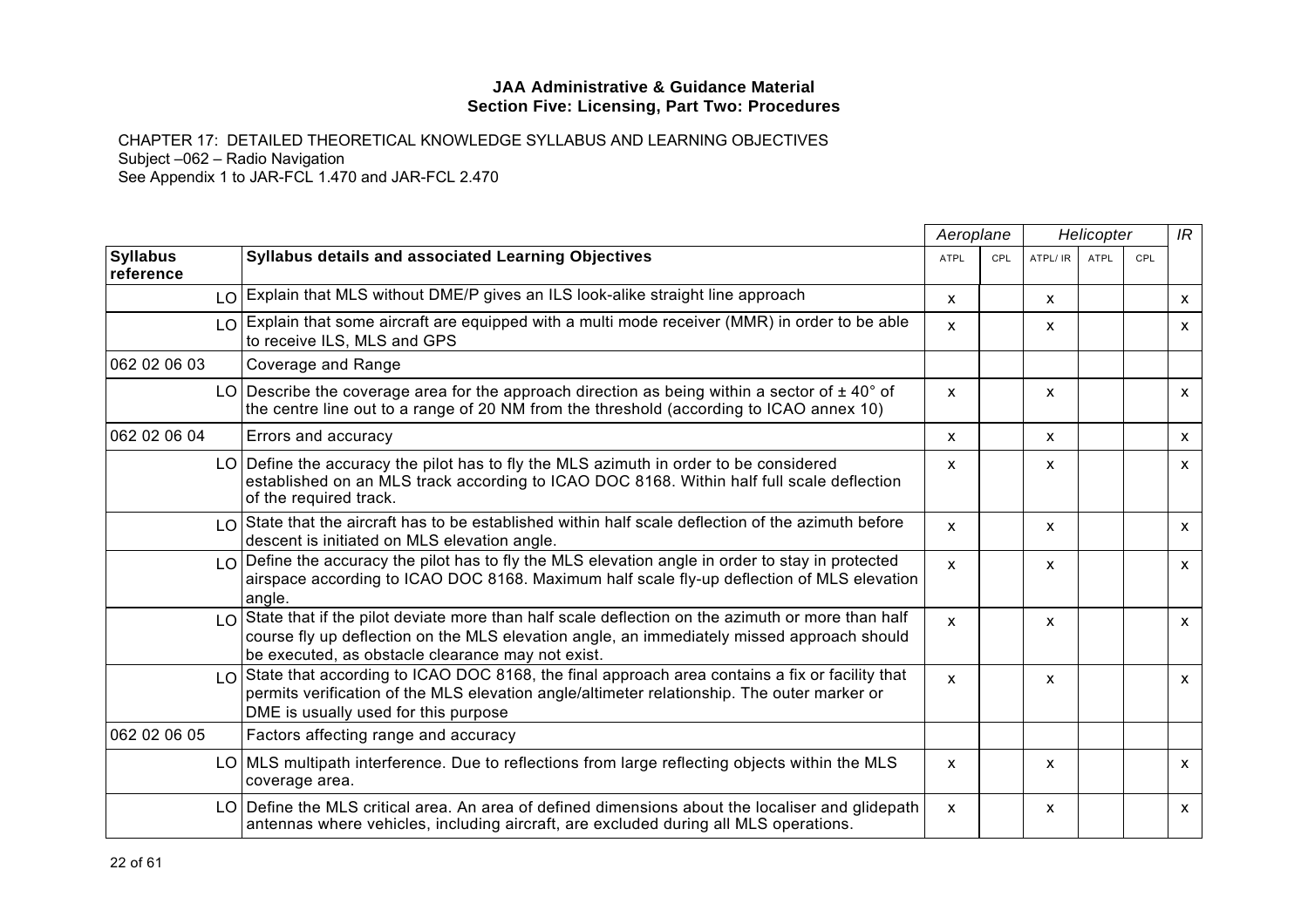**JAA Administrative & Guidance Material**
**Section Five: Licensing, Part Two: Procedures**

CHAPTER 17: DETAILED THEORETICAL KNOWLEDGE SYLLABUS AND LEARNING OBJECTIVES
Subject –062 – Radio Navigation
See Appendix 1 to JAR-FCL 1.470 and JAR-FCL 2.470

| | | | *Aeroplane* | | *Helicopter* | | | *IR* |
|---|---|---|---|---|---|---|---|---|
| **Syllabus reference** | | **Syllabus details and associated Learning Objectives** | ATPL | CPL | ATPL/ IR | ATPL | CPL | |
| | LO | Explain that MLS without DME/P gives an ILS look-alike straight line approach | x | | x | | | x |
| | LO | Explain that some aircraft are equipped with a multi mode receiver (MMR) in order to be able to receive ILS, MLS and GPS | x | | x | | | x |
| 062 02 06 03 | | Coverage and Range | | | | | | |
| | LO | Describe the coverage area for the approach direction as being within a sector of ± 40° of the centre line out to a range of 20 NM from the threshold (according to ICAO annex 10) | x | | x | | | x |
| 062 02 06 04 | | Errors and accuracy | x | | x | | | x |
| | LO | Define the accuracy the pilot has to fly the MLS azimuth in order to be considered established on an MLS track according to ICAO DOC 8168. Within half full scale deflection of the required track. | x | | x | | | x |
| | LO | State that the aircraft has to be established within half scale deflection of the azimuth before descent is initiated on MLS elevation angle. | x | | x | | | x |
| | LO | Define the accuracy the pilot has to fly the MLS elevation angle in order to stay in protected airspace according to ICAO DOC 8168. Maximum half scale fly-up deflection of MLS elevation angle. | x | | x | | | x |
| | LO | State that if the pilot deviate more than half scale deflection on the azimuth or more than half course fly up deflection on the MLS elevation angle, an immediately missed approach should be executed, as obstacle clearance may not exist. | x | | x | | | x |
| | LO | State that according to ICAO DOC 8168, the final approach area contains a fix or facility that permits verification of the MLS elevation angle/altimeter relationship. The outer marker or DME is usually used for this purpose | x | | x | | | x |
| 062 02 06 05 | | Factors affecting range and accuracy | | | | | | |
| | LO | MLS multipath interference. Due to reflections from large reflecting objects within the MLS coverage area. | x | | x | | | x |
| | LO | Define the MLS critical area. An area of defined dimensions about the localiser and glidepath antennas where vehicles, including aircraft, are excluded during all MLS operations. | x | | x | | | x |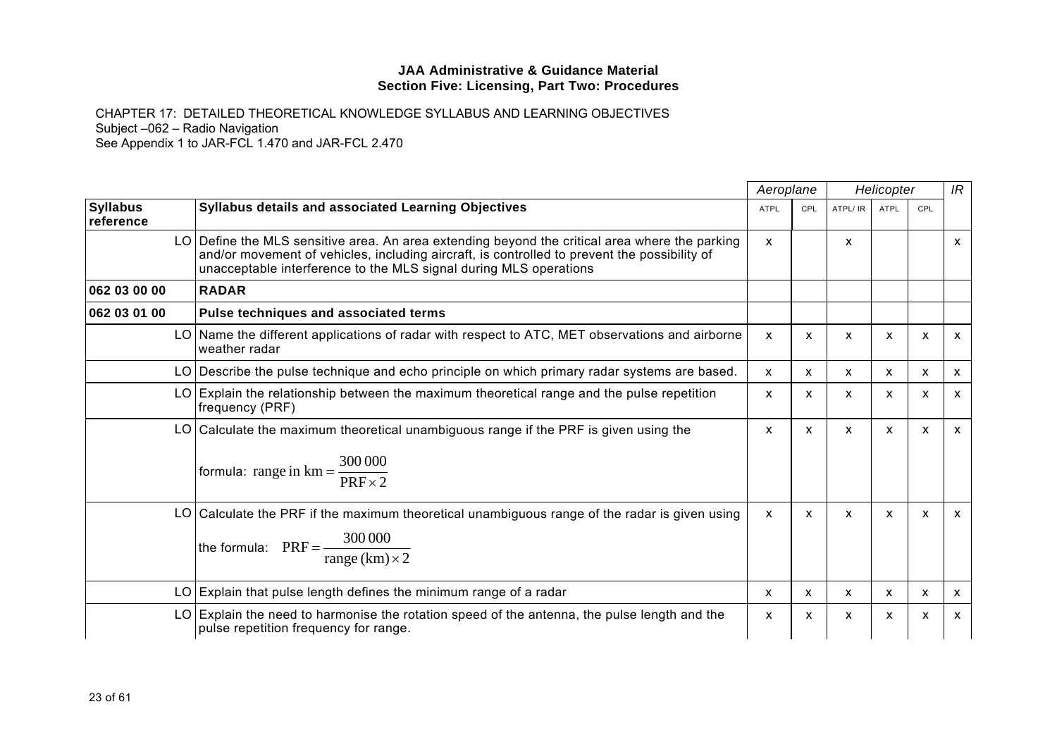**JAA Administrative & Guidance Material**
**Section Five: Licensing, Part Two: Procedures**

CHAPTER 17: DETAILED THEORETICAL KNOWLEDGE SYLLABUS AND LEARNING OBJECTIVES
Subject –062 – Radio Navigation
See Appendix 1 to JAR-FCL 1.470 and JAR-FCL 2.470

| | | *Aeroplane* | | *Helicopter* | | | *IR* |
|---|---|---|---|---|---|---|---|
| **Syllabus reference** | **Syllabus details and associated Learning Objectives** | ATPL | CPL | ATPL/ IR | ATPL | CPL | |
| LO | Define the MLS sensitive area. An area extending beyond the critical area where the parking and/or movement of vehicles, including aircraft, is controlled to prevent the possibility of unacceptable interference to the MLS signal during MLS operations | x | | x | | | x |
| **062 03 00 00** | **RADAR** | | | | | | |
| **062 03 01 00** | **Pulse techniques and associated terms** | | | | | | |
| LO | Name the different applications of radar with respect to ATC, MET observations and airborne weather radar | x | x | x | x | x | x |
| LO | Describe the pulse technique and echo principle on which primary radar systems are based. | x | x | x | x | x | x |
| LO | Explain the relationship between the maximum theoretical range and the pulse repetition frequency (PRF) | x | x | x | x | x | x |
| LO | Calculate the maximum theoretical unambiguous range if the PRF is given using the formula: $\text{range in km} = \frac{300\,000}{\text{PRF} \times 2}$ | x | x | x | x | x | x |
| LO | Calculate the PRF if the maximum theoretical unambiguous range of the radar is given using the formula: $\text{PRF} = \frac{300\,000}{\text{range (km)} \times 2}$ | x | x | x | x | x | x |
| LO | Explain that pulse length defines the minimum range of a radar | x | x | x | x | x | x |
| LO | Explain the need to harmonise the rotation speed of the antenna, the pulse length and the pulse repetition frequency for range. | x | x | x | x | x | x |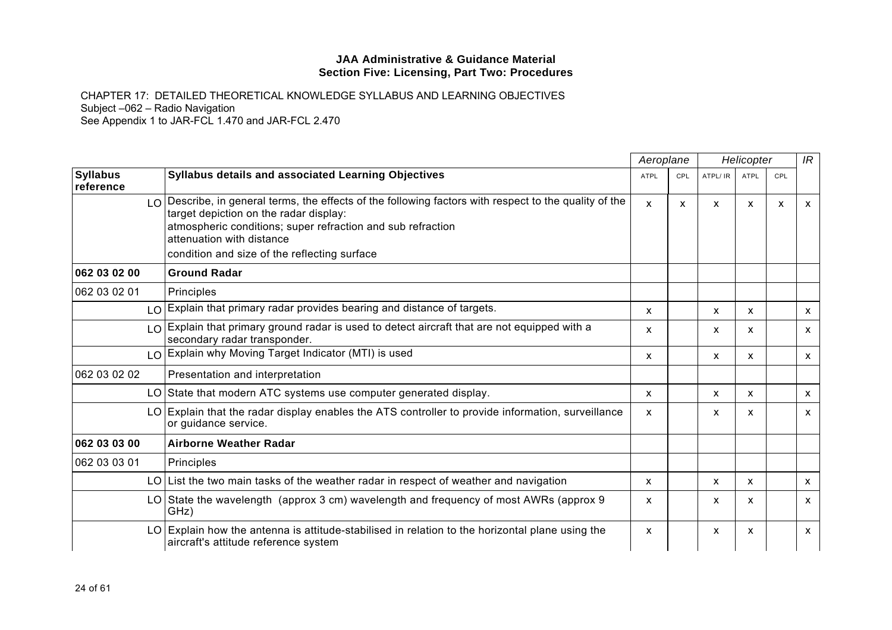**JAA Administrative & Guidance Material**
**Section Five: Licensing, Part Two: Procedures**

CHAPTER 17: DETAILED THEORETICAL KNOWLEDGE SYLLABUS AND LEARNING OBJECTIVES
Subject –062 – Radio Navigation
See Appendix 1 to JAR-FCL 1.470 and JAR-FCL 2.470

| | | | Aeroplane | | Helicopter | | | IR |
|---|---|---|---|---|---|---|---|---|
| **Syllabus reference** | | **Syllabus details and associated Learning Objectives** | ATPL | CPL | ATPL/ IR | ATPL | CPL | |
| | LO | Describe, in general terms, the effects of the following factors with respect to the quality of the target depiction on the radar display:<br>atmospheric conditions; super refraction and sub refraction<br>attenuation with distance<br>condition and size of the reflecting surface | x | x | x | x | x | x |
| **062 03 02 00** | | **Ground Radar** | | | | | | |
| 062 03 02 01 | | Principles | | | | | | |
| | LO | Explain that primary radar provides bearing and distance of targets. | x | | x | x | | x |
| | LO | Explain that primary ground radar is used to detect aircraft that are not equipped with a secondary radar transponder. | x | | x | x | | x |
| | LO | Explain why Moving Target Indicator (MTI) is used | x | | x | x | | x |
| 062 03 02 02 | | Presentation and interpretation | | | | | | |
| | LO | State that modern ATC systems use computer generated display. | x | | x | x | | x |
| | LO | Explain that the radar display enables the ATS controller to provide information, surveillance or guidance service. | x | | x | x | | x |
| **062 03 03 00** | | **Airborne Weather Radar** | | | | | | |
| 062 03 03 01 | | Principles | | | | | | |
| | LO | List the two main tasks of the weather radar in respect of weather and navigation | x | | x | x | | x |
| | LO | State the wavelength (approx 3 cm) wavelength and frequency of most AWRs (approx 9 GHz) | x | | x | x | | x |
| | LO | Explain how the antenna is attitude-stabilised in relation to the horizontal plane using the aircraft's attitude reference system | x | | x | x | | x |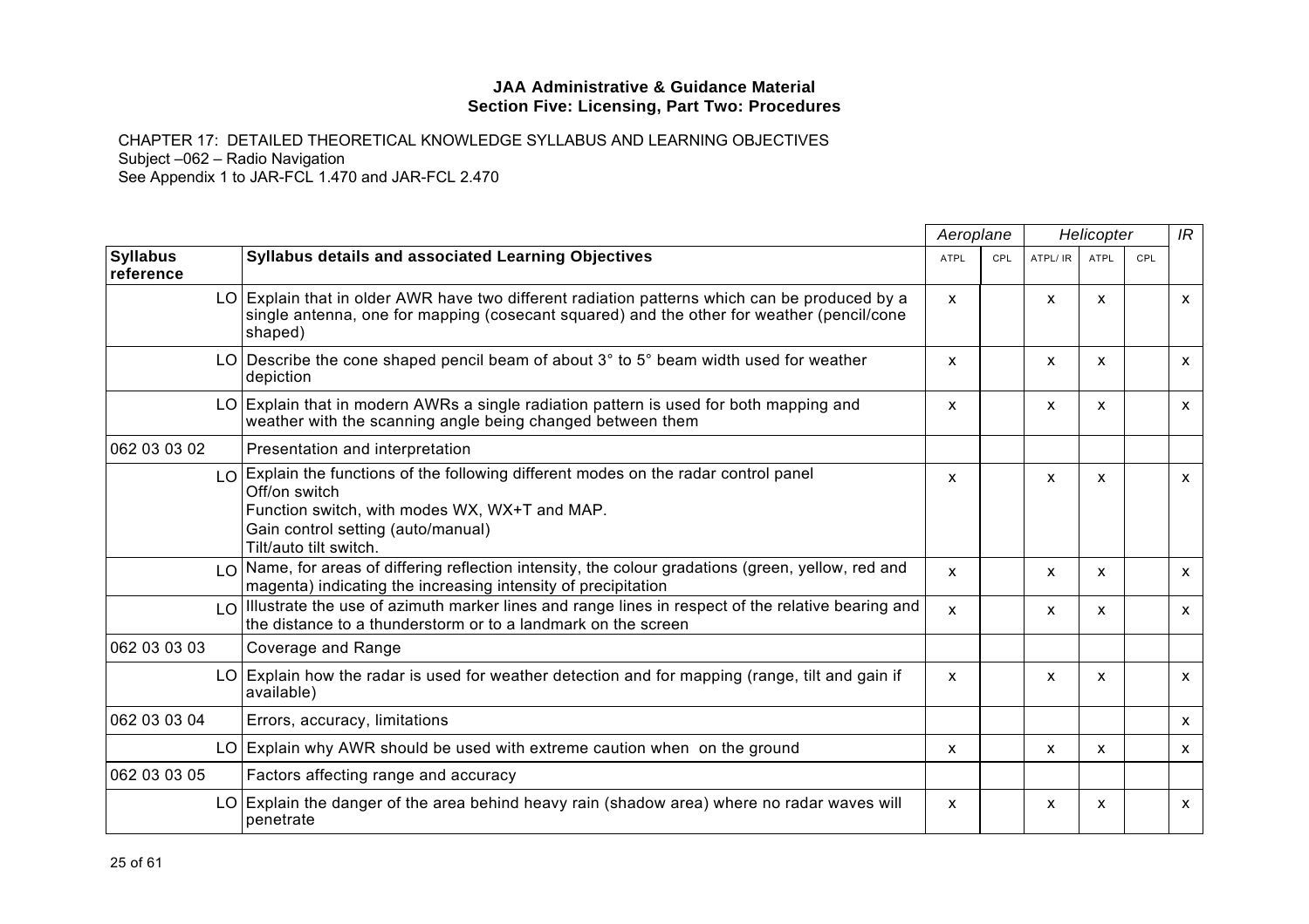**JAA Administrative & Guidance Material**
**Section Five: Licensing, Part Two: Procedures**

CHAPTER 17: DETAILED THEORETICAL KNOWLEDGE SYLLABUS AND LEARNING OBJECTIVES
Subject –062 – Radio Navigation
See Appendix 1 to JAR-FCL 1.470 and JAR-FCL 2.470

| | | Aeroplane | | Helicopter | | | IR |
|---|---|---|---|---|---|---|---|
| **Syllabus reference** | **Syllabus details and associated Learning Objectives** | ATPL | CPL | ATPL/ IR | ATPL | CPL | |
| LO | Explain that in older AWR have two different radiation patterns which can be produced by a single antenna, one for mapping (cosecant squared) and the other for weather (pencil/cone shaped) | x | | x | x | | x |
| LO | Describe the cone shaped pencil beam of about 3° to 5° beam width used for weather depiction | x | | x | x | | x |
| LO | Explain that in modern AWRs a single radiation pattern is used for both mapping and weather with the scanning angle being changed between them | x | | x | x | | x |
| 062 03 03 02 | Presentation and interpretation | | | | | | |
| LO | Explain the functions of the following different modes on the radar control panel<br>Off/on switch<br>Function switch, with modes WX, WX+T and MAP.<br>Gain control setting (auto/manual)<br>Tilt/auto tilt switch. | x | | x | x | | x |
| LO | Name, for areas of differing reflection intensity, the colour gradations (green, yellow, red and magenta) indicating the increasing intensity of precipitation | x | | x | x | | x |
| LO | Illustrate the use of azimuth marker lines and range lines in respect of the relative bearing and the distance to a thunderstorm or to a landmark on the screen | x | | x | x | | x |
| 062 03 03 03 | Coverage and Range | | | | | | |
| LO | Explain how the radar is used for weather detection and for mapping (range, tilt and gain if available) | x | | x | x | | x |
| 062 03 03 04 | Errors, accuracy, limitations | | | | | | x |
| LO | Explain why AWR should be used with extreme caution when on the ground | x | | x | x | | x |
| 062 03 03 05 | Factors affecting range and accuracy | | | | | | |
| LO | Explain the danger of the area behind heavy rain (shadow area) where no radar waves will penetrate | x | | x | x | | x |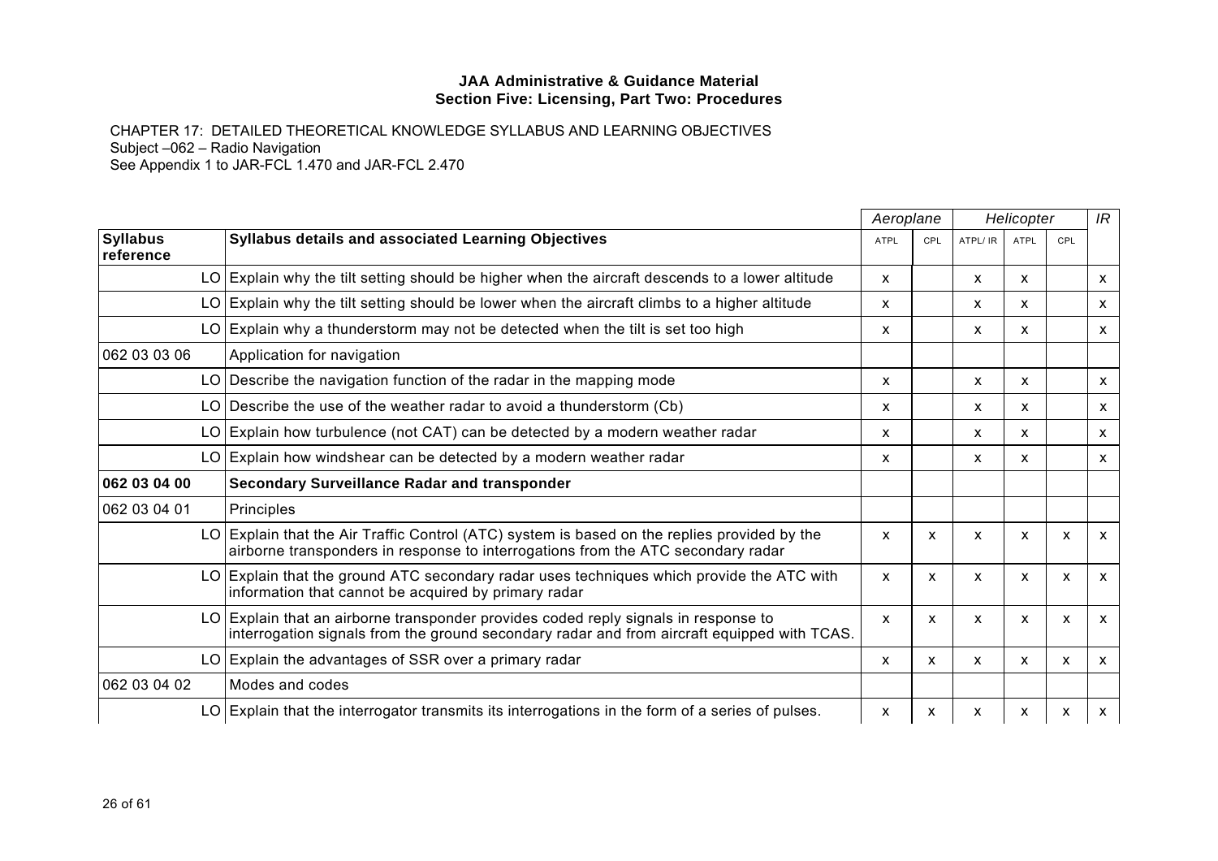**JAA Administrative & Guidance Material**
**Section Five: Licensing, Part Two: Procedures**

CHAPTER 17: DETAILED THEORETICAL KNOWLEDGE SYLLABUS AND LEARNING OBJECTIVES
Subject –062 – Radio Navigation
See Appendix 1 to JAR-FCL 1.470 and JAR-FCL 2.470

| | | Aeroplane | | Helicopter | | | IR |
|---|---|---|---|---|---|---|---|
| **Syllabus reference** | **Syllabus details and associated Learning Objectives** | ATPL | CPL | ATPL/ IR | ATPL | CPL | |
| LO | Explain why the tilt setting should be higher when the aircraft descends to a lower altitude | x | | x | x | | x |
| LO | Explain why the tilt setting should be lower when the aircraft climbs to a higher altitude | x | | x | x | | x |
| LO | Explain why a thunderstorm may not be detected when the tilt is set too high | x | | x | x | | x |
| 062 03 03 06 | Application for navigation | | | | | | |
| LO | Describe the navigation function of the radar in the mapping mode | x | | x | x | | x |
| LO | Describe the use of the weather radar to avoid a thunderstorm (Cb) | x | | x | x | | x |
| LO | Explain how turbulence (not CAT) can be detected by a modern weather radar | x | | x | x | | x |
| LO | Explain how windshear can be detected by a modern weather radar | x | | x | x | | x |
| **062 03 04 00** | **Secondary Surveillance Radar and transponder** | | | | | | |
| 062 03 04 01 | Principles | | | | | | |
| LO | Explain that the Air Traffic Control (ATC) system is based on the replies provided by the airborne transponders in response to interrogations from the ATC secondary radar | x | x | x | x | x | x |
| LO | Explain that the ground ATC secondary radar uses techniques which provide the ATC with information that cannot be acquired by primary radar | x | x | x | x | x | x |
| LO | Explain that an airborne transponder provides coded reply signals in response to interrogation signals from the ground secondary radar and from aircraft equipped with TCAS. | x | x | x | x | x | x |
| LO | Explain the advantages of SSR over a primary radar | x | x | x | x | x | x |
| 062 03 04 02 | Modes and codes | | | | | | |
| LO | Explain that the interrogator transmits its interrogations in the form of a series of pulses. | x | x | x | x | x | x |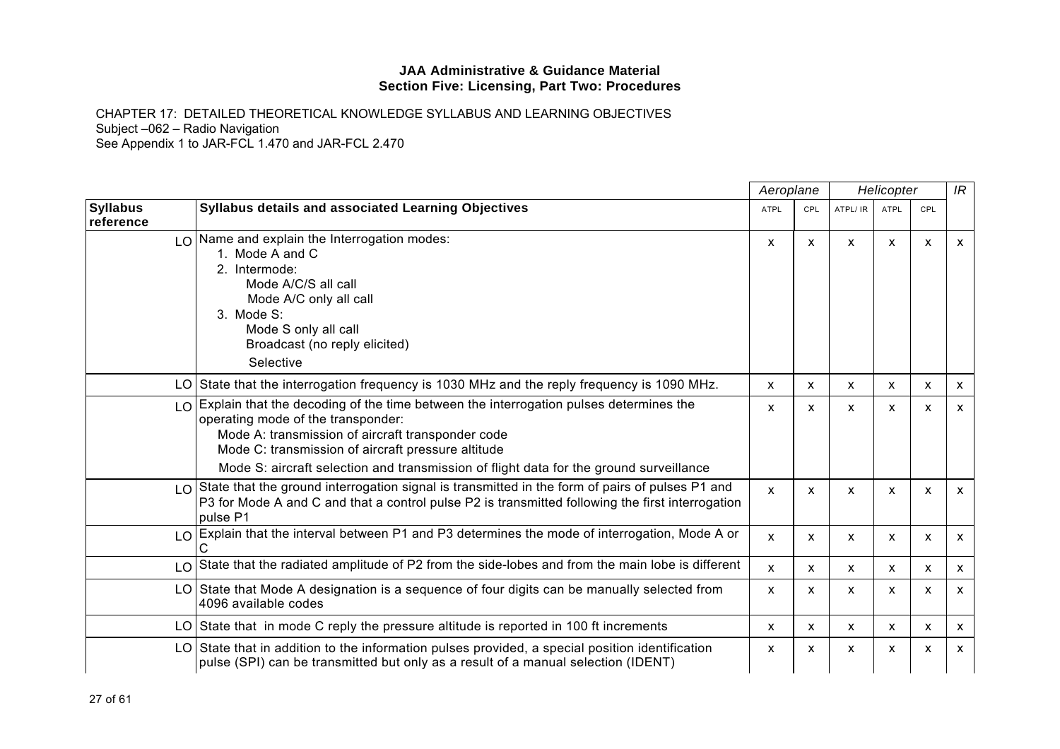**JAA Administrative & Guidance Material**
**Section Five: Licensing, Part Two: Procedures**

CHAPTER 17: DETAILED THEORETICAL KNOWLEDGE SYLLABUS AND LEARNING OBJECTIVES
Subject –062 – Radio Navigation
See Appendix 1 to JAR-FCL 1.470 and JAR-FCL 2.470

| | | Aeroplane | | Helicopter | | | IR |
|---|---|---|---|---|---|---|---|
| **Syllabus reference** | **Syllabus details and associated Learning Objectives** | ATPL | CPL | ATPL/ IR | ATPL | CPL | |
| LO | Name and explain the Interrogation modes:<br>1. Mode A and C<br>2. Intermode:<br>Mode A/C/S all call<br>Mode A/C only all call<br>3. Mode S:<br>Mode S only all call<br>Broadcast (no reply elicited)<br>Selective | x | x | x | x | x | x |
| LO | State that the interrogation frequency is 1030 MHz and the reply frequency is 1090 MHz. | x | x | x | x | x | x |
| LO | Explain that the decoding of the time between the interrogation pulses determines the operating mode of the transponder:<br>Mode A: transmission of aircraft transponder code<br>Mode C: transmission of aircraft pressure altitude<br>Mode S: aircraft selection and transmission of flight data for the ground surveillance | x | x | x | x | x | x |
| LO | State that the ground interrogation signal is transmitted in the form of pairs of pulses P1 and P3 for Mode A and C and that a control pulse P2 is transmitted following the first interrogation pulse P1 | x | x | x | x | x | x |
| LO | Explain that the interval between P1 and P3 determines the mode of interrogation, Mode A or C | x | x | x | x | x | x |
| LO | State that the radiated amplitude of P2 from the side-lobes and from the main lobe is different | x | x | x | x | x | x |
| LO | State that Mode A designation is a sequence of four digits can be manually selected from 4096 available codes | x | x | x | x | x | x |
| LO | State that in mode C reply the pressure altitude is reported in 100 ft increments | x | x | x | x | x | x |
| LO | State that in addition to the information pulses provided, a special position identification pulse (SPI) can be transmitted but only as a result of a manual selection (IDENT) | x | x | x | x | x | x |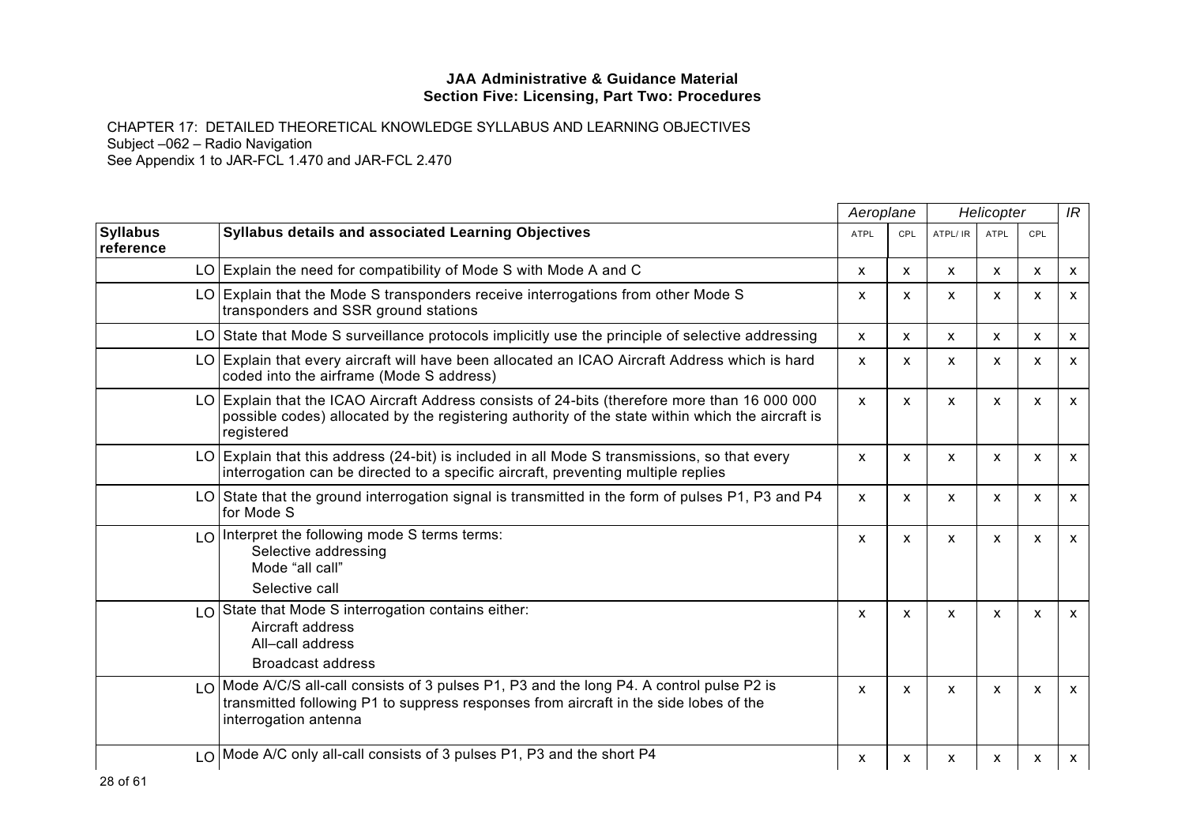**JAA Administrative & Guidance Material**
**Section Five: Licensing, Part Two: Procedures**

CHAPTER 17: DETAILED THEORETICAL KNOWLEDGE SYLLABUS AND LEARNING OBJECTIVES
Subject –062 – Radio Navigation
See Appendix 1 to JAR-FCL 1.470 and JAR-FCL 2.470

| | | Aeroplane | | Helicopter | | | IR |
|---|---|---|---|---|---|---|---|
| **Syllabus reference** | **Syllabus details and associated Learning Objectives** | ATPL | CPL | ATPL/ IR | ATPL | CPL | |
| LO | Explain the need for compatibility of Mode S with Mode A and C | x | x | x | x | x | x |
| LO | Explain that the Mode S transponders receive interrogations from other Mode S transponders and SSR ground stations | x | x | x | x | x | x |
| LO | State that Mode S surveillance protocols implicitly use the principle of selective addressing | x | x | x | x | x | x |
| LO | Explain that every aircraft will have been allocated an ICAO Aircraft Address which is hard coded into the airframe (Mode S address) | x | x | x | x | x | x |
| LO | Explain that the ICAO Aircraft Address consists of 24-bits (therefore more than 16 000 000 possible codes) allocated by the registering authority of the state within which the aircraft is registered | x | x | x | x | x | x |
| LO | Explain that this address (24-bit) is included in all Mode S transmissions, so that every interrogation can be directed to a specific aircraft, preventing multiple replies | x | x | x | x | x | x |
| LO | State that the ground interrogation signal is transmitted in the form of pulses P1, P3 and P4 for Mode S | x | x | x | x | x | x |
| LO | Interpret the following mode S terms terms:<br>Selective addressing<br>Mode "all call"<br>Selective call | x | x | x | x | x | x |
| LO | State that Mode S interrogation contains either:<br>Aircraft address<br>All–call address<br>Broadcast address | x | x | x | x | x | x |
| LO | Mode A/C/S all-call consists of 3 pulses P1, P3 and the long P4. A control pulse P2 is transmitted following P1 to suppress responses from aircraft in the side lobes of the interrogation antenna | x | x | x | x | x | x |
| LO | Mode A/C only all-call consists of 3 pulses P1, P3 and the short P4 | x | x | x | x | x | x |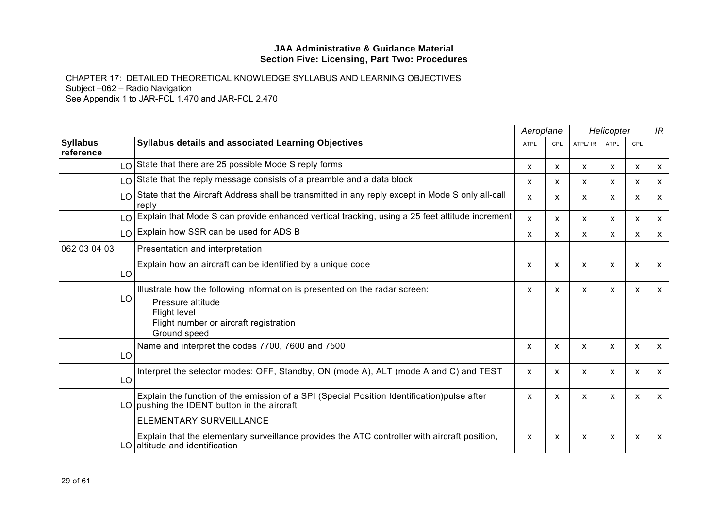**JAA Administrative & Guidance Material**
**Section Five: Licensing, Part Two: Procedures**

CHAPTER 17: DETAILED THEORETICAL KNOWLEDGE SYLLABUS AND LEARNING OBJECTIVES
Subject –062 – Radio Navigation
See Appendix 1 to JAR-FCL 1.470 and JAR-FCL 2.470

| | | *Aeroplane* | | *Helicopter* | | | *IR* |
|---|---|---|---|---|---|---|---|
| **Syllabus reference** | **Syllabus details and associated Learning Objectives** | ATPL | CPL | ATPL/ IR | ATPL | CPL | |
| LO | State that there are 25 possible Mode S reply forms | x | x | x | x | x | x |
| LO | State that the reply message consists of a preamble and a data block | x | x | x | x | x | x |
| LO | State that the Aircraft Address shall be transmitted in any reply except in Mode S only all-call reply | x | x | x | x | x | x |
| LO | Explain that Mode S can provide enhanced vertical tracking, using a 25 feet altitude increment | x | x | x | x | x | x |
| LO | Explain how SSR can be used for ADS B | x | x | x | x | x | x |
| 062 03 04 03 | Presentation and interpretation | | | | | | |
| LO | Explain how an aircraft can be identified by a unique code | x | x | x | x | x | x |
| LO | Illustrate how the following information is presented on the radar screen:<br>Pressure altitude<br>Flight level<br>Flight number or aircraft registration<br>Ground speed | x | x | x | x | x | x |
| LO | Name and interpret the codes 7700, 7600 and 7500 | x | x | x | x | x | x |
| LO | Interpret the selector modes: OFF, Standby, ON (mode A), ALT (mode A and C) and TEST | x | x | x | x | x | x |
| LO | Explain the function of the emission of a SPI (Special Position Identification)pulse after pushing the IDENT button in the aircraft | x | x | x | x | x | x |
| | ELEMENTARY SURVEILLANCE | | | | | | |
| LO | Explain that the elementary surveillance provides the ATC controller with aircraft position, altitude and identification | x | x | x | x | x | x |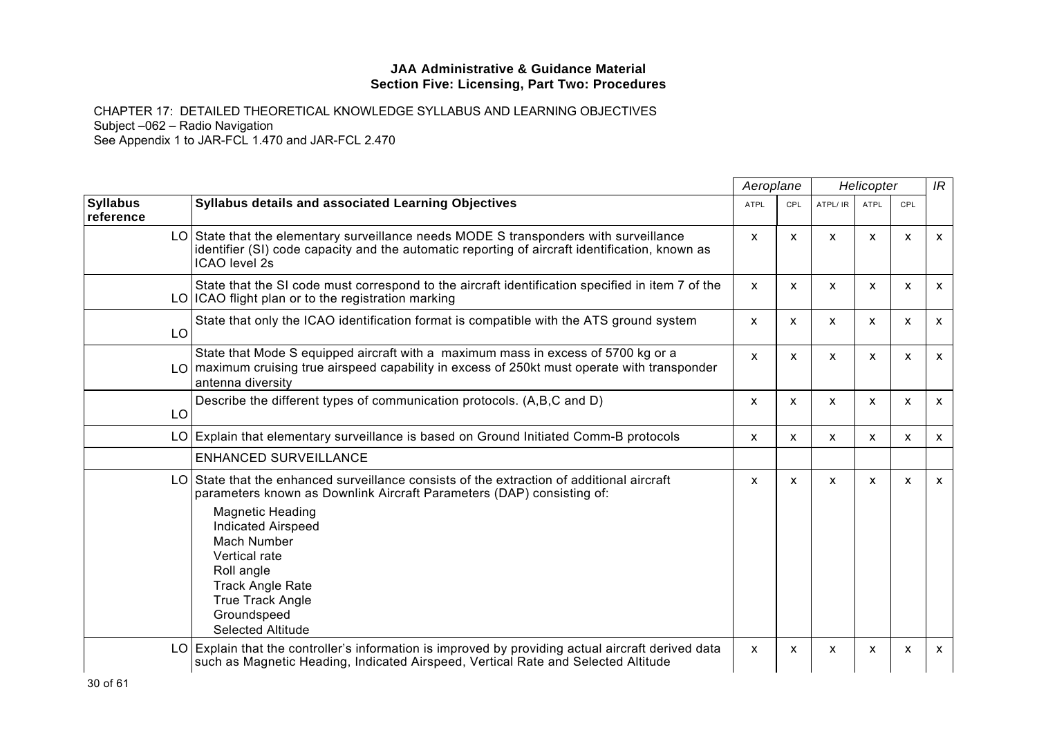**JAA Administrative & Guidance Material**
**Section Five: Licensing, Part Two: Procedures**

CHAPTER 17: DETAILED THEORETICAL KNOWLEDGE SYLLABUS AND LEARNING OBJECTIVES
Subject –062 – Radio Navigation
See Appendix 1 to JAR-FCL 1.470 and JAR-FCL 2.470

| | | *Aeroplane* | | *Helicopter* | | | *IR* |
|---|---|---|---|---|---|---|---|
| **Syllabus reference** | **Syllabus details and associated Learning Objectives** | ATPL | CPL | ATPL/ IR | ATPL | CPL | |
| LO | State that the elementary surveillance needs MODE S transponders with surveillance identifier (SI) code capacity and the automatic reporting of aircraft identification, known as ICAO level 2s | x | x | x | x | x | x |
| LO | State that the SI code must correspond to the aircraft identification specified in item 7 of the ICAO flight plan or to the registration marking | x | x | x | x | x | x |
| LO | State that only the ICAO identification format is compatible with the ATS ground system | x | x | x | x | x | x |
| LO | State that Mode S equipped aircraft with a maximum mass in excess of 5700 kg or a maximum cruising true airspeed capability in excess of 250kt must operate with transponder antenna diversity | x | x | x | x | x | x |
| LO | Describe the different types of communication protocols. (A,B,C and D) | x | x | x | x | x | x |
| LO | Explain that elementary surveillance is based on Ground Initiated Comm-B protocols | x | x | x | x | x | x |
| | ENHANCED SURVEILLANCE | | | | | | |
| LO | State that the enhanced surveillance consists of the extraction of additional aircraft parameters known as Downlink Aircraft Parameters (DAP) consisting of:<br>Magnetic Heading<br>Indicated Airspeed<br>Mach Number<br>Vertical rate<br>Roll angle<br>Track Angle Rate<br>True Track Angle<br>Groundspeed<br>Selected Altitude | x | x | x | x | x | x |
| LO | Explain that the controller's information is improved by providing actual aircraft derived data such as Magnetic Heading, Indicated Airspeed, Vertical Rate and Selected Altitude | x | x | x | x | x | x |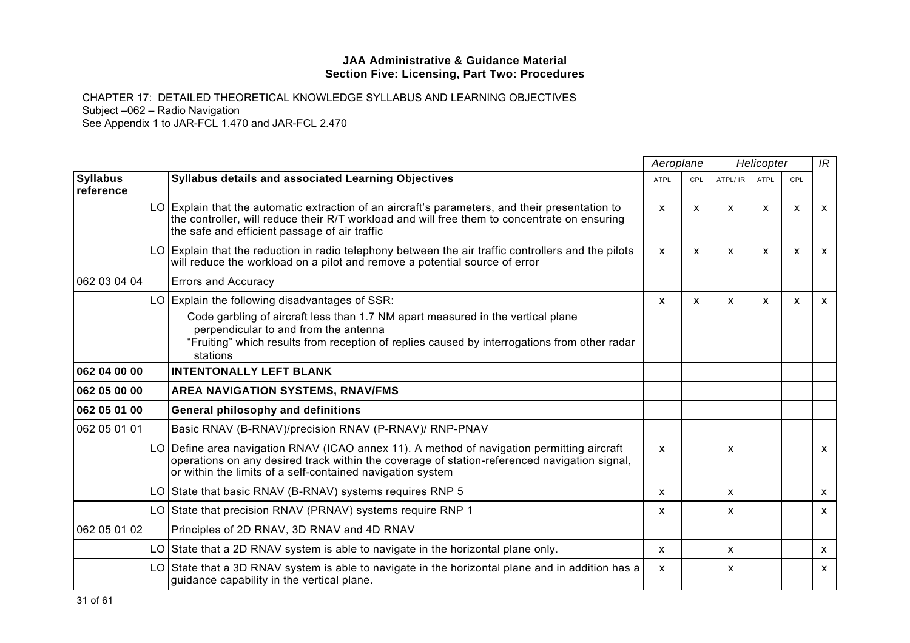**JAA Administrative & Guidance Material**
**Section Five: Licensing, Part Two: Procedures**

CHAPTER 17: DETAILED THEORETICAL KNOWLEDGE SYLLABUS AND LEARNING OBJECTIVES
Subject –062 – Radio Navigation
See Appendix 1 to JAR-FCL 1.470 and JAR-FCL 2.470

| | | | *Aeroplane* | | *Helicopter* | | | *IR* |
|---|---|---|---|---|---|---|---|---|
| **Syllabus reference** | | **Syllabus details and associated Learning Objectives** | ATPL | CPL | ATPL/ IR | ATPL | CPL | |
| | LO | Explain that the automatic extraction of an aircraft's parameters, and their presentation to the controller, will reduce their R/T workload and will free them to concentrate on ensuring the safe and efficient passage of air traffic | x | x | x | x | x | x |
| | LO | Explain that the reduction in radio telephony between the air traffic controllers and the pilots will reduce the workload on a pilot and remove a potential source of error | x | x | x | x | x | x |
| 062 03 04 04 | | Errors and Accuracy | | | | | | |
| | LO | Explain the following disadvantages of SSR:<br>Code garbling of aircraft less than 1.7 NM apart measured in the vertical plane perpendicular to and from the antenna<br>"Fruiting" which results from reception of replies caused by interrogations from other radar stations | x | x | x | x | x | x |
| **062 04 00 00** | | **INTENTONALLY LEFT BLANK** | | | | | | |
| **062 05 00 00** | | **AREA NAVIGATION SYSTEMS, RNAV/FMS** | | | | | | |
| **062 05 01 00** | | **General philosophy and definitions** | | | | | | |
| 062 05 01 01 | | Basic RNAV (B-RNAV)/precision RNAV (P-RNAV)/ RNP-PNAV | | | | | | |
| | LO | Define area navigation RNAV (ICAO annex 11). A method of navigation permitting aircraft operations on any desired track within the coverage of station-referenced navigation signal, or within the limits of a self-contained navigation system | x | | x | | | x |
| | LO | State that basic RNAV (B-RNAV) systems requires RNP 5 | x | | x | | | x |
| | LO | State that precision RNAV (PRNAV) systems require RNP 1 | x | | x | | | x |
| 062 05 01 02 | | Principles of 2D RNAV, 3D RNAV and 4D RNAV | | | | | | |
| | LO | State that a 2D RNAV system is able to navigate in the horizontal plane only. | x | | x | | | x |
| | LO | State that a 3D RNAV system is able to navigate in the horizontal plane and in addition has a guidance capability in the vertical plane. | x | | x | | | x |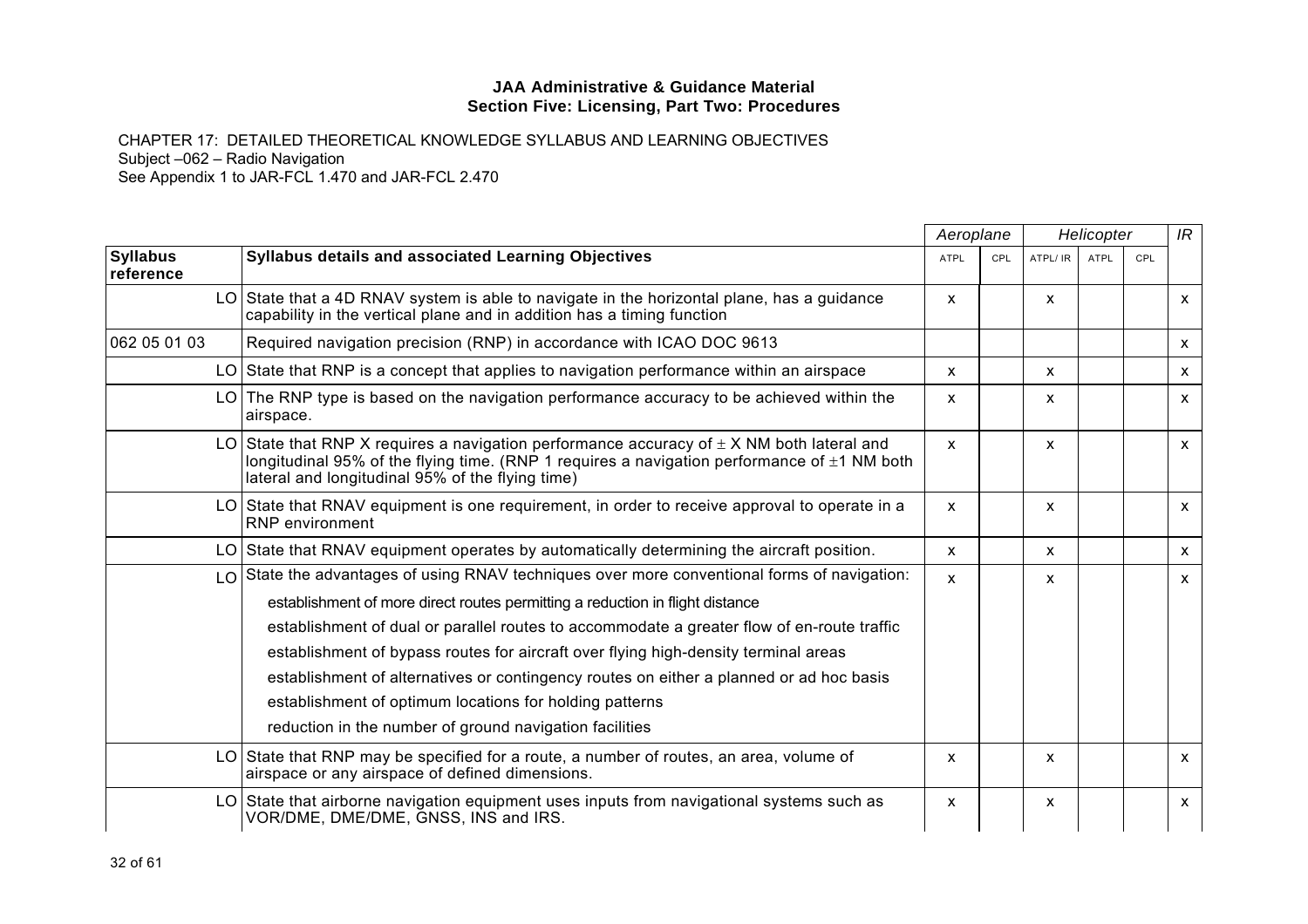**JAA Administrative & Guidance Material**
**Section Five: Licensing, Part Two: Procedures**

CHAPTER 17: DETAILED THEORETICAL KNOWLEDGE SYLLABUS AND LEARNING OBJECTIVES
Subject –062 – Radio Navigation
See Appendix 1 to JAR-FCL 1.470 and JAR-FCL 2.470

| | | Aeroplane | | Helicopter | | | IR |
|---|---|---|---|---|---|---|---|
| **Syllabus reference** | **Syllabus details and associated Learning Objectives** | ATPL | CPL | ATPL/ IR | ATPL | CPL | |
| LO | State that a 4D RNAV system is able to navigate in the horizontal plane, has a guidance capability in the vertical plane and in addition has a timing function | x | | x | | | x |
| 062 05 01 03 | Required navigation precision (RNP) in accordance with ICAO DOC 9613 | | | | | | x |
| LO | State that RNP is a concept that applies to navigation performance within an airspace | x | | x | | | x |
| LO | The RNP type is based on the navigation performance accuracy to be achieved within the airspace. | x | | x | | | x |
| LO | State that RNP X requires a navigation performance accuracy of ± X NM both lateral and longitudinal 95% of the flying time. (RNP 1 requires a navigation performance of ±1 NM both lateral and longitudinal 95% of the flying time) | x | | x | | | x |
| LO | State that RNAV equipment is one requirement, in order to receive approval to operate in a RNP environment | x | | x | | | x |
| LO | State that RNAV equipment operates by automatically determining the aircraft position. | x | | x | | | x |
| LO | State the advantages of using RNAV techniques over more conventional forms of navigation:<br>establishment of more direct routes permitting a reduction in flight distance<br>establishment of dual or parallel routes to accommodate a greater flow of en-route traffic<br>establishment of bypass routes for aircraft over flying high-density terminal areas<br>establishment of alternatives or contingency routes on either a planned or ad hoc basis<br>establishment of optimum locations for holding patterns<br>reduction in the number of ground navigation facilities | x | | x | | | x |
| LO | State that RNP may be specified for a route, a number of routes, an area, volume of airspace or any airspace of defined dimensions. | x | | x | | | x |
| LO | State that airborne navigation equipment uses inputs from navigational systems such as VOR/DME, DME/DME, GNSS, INS and IRS. | x | | x | | | x |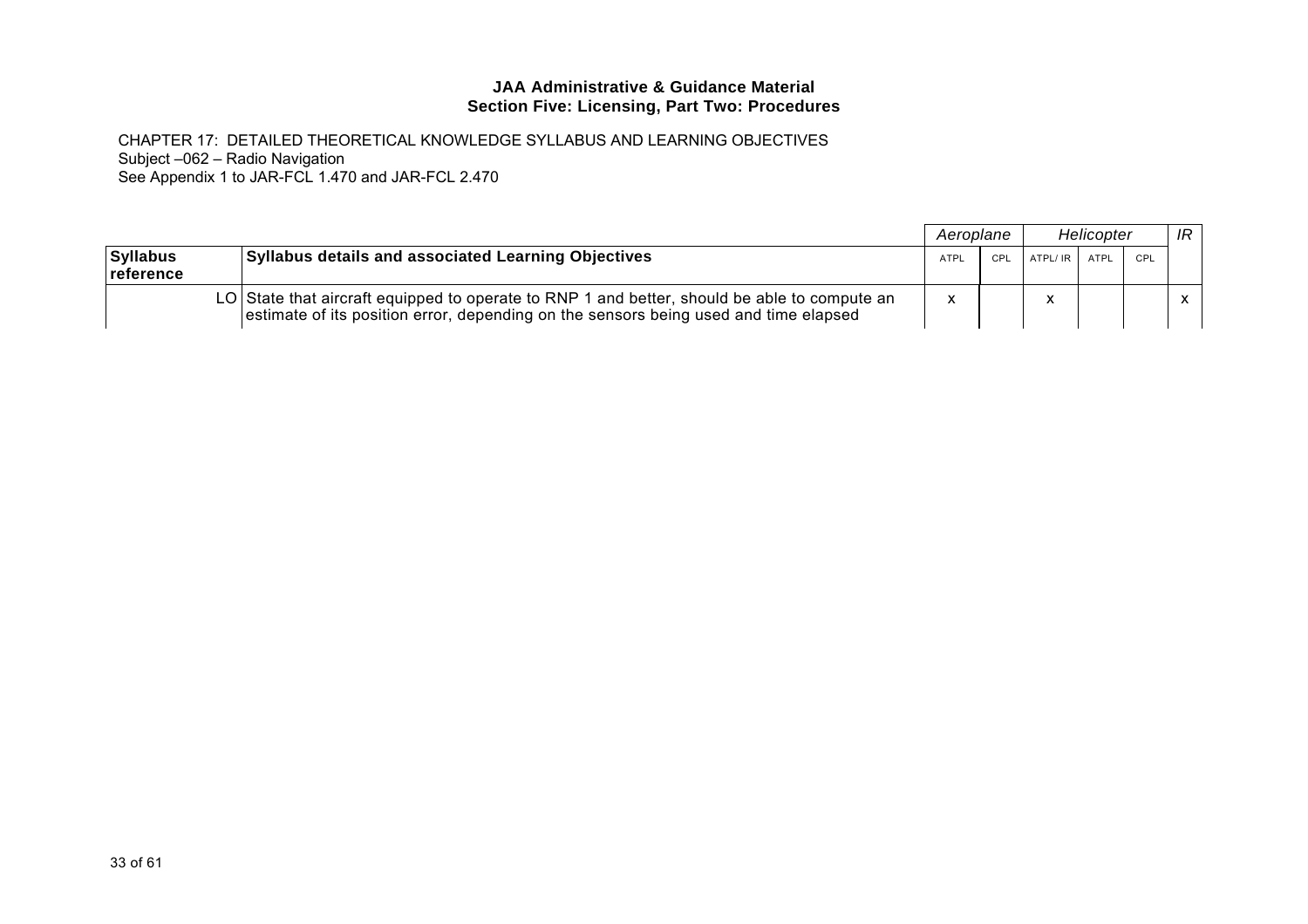**JAA Administrative & Guidance Material**
**Section Five: Licensing, Part Two: Procedures**

CHAPTER 17: DETAILED THEORETICAL KNOWLEDGE SYLLABUS AND LEARNING OBJECTIVES
Subject –062 – Radio Navigation
See Appendix 1 to JAR-FCL 1.470 and JAR-FCL 2.470

| | | *Aeroplane* | | *Helicopter* | | | *IR* |
|---|---|---|---|---|---|---|---|
| **Syllabus reference** | **Syllabus details and associated Learning Objectives** | ATPL | CPL | ATPL/ IR | ATPL | CPL | |
| LO | State that aircraft equipped to operate to RNP 1 and better, should be able to compute an estimate of its position error, depending on the sensors being used and time elapsed | x | | x | | | x |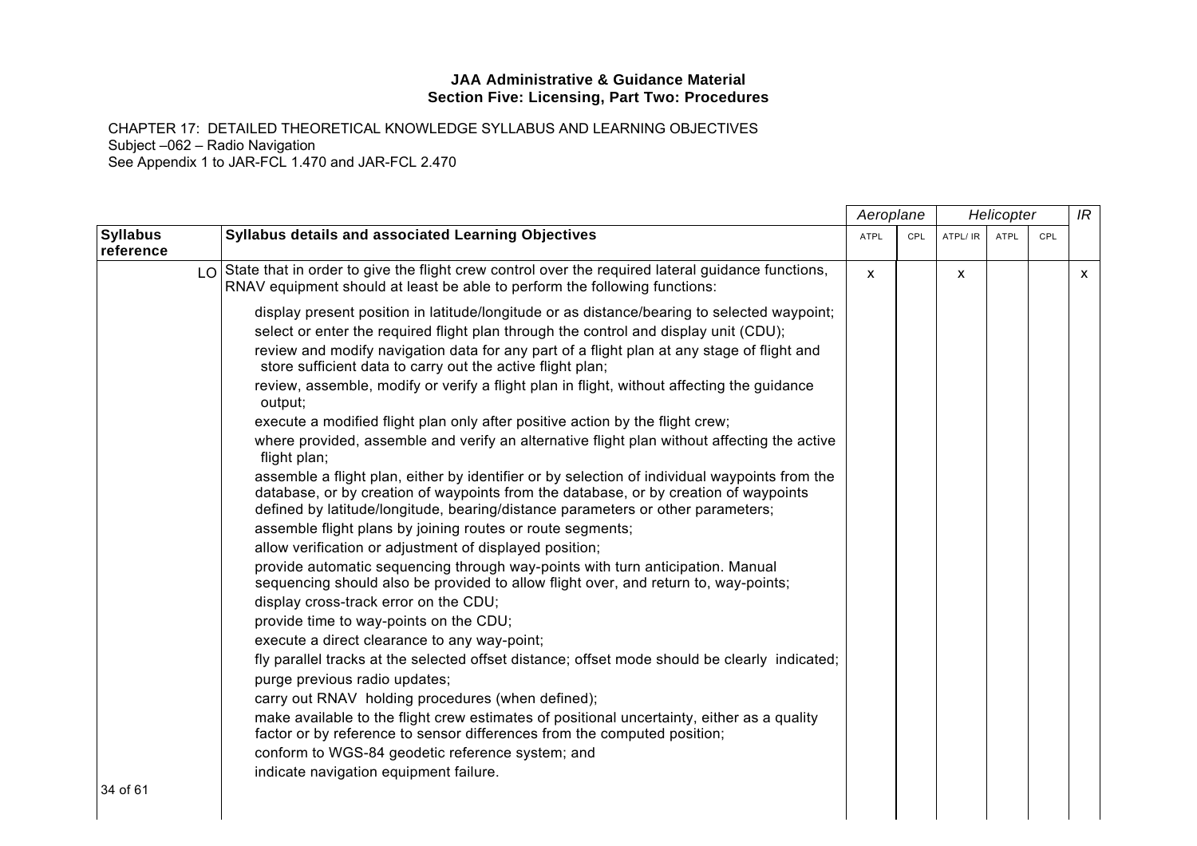**JAA Administrative & Guidance Material**
**Section Five: Licensing, Part Two: Procedures**

CHAPTER 17: DETAILED THEORETICAL KNOWLEDGE SYLLABUS AND LEARNING OBJECTIVES
Subject –062 – Radio Navigation
See Appendix 1 to JAR-FCL 1.470 and JAR-FCL 2.470

| | | | *Aeroplane* | | *Helicopter* | | | *IR* |
|---|---|---|---|---|---|---|---|---|
| **Syllabus reference** | | **Syllabus details and associated Learning Objectives** | ATPL | CPL | ATPL/ IR | ATPL | CPL | |
| | LO | State that in order to give the flight crew control over the required lateral guidance functions, RNAV equipment should at least be able to perform the following functions:<br><br>display present position in latitude/longitude or as distance/bearing to selected waypoint;<br>select or enter the required flight plan through the control and display unit (CDU);<br>review and modify navigation data for any part of a flight plan at any stage of flight and store sufficient data to carry out the active flight plan;<br>review, assemble, modify or verify a flight plan in flight, without affecting the guidance output;<br>execute a modified flight plan only after positive action by the flight crew;<br>where provided, assemble and verify an alternative flight plan without affecting the active flight plan;<br>assemble a flight plan, either by identifier or by selection of individual waypoints from the database, or by creation of waypoints from the database, or by creation of waypoints defined by latitude/longitude, bearing/distance parameters or other parameters;<br>assemble flight plans by joining routes or route segments;<br>allow verification or adjustment of displayed position;<br>provide automatic sequencing through way-points with turn anticipation. Manual sequencing should also be provided to allow flight over, and return to, way-points;<br>display cross-track error on the CDU;<br>provide time to way-points on the CDU;<br>execute a direct clearance to any way-point;<br>fly parallel tracks at the selected offset distance; offset mode should be clearly indicated;<br>purge previous radio updates;<br>carry out RNAV holding procedures (when defined);<br>make available to the flight crew estimates of positional uncertainty, either as a quality factor or by reference to sensor differences from the computed position;<br>conform to WGS-84 geodetic reference system; and<br>indicate navigation equipment failure. | x | | x | | | x |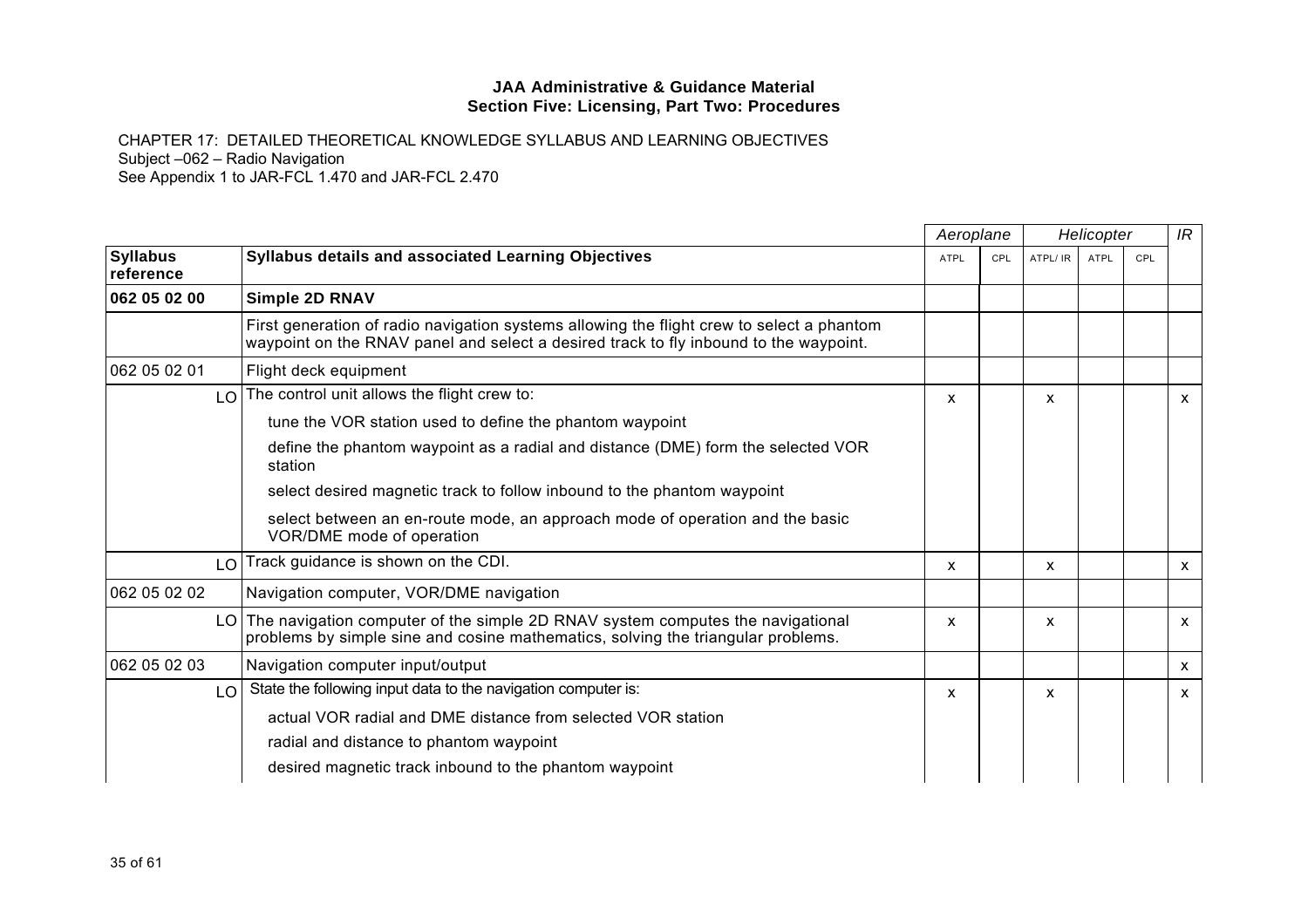**JAA Administrative & Guidance Material**
**Section Five: Licensing, Part Two: Procedures**

CHAPTER 17: DETAILED THEORETICAL KNOWLEDGE SYLLABUS AND LEARNING OBJECTIVES
Subject –062 – Radio Navigation
See Appendix 1 to JAR-FCL 1.470 and JAR-FCL 2.470

| | | | *Aeroplane* | | *Helicopter* | | | *IR* |
|---|---|---|---|---|---|---|---|---|
| **Syllabus reference** | | **Syllabus details and associated Learning Objectives** | ATPL | CPL | ATPL/ IR | ATPL | CPL | |
| **062 05 02 00** | | **Simple 2D RNAV** | | | | | | |
| | | First generation of radio navigation systems allowing the flight crew to select a phantom waypoint on the RNAV panel and select a desired track to fly inbound to the waypoint. | | | | | | |
| 062 05 02 01 | | Flight deck equipment | | | | | | |
| | LO | The control unit allows the flight crew to:<br>tune the VOR station used to define the phantom waypoint<br>define the phantom waypoint as a radial and distance (DME) form the selected VOR station<br>select desired magnetic track to follow inbound to the phantom waypoint<br>select between an en-route mode, an approach mode of operation and the basic VOR/DME mode of operation | x | | x | | | x |
| | LO | Track guidance is shown on the CDI. | x | | x | | | x |
| 062 05 02 02 | | Navigation computer, VOR/DME navigation | | | | | | |
| | LO | The navigation computer of the simple 2D RNAV system computes the navigational problems by simple sine and cosine mathematics, solving the triangular problems. | x | | x | | | x |
| 062 05 02 03 | | Navigation computer input/output | | | | | | x |
| | LO | State the following input data to the navigation computer is:<br>actual VOR radial and DME distance from selected VOR station<br>radial and distance to phantom waypoint<br>desired magnetic track inbound to the phantom waypoint | x | | x | | | x |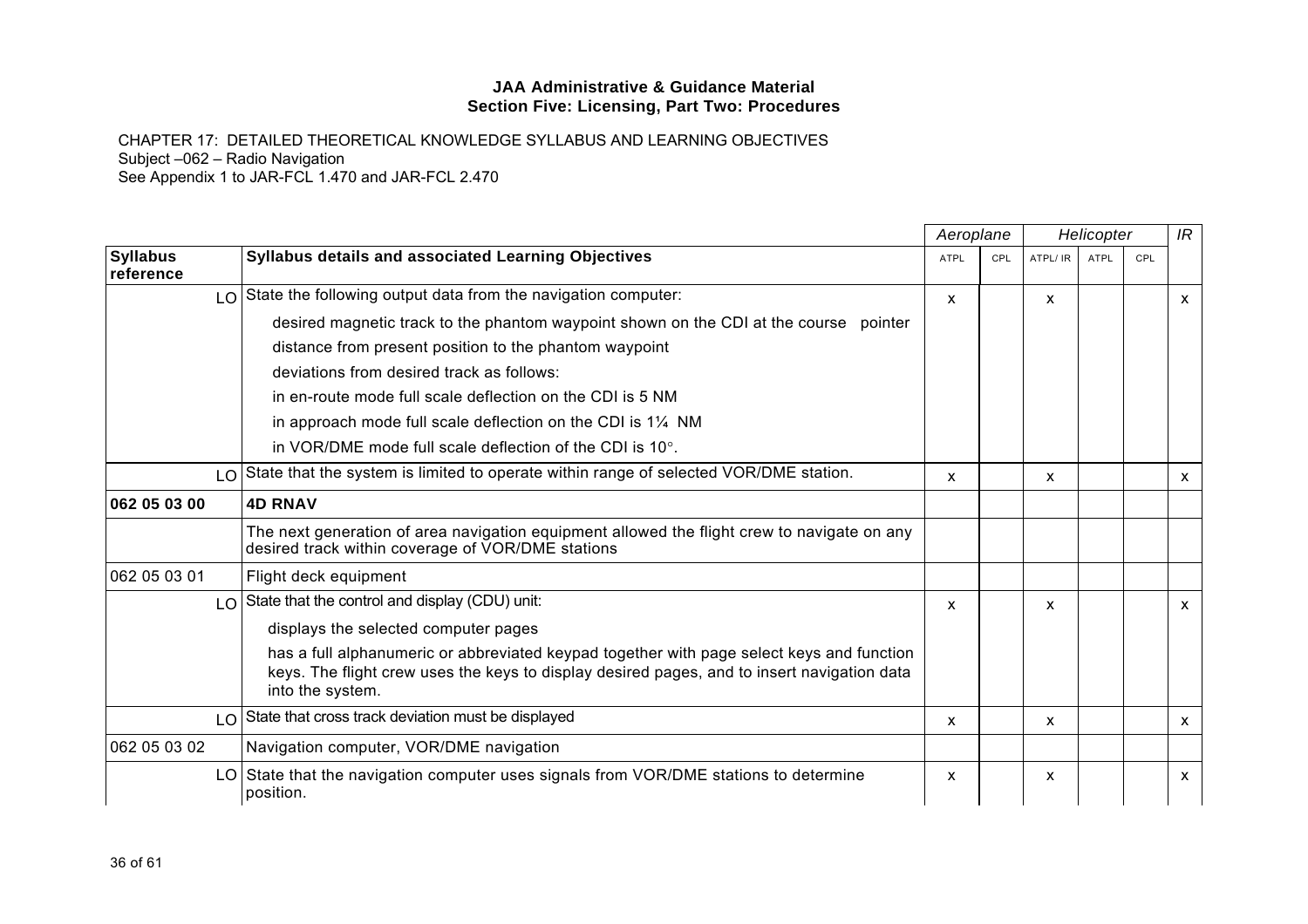**JAA Administrative & Guidance Material**
**Section Five: Licensing, Part Two: Procedures**

CHAPTER 17: DETAILED THEORETICAL KNOWLEDGE SYLLABUS AND LEARNING OBJECTIVES
Subject –062 – Radio Navigation
See Appendix 1 to JAR-FCL 1.470 and JAR-FCL 2.470

| | | *Aeroplane* | | *Helicopter* | | | *IR* |
|---|---|---|---|---|---|---|---|
| **Syllabus reference** | **Syllabus details and associated Learning Objectives** | ATPL | CPL | ATPL/ IR | ATPL | CPL | |
| LO | State the following output data from the navigation computer:<br>desired magnetic track to the phantom waypoint shown on the CDI at the course pointer<br>distance from present position to the phantom waypoint<br>deviations from desired track as follows:<br>in en-route mode full scale deflection on the CDI is 5 NM<br>in approach mode full scale deflection on the CDI is 1¼ NM<br>in VOR/DME mode full scale deflection of the CDI is 10°. | x | | x | | | x |
| LO | State that the system is limited to operate within range of selected VOR/DME station. | x | | x | | | x |
| **062 05 03 00** | **4D RNAV** | | | | | | |
| | The next generation of area navigation equipment allowed the flight crew to navigate on any desired track within coverage of VOR/DME stations | | | | | | |
| 062 05 03 01 | Flight deck equipment | | | | | | |
| LO | State that the control and display (CDU) unit:<br>displays the selected computer pages<br>has a full alphanumeric or abbreviated keypad together with page select keys and function keys. The flight crew uses the keys to display desired pages, and to insert navigation data into the system. | x | | x | | | x |
| LO | State that cross track deviation must be displayed | x | | x | | | x |
| 062 05 03 02 | Navigation computer, VOR/DME navigation | | | | | | |
| LO | State that the navigation computer uses signals from VOR/DME stations to determine position. | x | | x | | | x |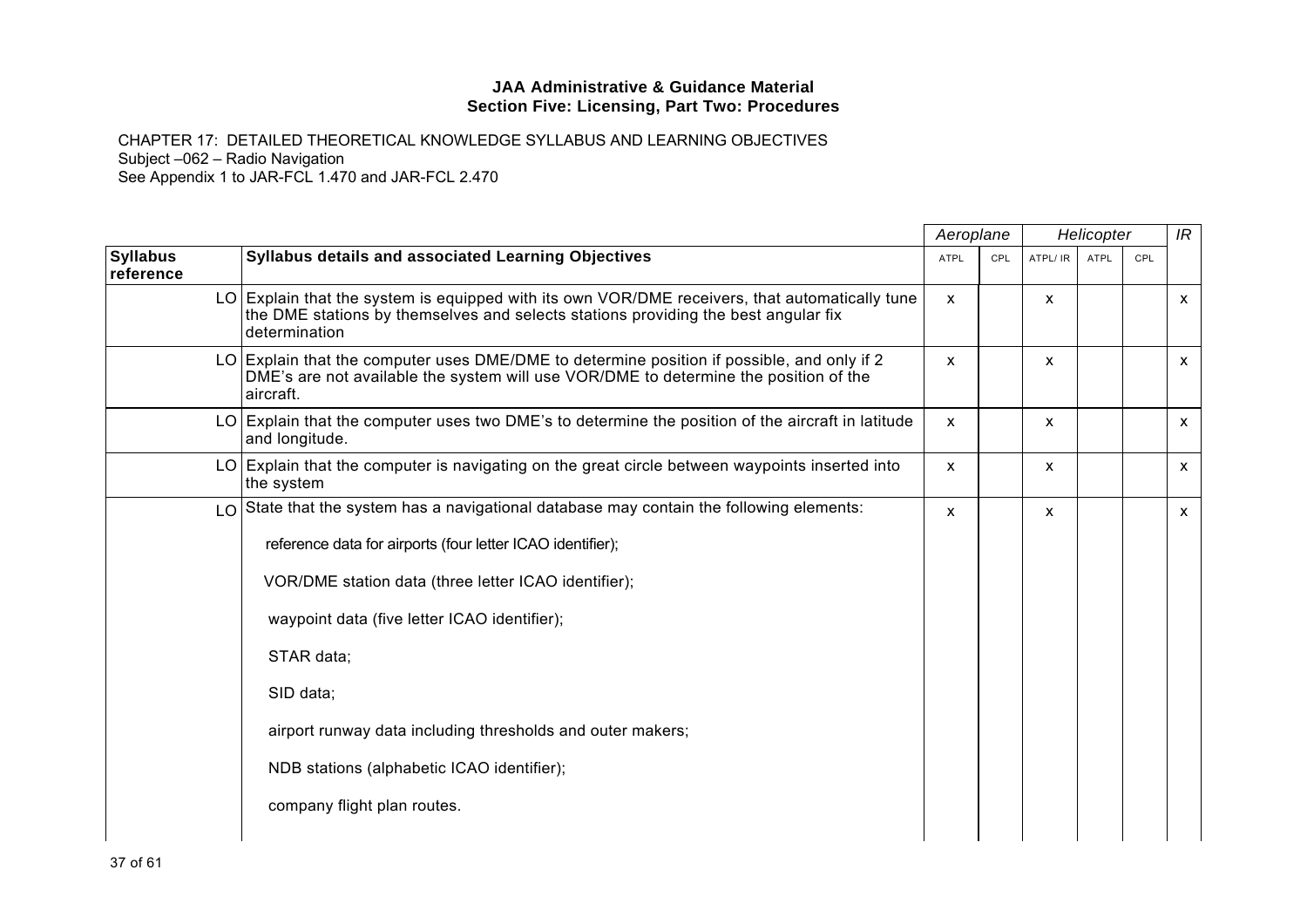**JAA Administrative & Guidance Material**
**Section Five: Licensing, Part Two: Procedures**

CHAPTER 17: DETAILED THEORETICAL KNOWLEDGE SYLLABUS AND LEARNING OBJECTIVES
Subject –062 – Radio Navigation
See Appendix 1 to JAR-FCL 1.470 and JAR-FCL 2.470

| | | *Aeroplane* | | *Helicopter* | | | *IR* |
|---|---|---|---|---|---|---|---|
| **Syllabus reference** | **Syllabus details and associated Learning Objectives** | ATPL | CPL | ATPL/ IR | ATPL | CPL | |
| LO | Explain that the system is equipped with its own VOR/DME receivers, that automatically tune the DME stations by themselves and selects stations providing the best angular fix determination | x | | x | | | x |
| LO | Explain that the computer uses DME/DME to determine position if possible, and only if 2 DME's are not available the system will use VOR/DME to determine the position of the aircraft. | x | | x | | | x |
| LO | Explain that the computer uses two DME's to determine the position of the aircraft in latitude and longitude. | x | | x | | | x |
| LO | Explain that the computer is navigating on the great circle between waypoints inserted into the system | x | | x | | | x |
| LO | State that the system has a navigational database may contain the following elements:<br>reference data for airports (four letter ICAO identifier);<br>VOR/DME station data (three letter ICAO identifier);<br>waypoint data (five letter ICAO identifier);<br>STAR data;<br>SID data;<br>airport runway data including thresholds and outer makers;<br>NDB stations (alphabetic ICAO identifier);<br>company flight plan routes. | x | | x | | | x |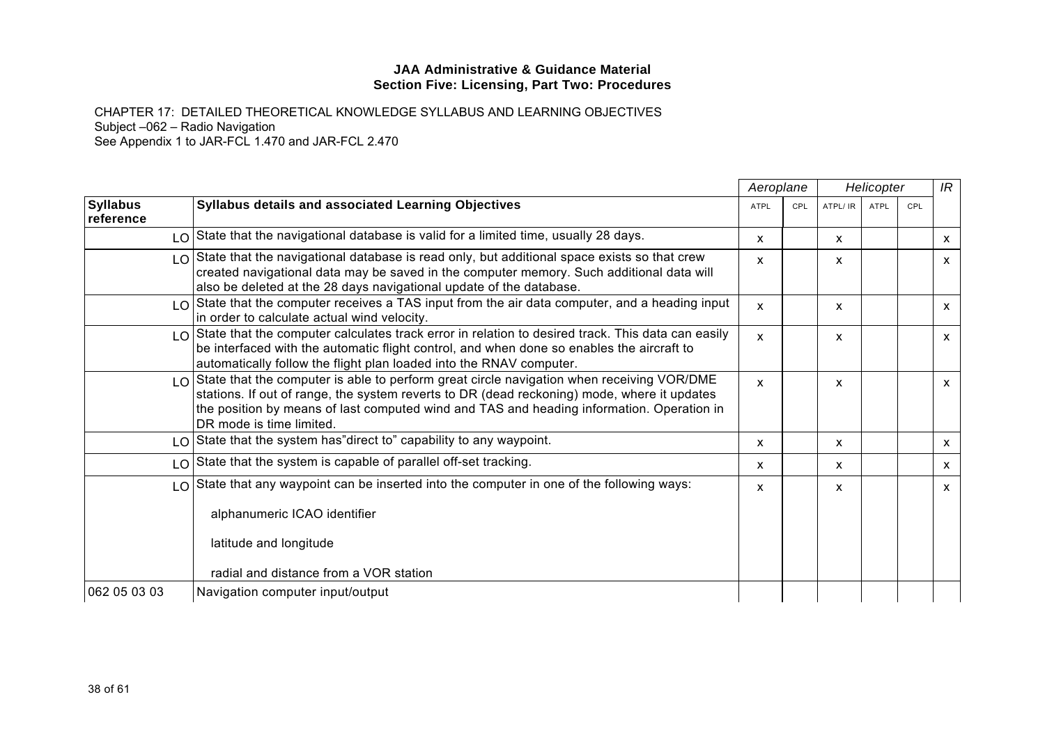**JAA Administrative & Guidance Material**
**Section Five: Licensing, Part Two: Procedures**

CHAPTER 17: DETAILED THEORETICAL KNOWLEDGE SYLLABUS AND LEARNING OBJECTIVES
Subject –062 – Radio Navigation
See Appendix 1 to JAR-FCL 1.470 and JAR-FCL 2.470

| | | *Aeroplane* | | *Helicopter* | | | *IR* |
|---|---|---|---|---|---|---|---|
| **Syllabus reference** | **Syllabus details and associated Learning Objectives** | ATPL | CPL | ATPL/ IR | ATPL | CPL | |
| LO | State that the navigational database is valid for a limited time, usually 28 days. | x | | x | | | x |
| LO | State that the navigational database is read only, but additional space exists so that crew created navigational data may be saved in the computer memory. Such additional data will also be deleted at the 28 days navigational update of the database. | x | | x | | | x |
| LO | State that the computer receives a TAS input from the air data computer, and a heading input in order to calculate actual wind velocity. | x | | x | | | x |
| LO | State that the computer calculates track error in relation to desired track. This data can easily be interfaced with the automatic flight control, and when done so enables the aircraft to automatically follow the flight plan loaded into the RNAV computer. | x | | x | | | x |
| LO | State that the computer is able to perform great circle navigation when receiving VOR/DME stations. If out of range, the system reverts to DR (dead reckoning) mode, where it updates the position by means of last computed wind and TAS and heading information. Operation in DR mode is time limited. | x | | x | | | x |
| LO | State that the system has"direct to" capability to any waypoint. | x | | x | | | x |
| LO | State that the system is capable of parallel off-set tracking. | x | | x | | | x |
| LO | State that any waypoint can be inserted into the computer in one of the following ways:<br><br>alphanumeric ICAO identifier<br><br>latitude and longitude<br><br>radial and distance from a VOR station | x | | x | | | x |
| 062 05 03 03 | Navigation computer input/output | | | | | | |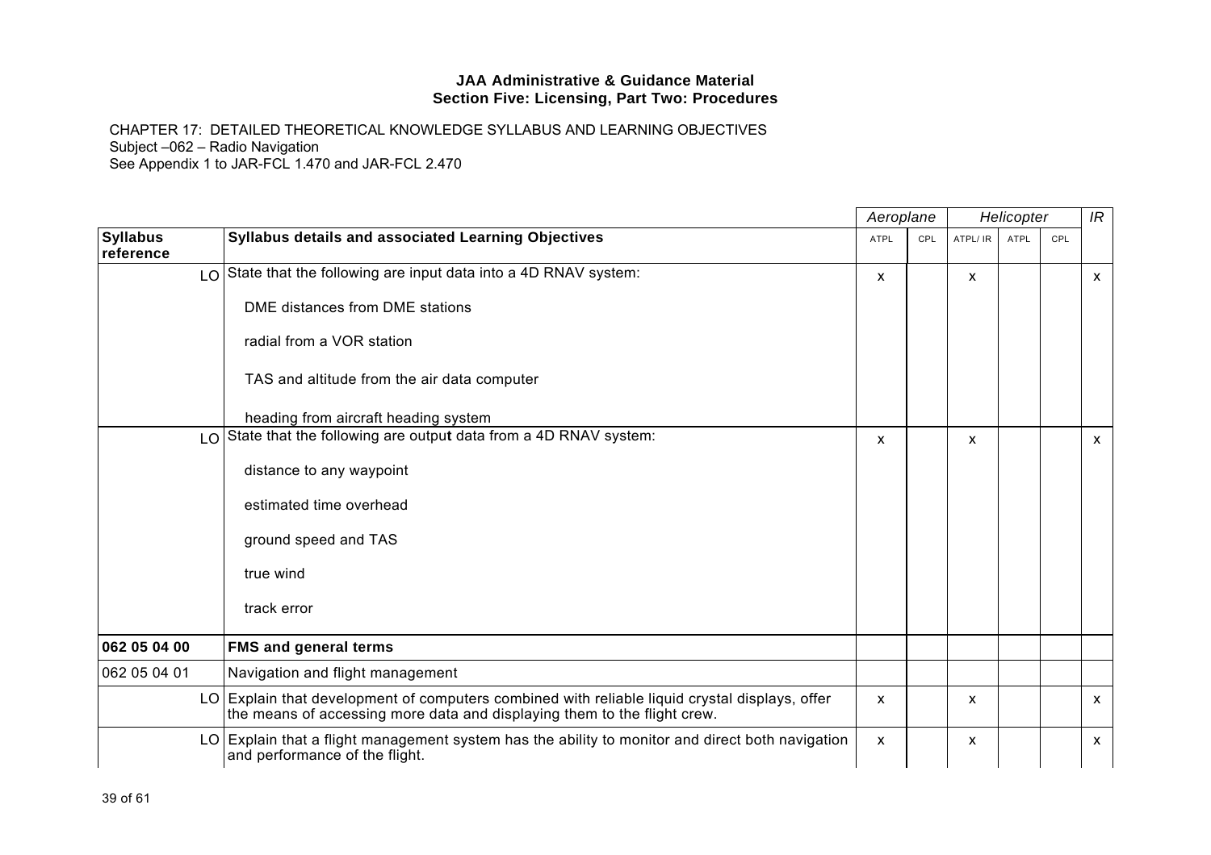**JAA Administrative & Guidance Material**
**Section Five: Licensing, Part Two: Procedures**

CHAPTER 17: DETAILED THEORETICAL KNOWLEDGE SYLLABUS AND LEARNING OBJECTIVES
Subject –062 – Radio Navigation
See Appendix 1 to JAR-FCL 1.470 and JAR-FCL 2.470

| | | *Aeroplane* | | *Helicopter* | | | *IR* |
|---|---|---|---|---|---|---|---|
| **Syllabus reference** | **Syllabus details and associated Learning Objectives** | ATPL | CPL | ATPL/ IR | ATPL | CPL | |
| LO | State that the following are input data into a 4D RNAV system:<br><br>DME distances from DME stations<br><br>radial from a VOR station<br><br>TAS and altitude from the air data computer<br><br>heading from aircraft heading system | x | | x | | | x |
| LO | State that the following are output data from a 4D RNAV system:<br><br>distance to any waypoint<br><br>estimated time overhead<br><br>ground speed and TAS<br><br>true wind<br><br>track error | x | | x | | | x |
| **062 05 04 00** | **FMS and general terms** | | | | | | |
| 062 05 04 01 | Navigation and flight management | | | | | | |
| LO | Explain that development of computers combined with reliable liquid crystal displays, offer the means of accessing more data and displaying them to the flight crew. | x | | x | | | x |
| LO | Explain that a flight management system has the ability to monitor and direct both navigation and performance of the flight. | x | | x | | | x |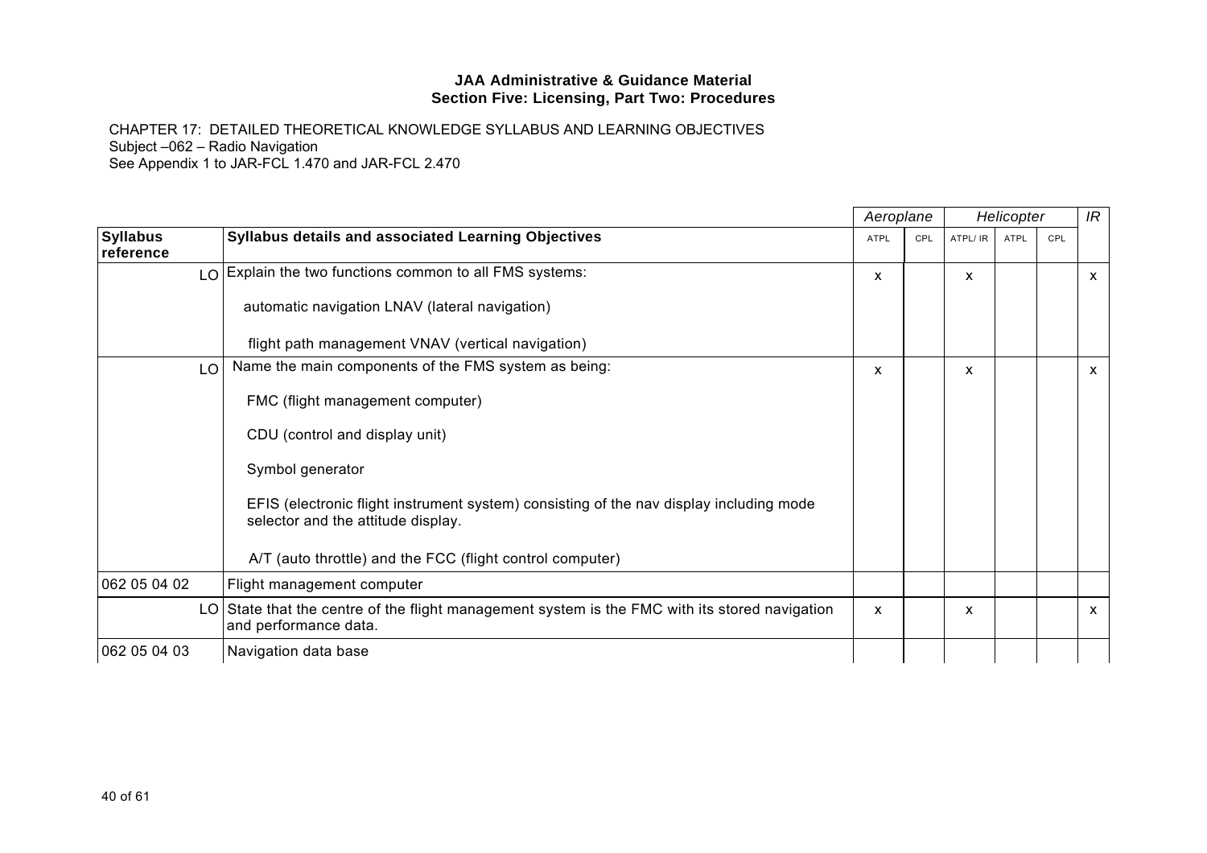**JAA Administrative & Guidance Material**
**Section Five: Licensing, Part Two: Procedures**

CHAPTER 17: DETAILED THEORETICAL KNOWLEDGE SYLLABUS AND LEARNING OBJECTIVES
Subject –062 – Radio Navigation
See Appendix 1 to JAR-FCL 1.470 and JAR-FCL 2.470

| | | *Aeroplane* | | *Helicopter* | | | *IR* |
|---|---|---|---|---|---|---|---|
| **Syllabus reference** | **Syllabus details and associated Learning Objectives** | ATPL | CPL | ATPL/ IR | ATPL | CPL | |
| LO | Explain the two functions common to all FMS systems:<br><br>automatic navigation LNAV (lateral navigation)<br><br>flight path management VNAV (vertical navigation) | x | | x | | | x |
| LO | Name the main components of the FMS system as being:<br><br>FMC (flight management computer)<br><br>CDU (control and display unit)<br><br>Symbol generator<br><br>EFIS (electronic flight instrument system) consisting of the nav display including mode selector and the attitude display.<br><br>A/T (auto throttle) and the FCC (flight control computer) | x | | x | | | x |
| 062 05 04 02 | Flight management computer | | | | | | |
| LO | State that the centre of the flight management system is the FMC with its stored navigation and performance data. | x | | x | | | x |
| 062 05 04 03 | Navigation data base | | | | | | |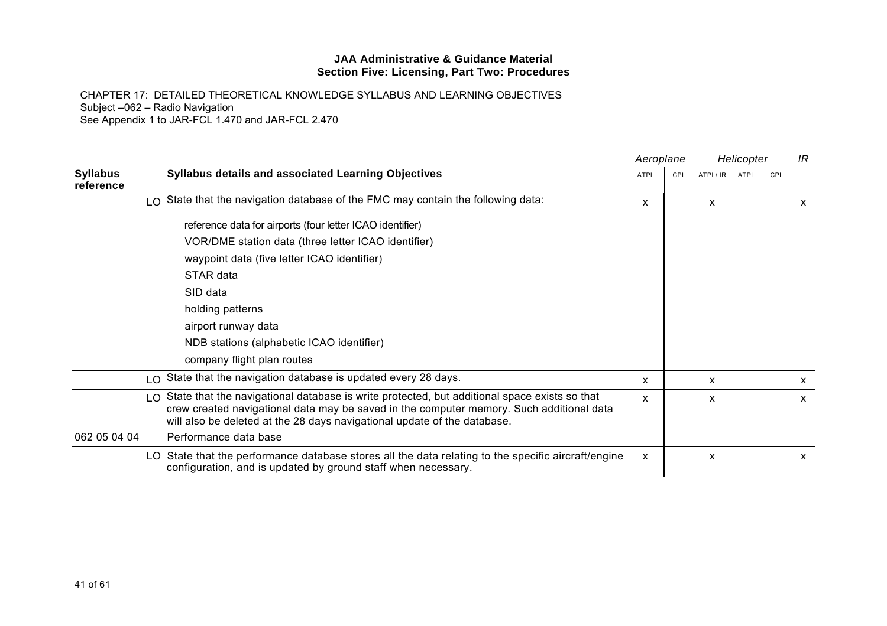**JAA Administrative & Guidance Material**
**Section Five: Licensing, Part Two: Procedures**

CHAPTER 17: DETAILED THEORETICAL KNOWLEDGE SYLLABUS AND LEARNING OBJECTIVES
Subject –062 – Radio Navigation
See Appendix 1 to JAR-FCL 1.470 and JAR-FCL 2.470

| | | *Aeroplane* | | *Helicopter* | | | *IR* |
|---|---|---|---|---|---|---|---|
| **Syllabus reference** | **Syllabus details and associated Learning Objectives** | ATPL | CPL | ATPL/ IR | ATPL | CPL | |
| LO | State that the navigation database of the FMC may contain the following data:<br><br>reference data for airports (four letter ICAO identifier)<br>VOR/DME station data (three letter ICAO identifier)<br>waypoint data (five letter ICAO identifier)<br>STAR data<br>SID data<br>holding patterns<br>airport runway data<br>NDB stations (alphabetic ICAO identifier)<br>company flight plan routes | x | | x | | | x |
| LO | State that the navigation database is updated every 28 days. | x | | x | | | x |
| LO | State that the navigational database is write protected, but additional space exists so that crew created navigational data may be saved in the computer memory. Such additional data will also be deleted at the 28 days navigational update of the database. | x | | x | | | x |
| 062 05 04 04 | Performance data base | | | | | | |
| LO | State that the performance database stores all the data relating to the specific aircraft/engine configuration, and is updated by ground staff when necessary. | x | | x | | | x |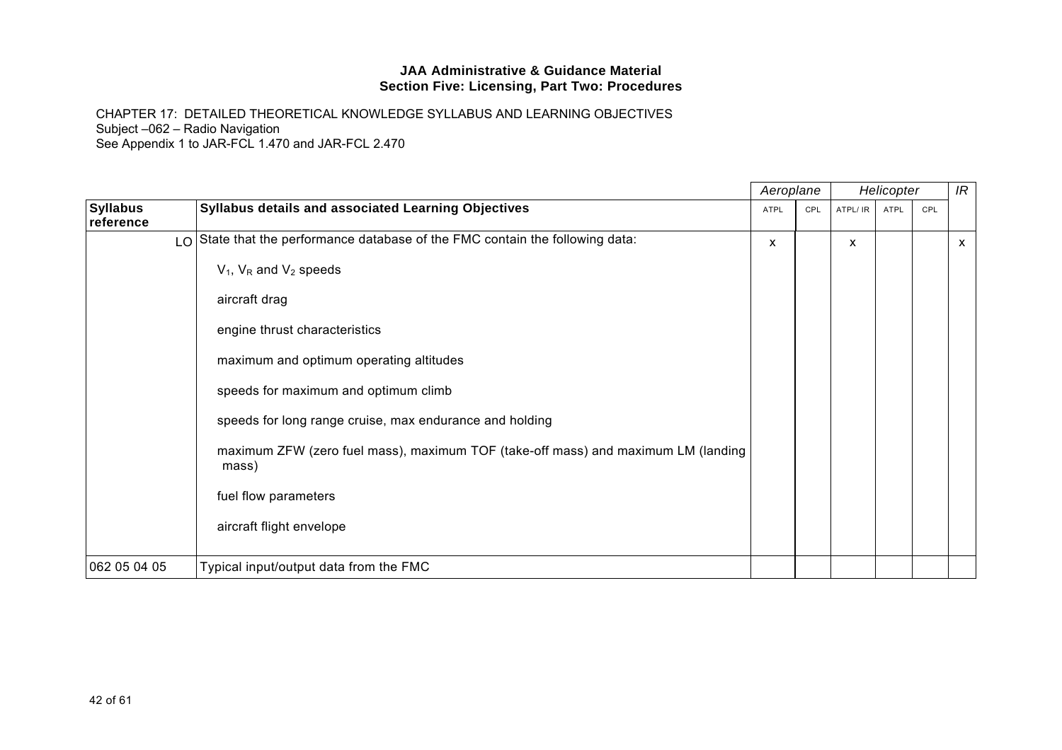**JAA Administrative & Guidance Material**
**Section Five: Licensing, Part Two: Procedures**

CHAPTER 17: DETAILED THEORETICAL KNOWLEDGE SYLLABUS AND LEARNING OBJECTIVES
Subject –062 – Radio Navigation
See Appendix 1 to JAR-FCL 1.470 and JAR-FCL 2.470

| | | Aeroplane | | Helicopter | | | IR |
|---|---|---|---|---|---|---|---|
| **Syllabus reference** | **Syllabus details and associated Learning Objectives** | ATPL | CPL | ATPL/ IR | ATPL | CPL | |
| LO | State that the performance database of the FMC contain the following data:<br><br>$V_1$, $V_R$ and $V_2$ speeds<br><br>aircraft drag<br><br>engine thrust characteristics<br><br>maximum and optimum operating altitudes<br><br>speeds for maximum and optimum climb<br><br>speeds for long range cruise, max endurance and holding<br><br>maximum ZFW (zero fuel mass), maximum TOF (take-off mass) and maximum LM (landing mass)<br><br>fuel flow parameters<br><br>aircraft flight envelope | x | | x | | | x |
| 062 05 04 05 | Typical input/output data from the FMC | | | | | | |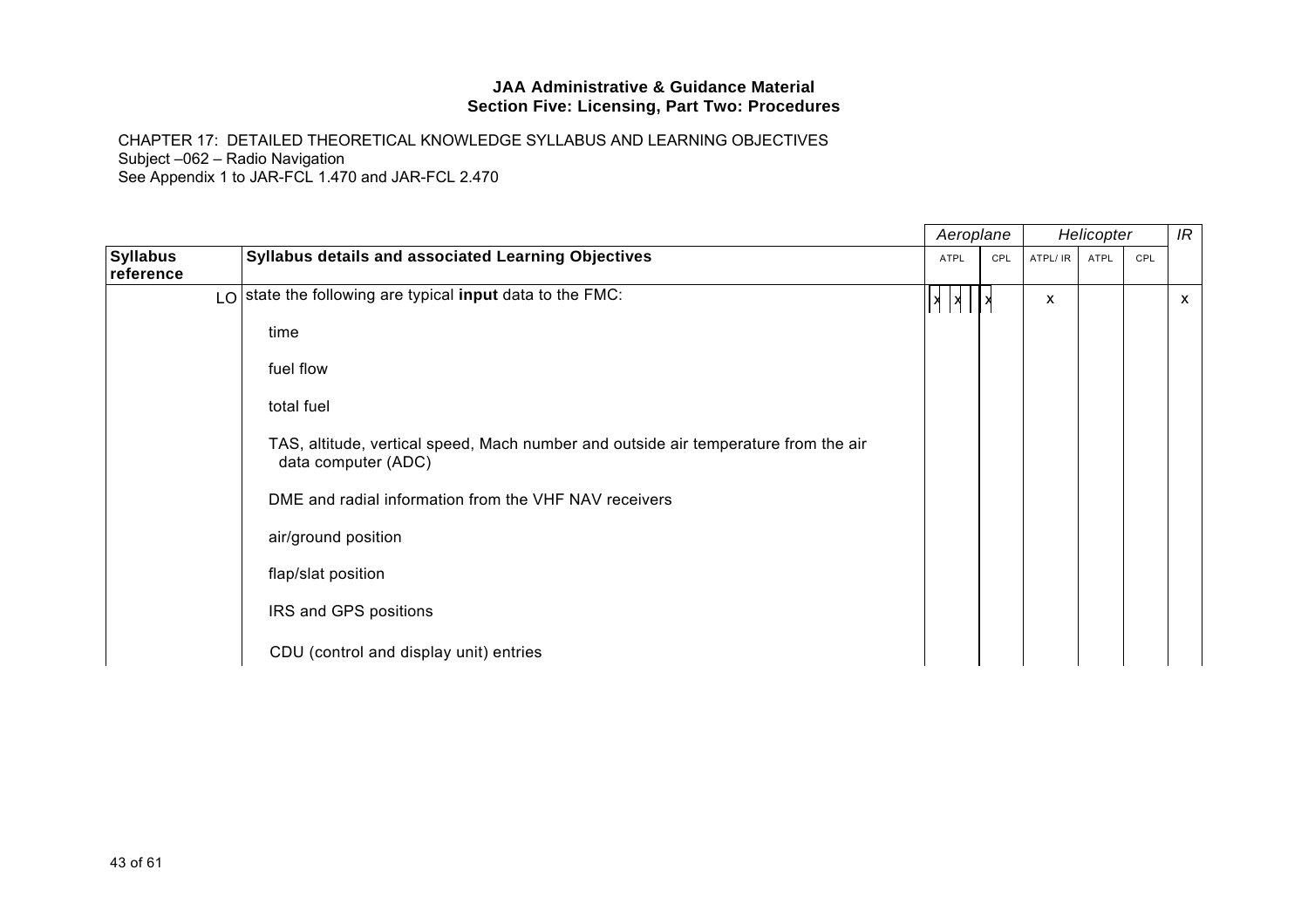**JAA Administrative & Guidance Material**
**Section Five: Licensing, Part Two: Procedures**

CHAPTER 17: DETAILED THEORETICAL KNOWLEDGE SYLLABUS AND LEARNING OBJECTIVES
Subject –062 – Radio Navigation
See Appendix 1 to JAR-FCL 1.470 and JAR-FCL 2.470

| | | *Aeroplane* | | *Helicopter* | | | *IR* |
|---|---|---|---|---|---|---|---|
| **Syllabus reference** | **Syllabus details and associated Learning Objectives** | ATPL | CPL | ATPL/ IR | ATPL | CPL | |
| LO | state the following are typical **input** data to the FMC: | x | x | x | | | x |
| | time | | | | | | |
| | fuel flow | | | | | | |
| | total fuel | | | | | | |
| | TAS, altitude, vertical speed, Mach number and outside air temperature from the air data computer (ADC) | | | | | | |
| | DME and radial information from the VHF NAV receivers | | | | | | |
| | air/ground position | | | | | | |
| | flap/slat position | | | | | | |
| | IRS and GPS positions | | | | | | |
| | CDU (control and display unit) entries | | | | | | |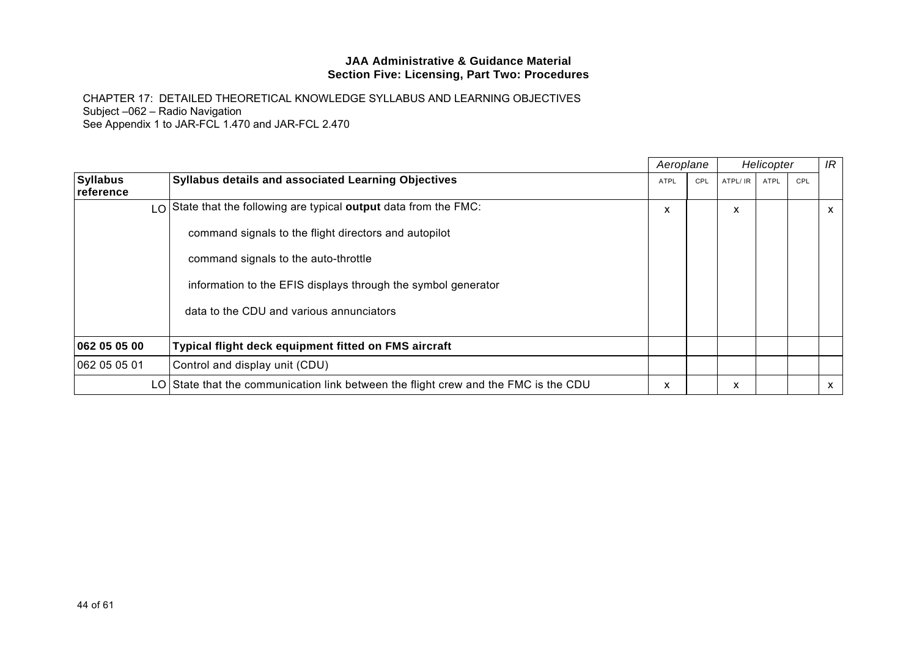**JAA Administrative & Guidance Material**
**Section Five: Licensing, Part Two: Procedures**

CHAPTER 17: DETAILED THEORETICAL KNOWLEDGE SYLLABUS AND LEARNING OBJECTIVES
Subject –062 – Radio Navigation
See Appendix 1 to JAR-FCL 1.470 and JAR-FCL 2.470

| | | *Aeroplane* | | *Helicopter* | | | *IR* |
|---|---|---|---|---|---|---|---|
| **Syllabus reference** | **Syllabus details and associated Learning Objectives** | ATPL | CPL | ATPL/ IR | ATPL | CPL | |
| LO | State that the following are typical **output** data from the FMC:<br>command signals to the flight directors and autopilot<br>command signals to the auto-throttle<br>information to the EFIS displays through the symbol generator<br>data to the CDU and various annunciators | x | | x | | | x |
| **062 05 05 00** | **Typical flight deck equipment fitted on FMS aircraft** | | | | | | |
| 062 05 05 01 | Control and display unit (CDU) | | | | | | |
| LO | State that the communication link between the flight crew and the FMC is the CDU | x | | x | | | x |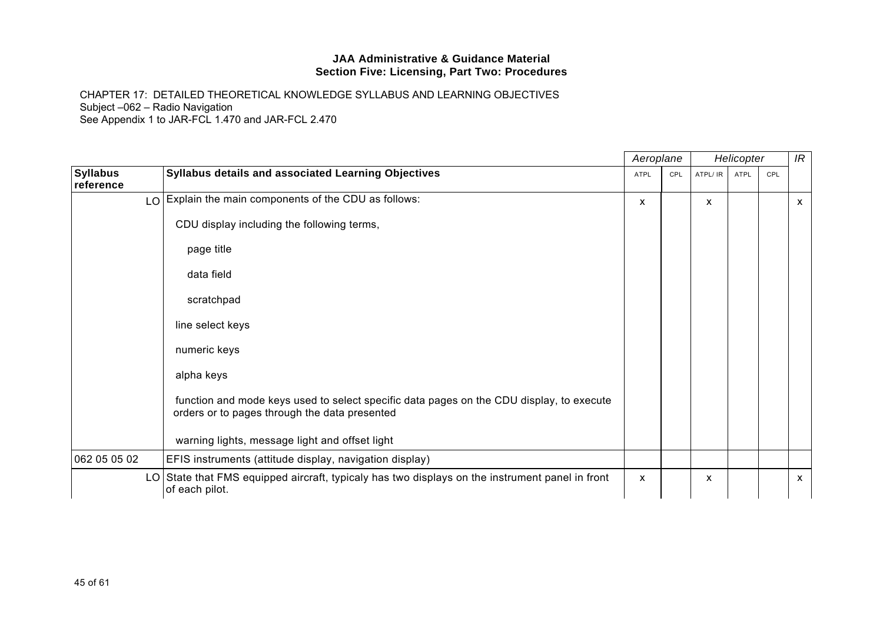**JAA Administrative & Guidance Material**
**Section Five: Licensing, Part Two: Procedures**

CHAPTER 17: DETAILED THEORETICAL KNOWLEDGE SYLLABUS AND LEARNING OBJECTIVES
Subject –062 – Radio Navigation
See Appendix 1 to JAR-FCL 1.470 and JAR-FCL 2.470

| | | *Aeroplane* | | *Helicopter* | | | *IR* |
|---|---|---|---|---|---|---|---|
| **Syllabus reference** | **Syllabus details and associated Learning Objectives** | ATPL | CPL | ATPL/ IR | ATPL | CPL | |
| LO | Explain the main components of the CDU as follows:<br><br>CDU display including the following terms,<br><br>page title<br><br>data field<br><br>scratchpad<br><br>line select keys<br><br>numeric keys<br><br>alpha keys<br><br>function and mode keys used to select specific data pages on the CDU display, to execute orders or to pages through the data presented<br><br>warning lights, message light and offset light | x | | x | | | x |
| 062 05 05 02 | EFIS instruments (attitude display, navigation display) | | | | | | |
| LO | State that FMS equipped aircraft, typicaly has two displays on the instrument panel in front of each pilot. | x | | x | | | x |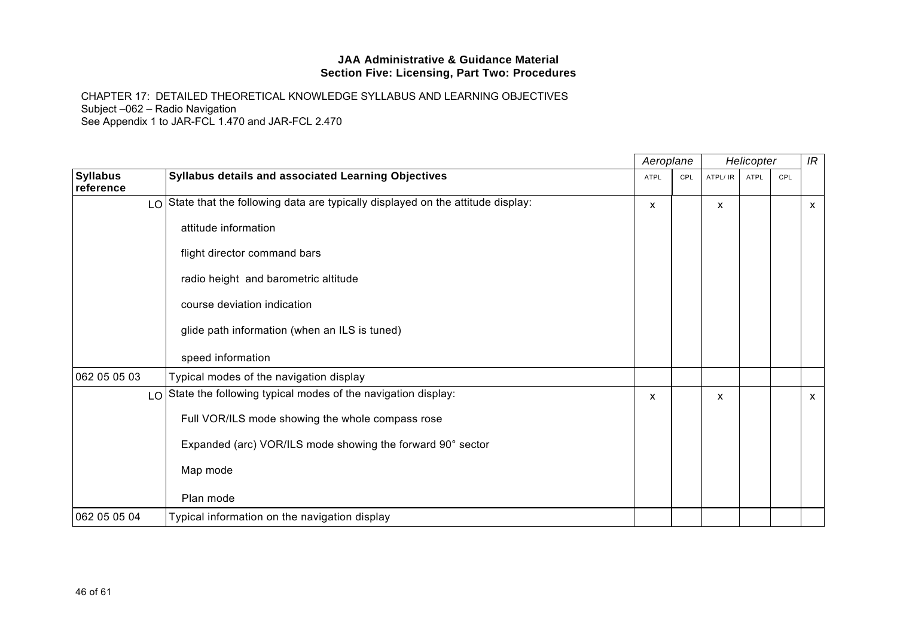**JAA Administrative & Guidance Material**
**Section Five: Licensing, Part Two: Procedures**

CHAPTER 17: DETAILED THEORETICAL KNOWLEDGE SYLLABUS AND LEARNING OBJECTIVES
Subject –062 – Radio Navigation
See Appendix 1 to JAR-FCL 1.470 and JAR-FCL 2.470

| | | Aeroplane | | Helicopter | | | IR |
|---|---|---|---|---|---|---|---|
| **Syllabus reference** | **Syllabus details and associated Learning Objectives** | ATPL | CPL | ATPL/ IR | ATPL | CPL | |
| LO | State that the following data are typically displayed on the attitude display:<br><br>attitude information<br><br>flight director command bars<br><br>radio height and barometric altitude<br><br>course deviation indication<br><br>glide path information (when an ILS is tuned)<br><br>speed information | x | | x | | | x |
| 062 05 05 03 | Typical modes of the navigation display | | | | | | |
| LO | State the following typical modes of the navigation display:<br><br>Full VOR/ILS mode showing the whole compass rose<br><br>Expanded (arc) VOR/ILS mode showing the forward 90° sector<br><br>Map mode<br><br>Plan mode | x | | x | | | x |
| 062 05 05 04 | Typical information on the navigation display | | | | | | |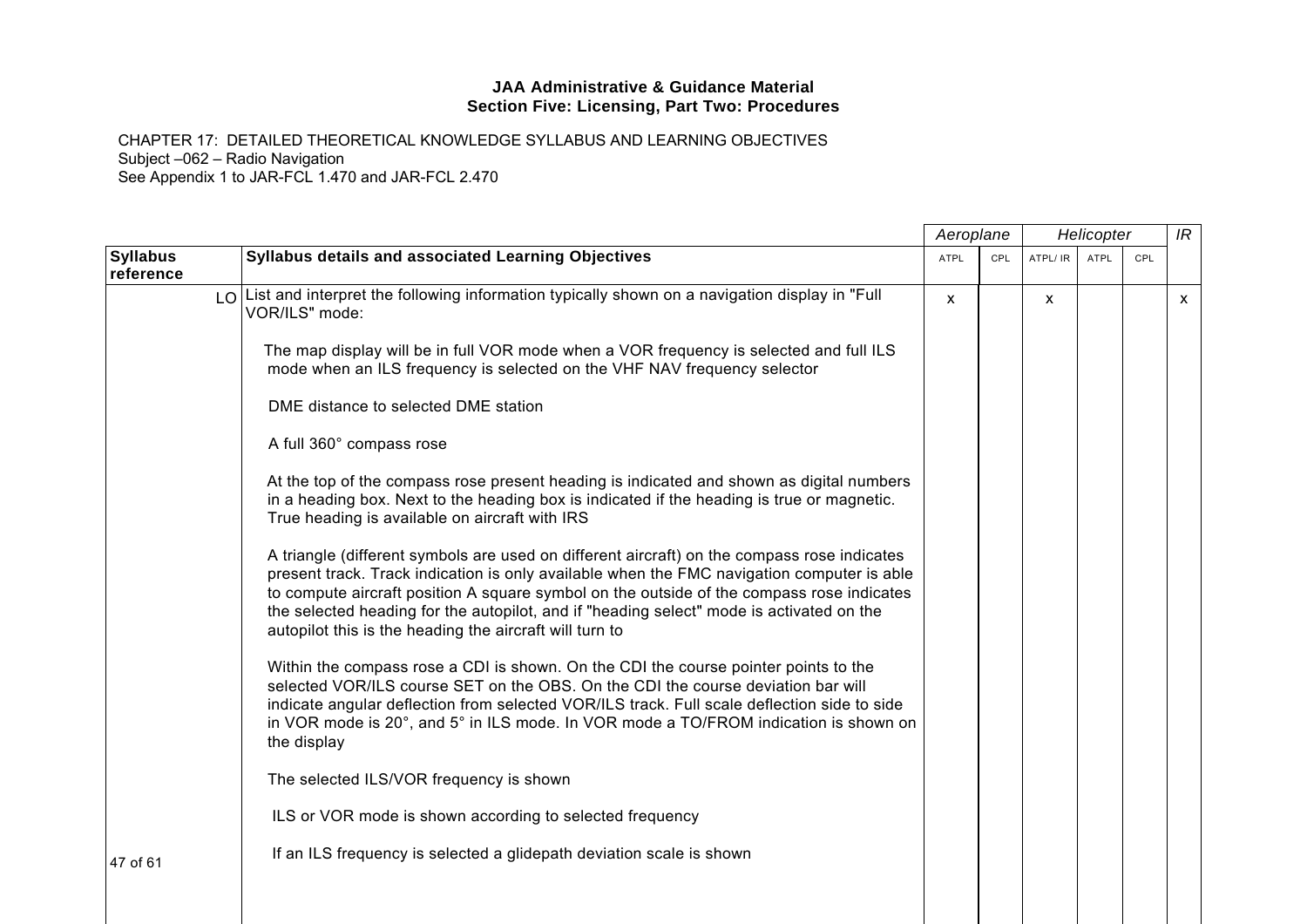**JAA Administrative & Guidance Material**
**Section Five: Licensing, Part Two: Procedures**

CHAPTER 17: DETAILED THEORETICAL KNOWLEDGE SYLLABUS AND LEARNING OBJECTIVES
Subject –062 – Radio Navigation
See Appendix 1 to JAR-FCL 1.470 and JAR-FCL 2.470

| | | *Aeroplane* | | *Helicopter* | | | *IR* |
|---|---|---|---|---|---|---|---|
| **Syllabus reference** | **Syllabus details and associated Learning Objectives** | ATPL | CPL | ATPL/ IR | ATPL | CPL | |
| LO | List and interpret the following information typically shown on a navigation display in "Full VOR/ILS" mode:<br><br>The map display will be in full VOR mode when a VOR frequency is selected and full ILS mode when an ILS frequency is selected on the VHF NAV frequency selector<br><br>DME distance to selected DME station<br><br>A full 360° compass rose<br><br>At the top of the compass rose present heading is indicated and shown as digital numbers in a heading box. Next to the heading box is indicated if the heading is true or magnetic. True heading is available on aircraft with IRS<br><br>A triangle (different symbols are used on different aircraft) on the compass rose indicates present track. Track indication is only available when the FMC navigation computer is able to compute aircraft position A square symbol on the outside of the compass rose indicates the selected heading for the autopilot, and if "heading select" mode is activated on the autopilot this is the heading the aircraft will turn to<br><br>Within the compass rose a CDI is shown. On the CDI the course pointer points to the selected VOR/ILS course SET on the OBS. On the CDI the course deviation bar will indicate angular deflection from selected VOR/ILS track. Full scale deflection side to side in VOR mode is 20°, and 5° in ILS mode. In VOR mode a TO/FROM indication is shown on the display<br><br>The selected ILS/VOR frequency is shown<br><br>ILS or VOR mode is shown according to selected frequency<br><br>If an ILS frequency is selected a glidepath deviation scale is shown | x | | x | | | x |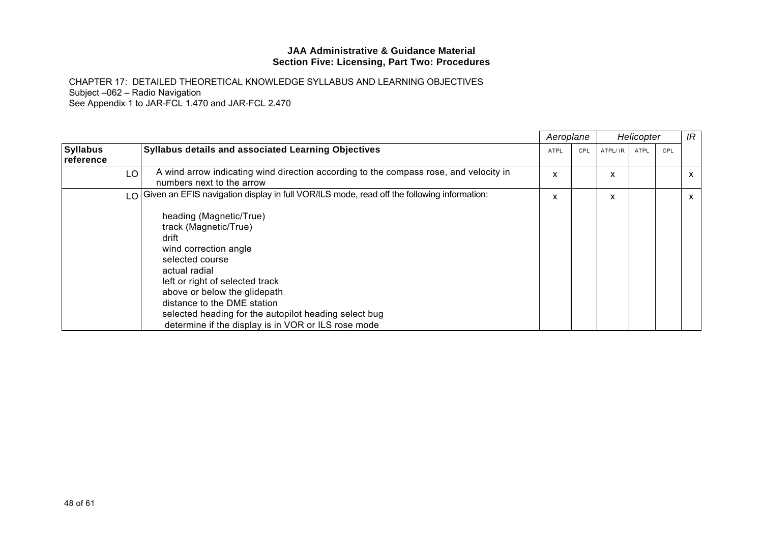**JAA Administrative & Guidance Material**
**Section Five: Licensing, Part Two: Procedures**

CHAPTER 17: DETAILED THEORETICAL KNOWLEDGE SYLLABUS AND LEARNING OBJECTIVES
Subject –062 – Radio Navigation
See Appendix 1 to JAR-FCL 1.470 and JAR-FCL 2.470

| | | *Aeroplane* | | *Helicopter* | | | *IR* |
|---|---|---|---|---|---|---|---|
| **Syllabus reference** | **Syllabus details and associated Learning Objectives** | ATPL | CPL | ATPL/ IR | ATPL | CPL | |
| LO | A wind arrow indicating wind direction according to the compass rose, and velocity in numbers next to the arrow | x | | x | | | x |
| LO | Given an EFIS navigation display in full VOR/ILS mode, read off the following information:<br><br>heading (Magnetic/True)<br>track (Magnetic/True)<br>drift<br>wind correction angle<br>selected course<br>actual radial<br>left or right of selected track<br>above or below the glidepath<br>distance to the DME station<br>selected heading for the autopilot heading select bug<br>determine if the display is in VOR or ILS rose mode | x | | x | | | x |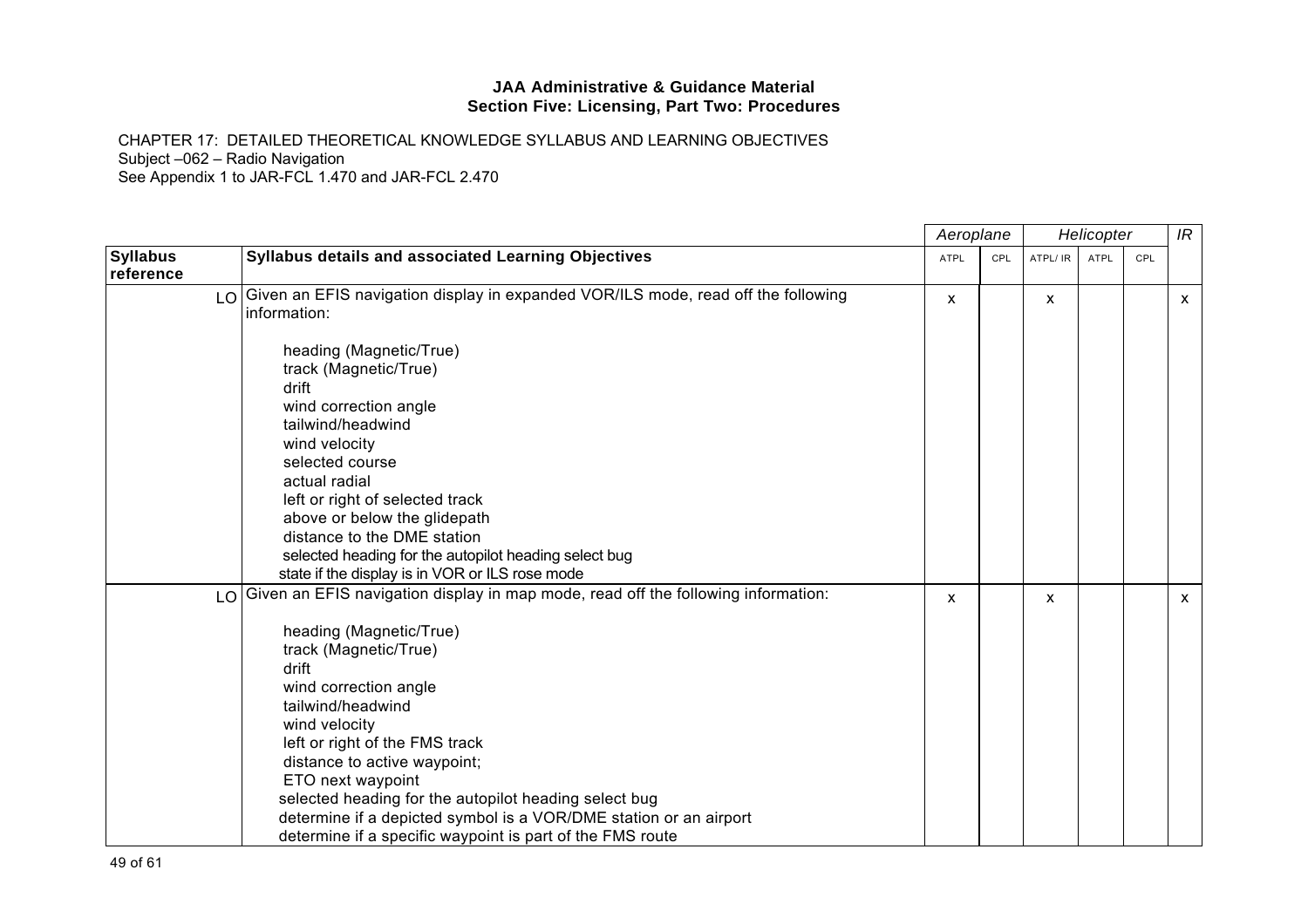**JAA Administrative & Guidance Material**
**Section Five: Licensing, Part Two: Procedures**

CHAPTER 17: DETAILED THEORETICAL KNOWLEDGE SYLLABUS AND LEARNING OBJECTIVES
Subject –062 – Radio Navigation
See Appendix 1 to JAR-FCL 1.470 and JAR-FCL 2.470

| | | *Aeroplane* | | *Helicopter* | | | *IR* |
|---|---|---|---|---|---|---|---|
| **Syllabus reference** | **Syllabus details and associated Learning Objectives** | ATPL | CPL | ATPL/ IR | ATPL | CPL | |
| LO | Given an EFIS navigation display in expanded VOR/ILS mode, read off the following information:<br><br>heading (Magnetic/True)<br>track (Magnetic/True)<br>drift<br>wind correction angle<br>tailwind/headwind<br>wind velocity<br>selected course<br>actual radial<br>left or right of selected track<br>above or below the glidepath<br>distance to the DME station<br>selected heading for the autopilot heading select bug<br>state if the display is in VOR or ILS rose mode | x | | x | | | x |
| LO | Given an EFIS navigation display in map mode, read off the following information:<br><br>heading (Magnetic/True)<br>track (Magnetic/True)<br>drift<br>wind correction angle<br>tailwind/headwind<br>wind velocity<br>left or right of the FMS track<br>distance to active waypoint;<br>ETO next waypoint<br>selected heading for the autopilot heading select bug<br>determine if a depicted symbol is a VOR/DME station or an airport<br>determine if a specific waypoint is part of the FMS route | x | | x | | | x |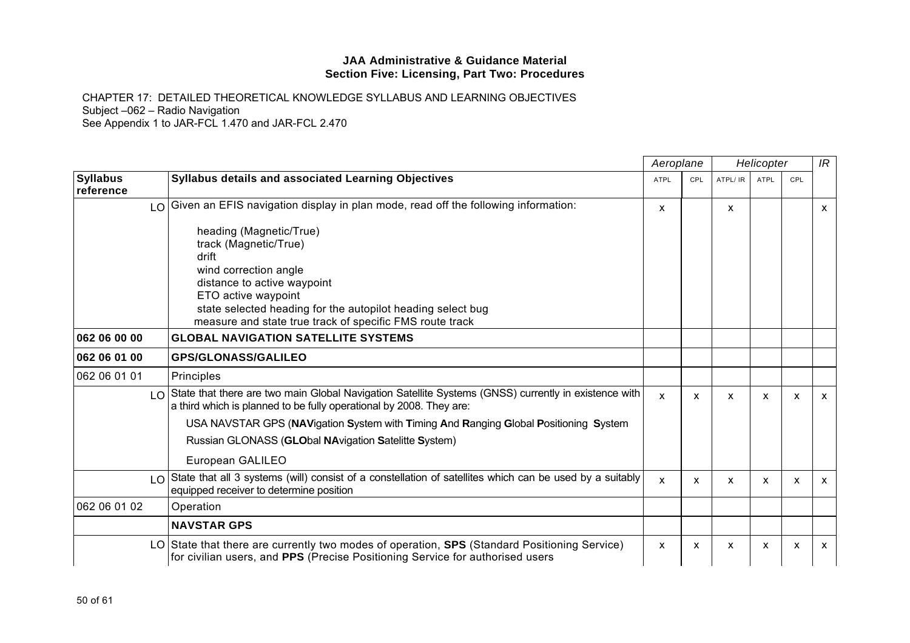**JAA Administrative & Guidance Material**
**Section Five: Licensing, Part Two: Procedures**

CHAPTER 17: DETAILED THEORETICAL KNOWLEDGE SYLLABUS AND LEARNING OBJECTIVES
Subject –062 – Radio Navigation
See Appendix 1 to JAR-FCL 1.470 and JAR-FCL 2.470

| | | *Aeroplane* | | *Helicopter* | | | *IR* |
|---|---|---|---|---|---|---|---|
| **Syllabus reference** | **Syllabus details and associated Learning Objectives** | ATPL | CPL | ATPL/ IR | ATPL | CPL | |
| LO | Given an EFIS navigation display in plan mode, read off the following information:<br><br>heading (Magnetic/True)<br>track (Magnetic/True)<br>drift<br>wind correction angle<br>distance to active waypoint<br>ETO active waypoint<br>state selected heading for the autopilot heading select bug<br>measure and state true track of specific FMS route track | x | | x | | | x |
| **062 06 00 00** | **GLOBAL NAVIGATION SATELLITE SYSTEMS** | | | | | | |
| **062 06 01 00** | **GPS/GLONASS/GALILEO** | | | | | | |
| 062 06 01 01 | Principles | | | | | | |
| LO | State that there are two main Global Navigation Satellite Systems (GNSS) currently in existence with a third which is planned to be fully operational by 2008. They are:<br><br>USA NAVSTAR GPS (**NAV**igation **S**ystem with **T**iming **A**nd **R**anging **G**lobal **P**ositioning **S**ystem<br><br>Russian GLONASS (**GLO**bal **NA**vigation **S**atelitte **S**ystem)<br><br>European GALILEO | x | x | x | x | x | x |
| LO | State that all 3 systems (will) consist of a constellation of satellites which can be used by a suitably equipped receiver to determine position | x | x | x | x | x | x |
| 062 06 01 02 | Operation | | | | | | |
| | **NAVSTAR GPS** | | | | | | |
| LO | State that there are currently two modes of operation, **SPS** (Standard Positioning Service) for civilian users, and **PPS** (Precise Positioning Service for authorised users | x | x | x | x | x | x |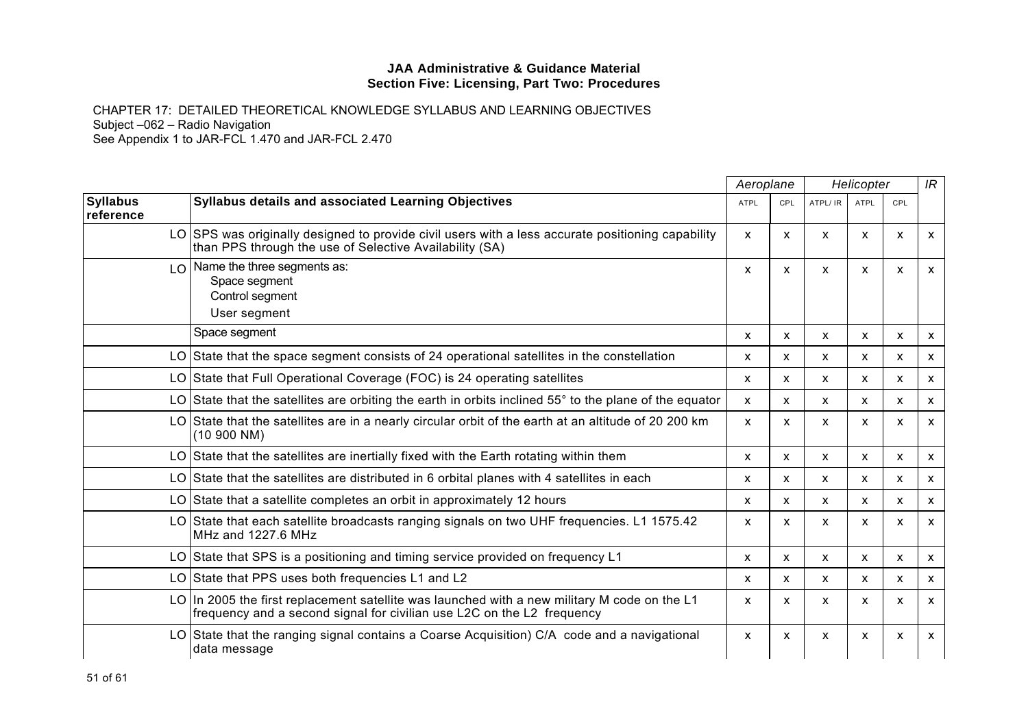**JAA Administrative & Guidance Material**
**Section Five: Licensing, Part Two: Procedures**

CHAPTER 17: DETAILED THEORETICAL KNOWLEDGE SYLLABUS AND LEARNING OBJECTIVES
Subject –062 – Radio Navigation
See Appendix 1 to JAR-FCL 1.470 and JAR-FCL 2.470

| | | *Aeroplane* | | *Helicopter* | | | *IR* |
|---|---|---|---|---|---|---|---|
| **Syllabus reference** | **Syllabus details and associated Learning Objectives** | ATPL | CPL | ATPL/ IR | ATPL | CPL | |
| LO | SPS was originally designed to provide civil users with a less accurate positioning capability than PPS through the use of Selective Availability (SA) | x | x | x | x | x | x |
| LO | Name the three segments as:<br>Space segment<br>Control segment<br>User segment | x | x | x | x | x | x |
| | Space segment | x | x | x | x | x | x |
| LO | State that the space segment consists of 24 operational satellites in the constellation | x | x | x | x | x | x |
| LO | State that Full Operational Coverage (FOC) is 24 operating satellites | x | x | x | x | x | x |
| LO | State that the satellites are orbiting the earth in orbits inclined 55° to the plane of the equator | x | x | x | x | x | x |
| LO | State that the satellites are in a nearly circular orbit of the earth at an altitude of 20 200 km (10 900 NM) | x | x | x | x | x | x |
| LO | State that the satellites are inertially fixed with the Earth rotating within them | x | x | x | x | x | x |
| LO | State that the satellites are distributed in 6 orbital planes with 4 satellites in each | x | x | x | x | x | x |
| LO | State that a satellite completes an orbit in approximately 12 hours | x | x | x | x | x | x |
| LO | State that each satellite broadcasts ranging signals on two UHF frequencies. L1 1575.42 MHz and 1227.6 MHz | x | x | x | x | x | x |
| LO | State that SPS is a positioning and timing service provided on frequency L1 | x | x | x | x | x | x |
| LO | State that PPS uses both frequencies L1 and L2 | x | x | x | x | x | x |
| LO | In 2005 the first replacement satellite was launched with a new military M code on the L1 frequency and a second signal for civilian use L2C on the L2 frequency | x | x | x | x | x | x |
| LO | State that the ranging signal contains a Coarse Acquisition) C/A code and a navigational data message | x | x | x | x | x | x |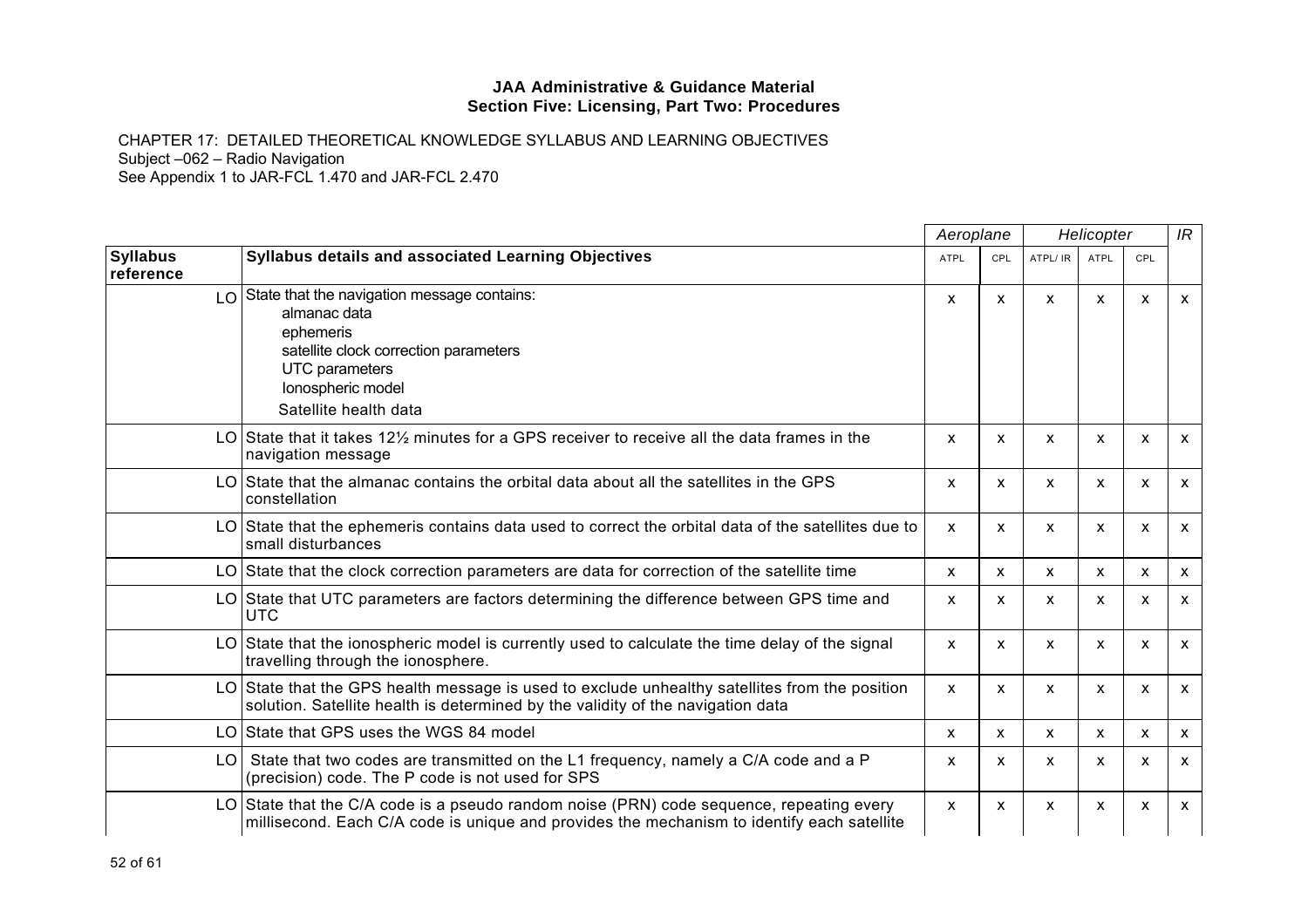**JAA Administrative & Guidance Material**
**Section Five: Licensing, Part Two: Procedures**

CHAPTER 17: DETAILED THEORETICAL KNOWLEDGE SYLLABUS AND LEARNING OBJECTIVES
Subject –062 – Radio Navigation
See Appendix 1 to JAR-FCL 1.470 and JAR-FCL 2.470

| | | *Aeroplane* | | *Helicopter* | | | *IR* |
|---|---|---|---|---|---|---|---|
| **Syllabus reference** | **Syllabus details and associated Learning Objectives** | ATPL | CPL | ATPL/ IR | ATPL | CPL | |
| LO | State that the navigation message contains:<br>almanac data<br>ephemeris<br>satellite clock correction parameters<br>UTC parameters<br>Ionospheric model<br>Satellite health data | x | x | x | x | x | x |
| LO | State that it takes 12½ minutes for a GPS receiver to receive all the data frames in the navigation message | x | x | x | x | x | x |
| LO | State that the almanac contains the orbital data about all the satellites in the GPS constellation | x | x | x | x | x | x |
| LO | State that the ephemeris contains data used to correct the orbital data of the satellites due to small disturbances | x | x | x | x | x | x |
| LO | State that the clock correction parameters are data for correction of the satellite time | x | x | x | x | x | x |
| LO | State that UTC parameters are factors determining the difference between GPS time and UTC | x | x | x | x | x | x |
| LO | State that the ionospheric model is currently used to calculate the time delay of the signal travelling through the ionosphere. | x | x | x | x | x | x |
| LO | State that the GPS health message is used to exclude unhealthy satellites from the position solution. Satellite health is determined by the validity of the navigation data | x | x | x | x | x | x |
| LO | State that GPS uses the WGS 84 model | x | x | x | x | x | x |
| LO | State that two codes are transmitted on the L1 frequency, namely a C/A code and a P (precision) code. The P code is not used for SPS | x | x | x | x | x | x |
| LO | State that the C/A code is a pseudo random noise (PRN) code sequence, repeating every millisecond. Each C/A code is unique and provides the mechanism to identify each satellite | x | x | x | x | x | x |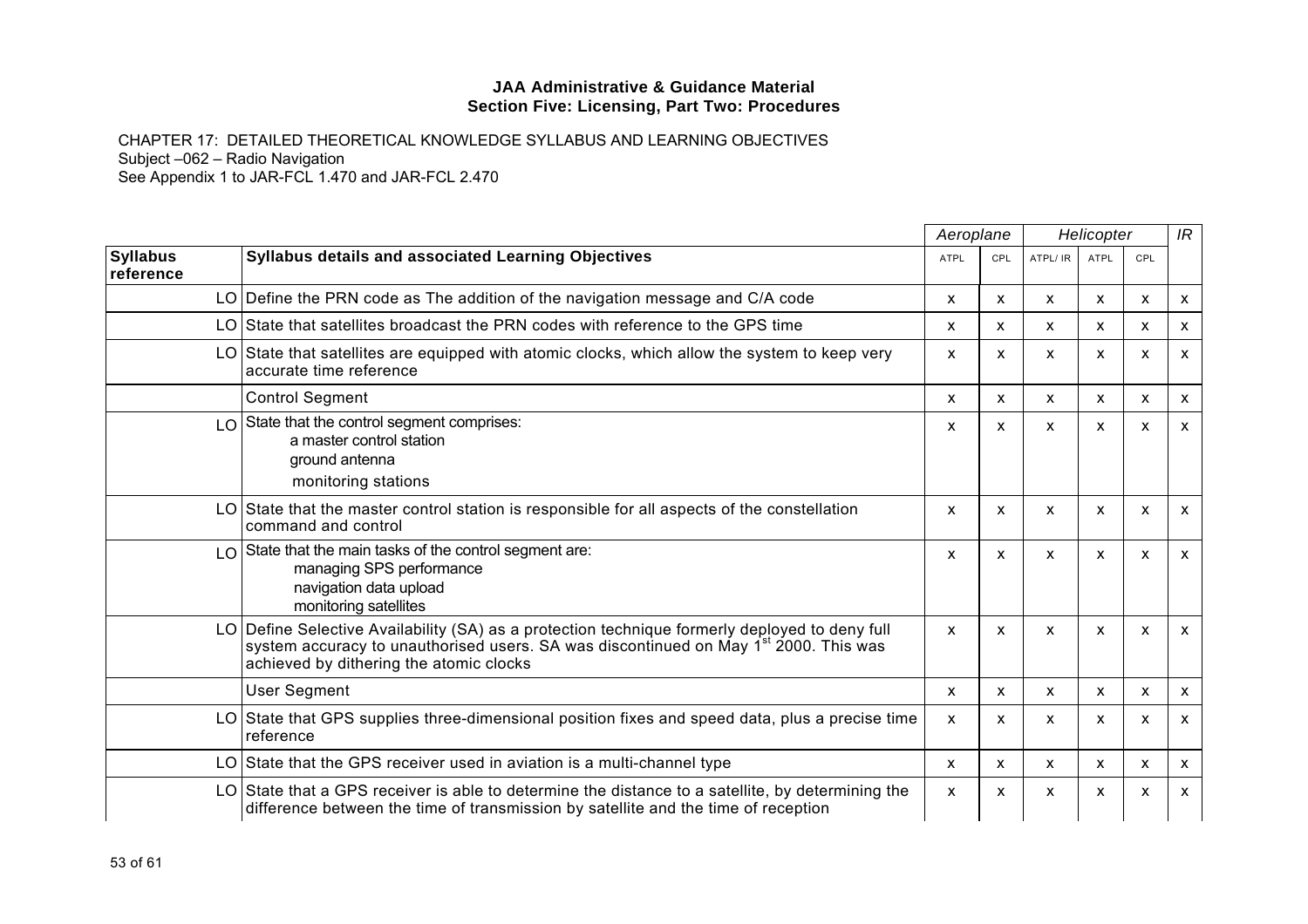**JAA Administrative & Guidance Material**
**Section Five: Licensing, Part Two: Procedures**

CHAPTER 17: DETAILED THEORETICAL KNOWLEDGE SYLLABUS AND LEARNING OBJECTIVES
Subject –062 – Radio Navigation
See Appendix 1 to JAR-FCL 1.470 and JAR-FCL 2.470

| | | *Aeroplane* | | *Helicopter* | | | *IR* |
|---|---|---|---|---|---|---|---|
| **Syllabus reference** | **Syllabus details and associated Learning Objectives** | ATPL | CPL | ATPL/ IR | ATPL | CPL | |
| LO | Define the PRN code as The addition of the navigation message and C/A code | x | x | x | x | x | x |
| LO | State that satellites broadcast the PRN codes with reference to the GPS time | x | x | x | x | x | x |
| LO | State that satellites are equipped with atomic clocks, which allow the system to keep very accurate time reference | x | x | x | x | x | x |
| | Control Segment | x | x | x | x | x | x |
| LO | State that the control segment comprises:<br>a master control station<br>ground antenna<br>monitoring stations | x | x | x | x | x | x |
| LO | State that the master control station is responsible for all aspects of the constellation command and control | x | x | x | x | x | x |
| LO | State that the main tasks of the control segment are:<br>managing SPS performance<br>navigation data upload<br>monitoring satellites | x | x | x | x | x | x |
| LO | Define Selective Availability (SA) as a protection technique formerly deployed to deny full system accuracy to unauthorised users. SA was discontinued on May 1st 2000. This was achieved by dithering the atomic clocks | x | x | x | x | x | x |
| | User Segment | x | x | x | x | x | x |
| LO | State that GPS supplies three-dimensional position fixes and speed data, plus a precise time reference | x | x | x | x | x | x |
| LO | State that the GPS receiver used in aviation is a multi-channel type | x | x | x | x | x | x |
| LO | State that a GPS receiver is able to determine the distance to a satellite, by determining the difference between the time of transmission by satellite and the time of reception | x | x | x | x | x | x |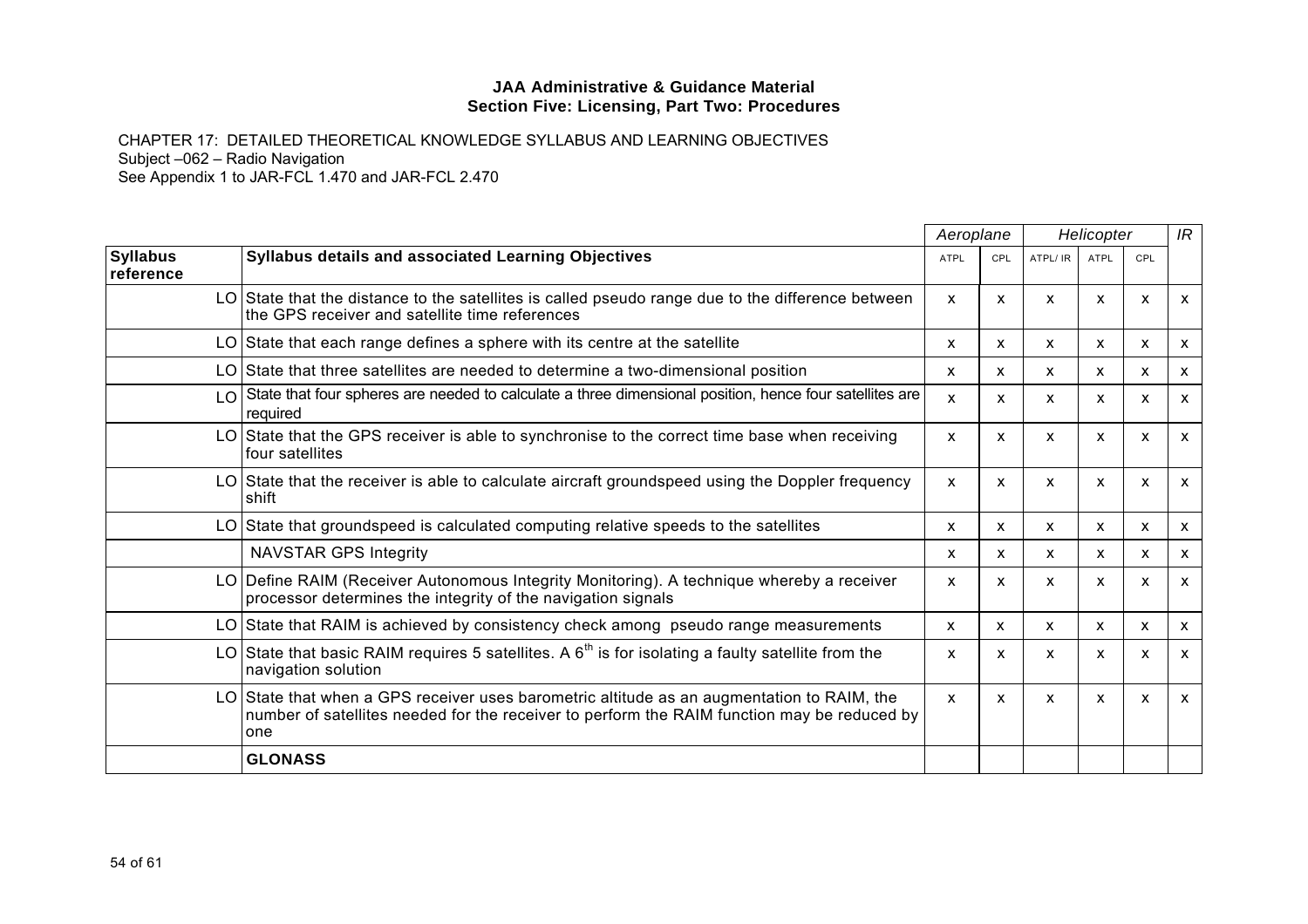**JAA Administrative & Guidance Material**
**Section Five: Licensing, Part Two: Procedures**

CHAPTER 17: DETAILED THEORETICAL KNOWLEDGE SYLLABUS AND LEARNING OBJECTIVES
Subject –062 – Radio Navigation
See Appendix 1 to JAR-FCL 1.470 and JAR-FCL 2.470

| | | *Aeroplane* | | *Helicopter* | | | *IR* |
|---|---|---|---|---|---|---|---|
| **Syllabus reference** | **Syllabus details and associated Learning Objectives** | ATPL | CPL | ATPL/ IR | ATPL | CPL | |
| LO | State that the distance to the satellites is called pseudo range due to the difference between the GPS receiver and satellite time references | x | x | x | x | x | x |
| LO | State that each range defines a sphere with its centre at the satellite | x | x | x | x | x | x |
| LO | State that three satellites are needed to determine a two-dimensional position | x | x | x | x | x | x |
| LO | State that four spheres are needed to calculate a three dimensional position, hence four satellites are required | x | x | x | x | x | x |
| LO | State that the GPS receiver is able to synchronise to the correct time base when receiving four satellites | x | x | x | x | x | x |
| LO | State that the receiver is able to calculate aircraft groundspeed using the Doppler frequency shift | x | x | x | x | x | x |
| LO | State that groundspeed is calculated computing relative speeds to the satellites | x | x | x | x | x | x |
| | NAVSTAR GPS Integrity | x | x | x | x | x | x |
| LO | Define RAIM (Receiver Autonomous Integrity Monitoring). A technique whereby a receiver processor determines the integrity of the navigation signals | x | x | x | x | x | x |
| LO | State that RAIM is achieved by consistency check among pseudo range measurements | x | x | x | x | x | x |
| LO | State that basic RAIM requires 5 satellites. A 6th is for isolating a faulty satellite from the navigation solution | x | x | x | x | x | x |
| LO | State that when a GPS receiver uses barometric altitude as an augmentation to RAIM, the number of satellites needed for the receiver to perform the RAIM function may be reduced by one | x | x | x | x | x | x |
| | **GLONASS** | | | | | | |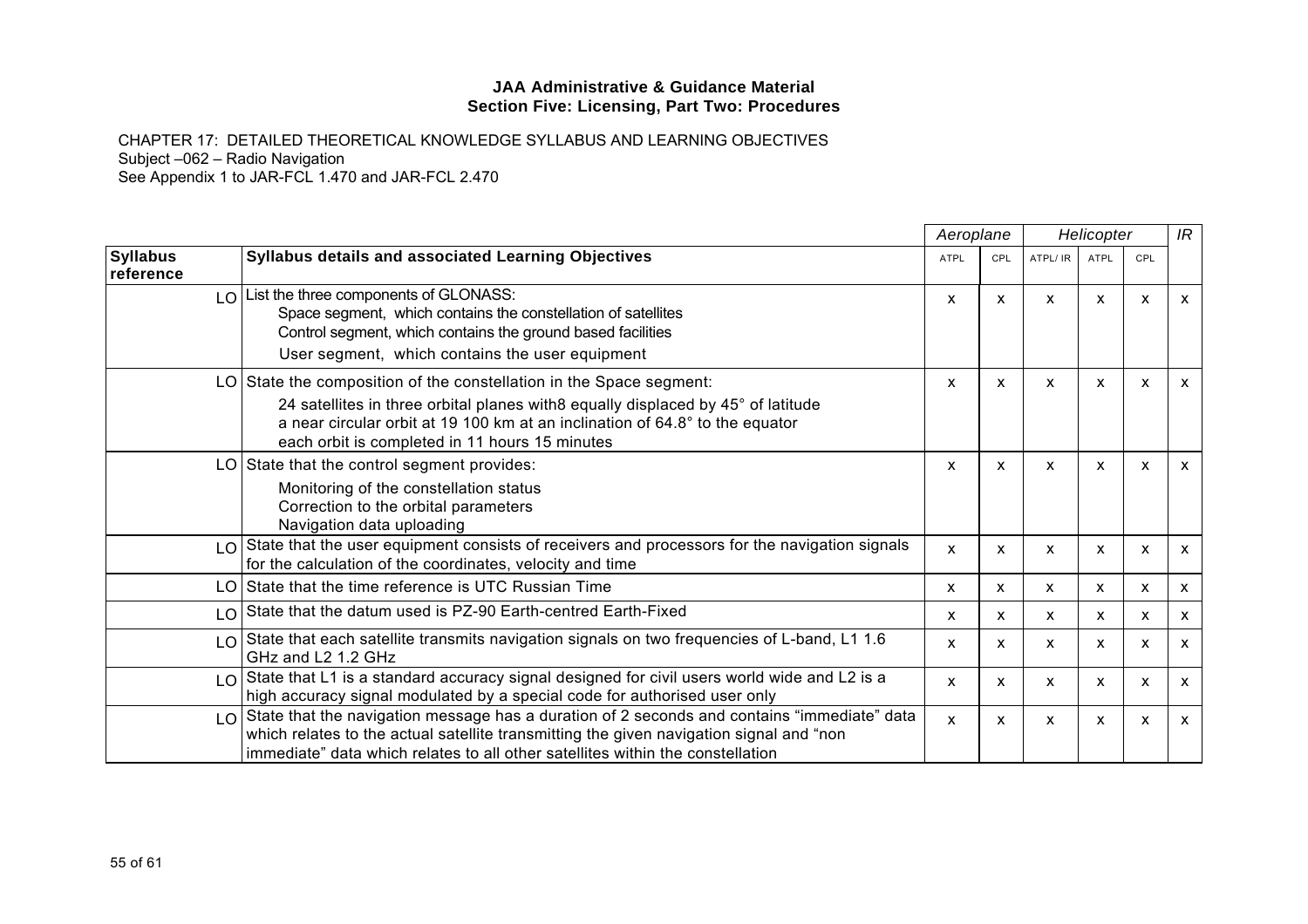**JAA Administrative & Guidance Material**
**Section Five: Licensing, Part Two: Procedures**

CHAPTER 17: DETAILED THEORETICAL KNOWLEDGE SYLLABUS AND LEARNING OBJECTIVES
Subject –062 – Radio Navigation
See Appendix 1 to JAR-FCL 1.470 and JAR-FCL 2.470

| | | *Aeroplane* | | *Helicopter* | | | *IR* |
|---|---|---|---|---|---|---|---|
| **Syllabus reference** | **Syllabus details and associated Learning Objectives** | ATPL | CPL | ATPL/ IR | ATPL | CPL | |
| LO | List the three components of GLONASS:<br>Space segment, which contains the constellation of satellites<br>Control segment, which contains the ground based facilities<br>User segment, which contains the user equipment | x | x | x | x | x | x |
| LO | State the composition of the constellation in the Space segment:<br>24 satellites in three orbital planes with8 equally displaced by 45° of latitude<br>a near circular orbit at 19 100 km at an inclination of 64.8° to the equator<br>each orbit is completed in 11 hours 15 minutes | x | x | x | x | x | x |
| LO | State that the control segment provides:<br>Monitoring of the constellation status<br>Correction to the orbital parameters<br>Navigation data uploading | x | x | x | x | x | x |
| LO | State that the user equipment consists of receivers and processors for the navigation signals for the calculation of the coordinates, velocity and time | x | x | x | x | x | x |
| LO | State that the time reference is UTC Russian Time | x | x | x | x | x | x |
| LO | State that the datum used is PZ-90 Earth-centred Earth-Fixed | x | x | x | x | x | x |
| LO | State that each satellite transmits navigation signals on two frequencies of L-band, L1 1.6 GHz and L2 1.2 GHz | x | x | x | x | x | x |
| LO | State that L1 is a standard accuracy signal designed for civil users world wide and L2 is a high accuracy signal modulated by a special code for authorised user only | x | x | x | x | x | x |
| LO | State that the navigation message has a duration of 2 seconds and contains "immediate" data which relates to the actual satellite transmitting the given navigation signal and "non immediate" data which relates to all other satellites within the constellation | x | x | x | x | x | x |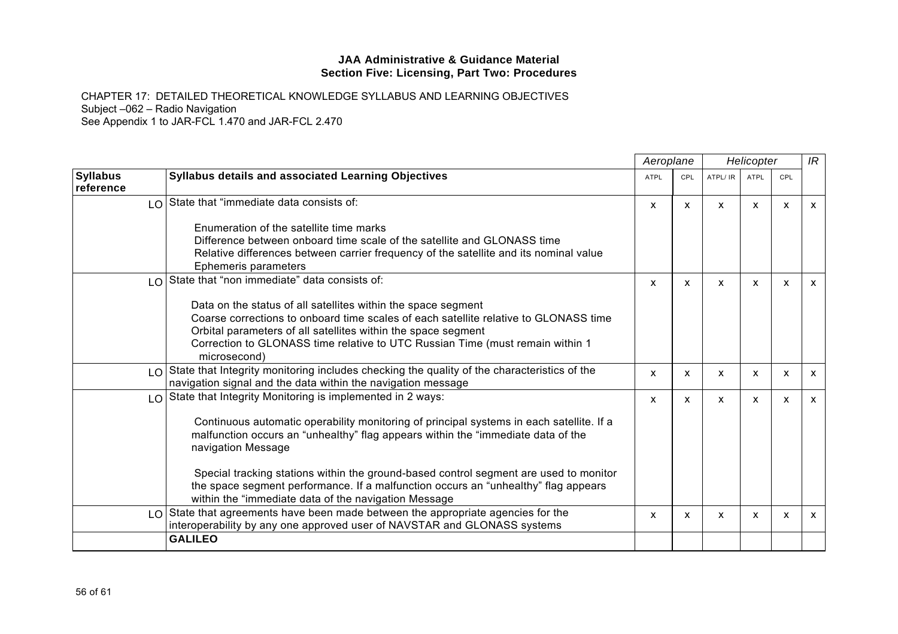**JAA Administrative & Guidance Material**
**Section Five: Licensing, Part Two: Procedures**

CHAPTER 17: DETAILED THEORETICAL KNOWLEDGE SYLLABUS AND LEARNING OBJECTIVES
Subject –062 – Radio Navigation
See Appendix 1 to JAR-FCL 1.470 and JAR-FCL 2.470

| | | *Aeroplane* | | *Helicopter* | | | *IR* |
|---|---|---|---|---|---|---|---|
| **Syllabus reference** | **Syllabus details and associated Learning Objectives** | ATPL | CPL | ATPL/ IR | ATPL | CPL | |
| LO | State that "immediate data consists of:<br><br>Enumeration of the satellite time marks<br>Difference between onboard time scale of the satellite and GLONASS time<br>Relative differences between carrier frequency of the satellite and its nominal value<br>Ephemeris parameters | x | x | x | x | x | x |
| LO | State that "non immediate" data consists of:<br><br>Data on the status of all satellites within the space segment<br>Coarse corrections to onboard time scales of each satellite relative to GLONASS time<br>Orbital parameters of all satellites within the space segment<br>Correction to GLONASS time relative to UTC Russian Time (must remain within 1 microsecond) | x | x | x | x | x | x |
| LO | State that Integrity monitoring includes checking the quality of the characteristics of the navigation signal and the data within the navigation message | x | x | x | x | x | x |
| LO | State that Integrity Monitoring is implemented in 2 ways:<br><br>Continuous automatic operability monitoring of principal systems in each satellite. If a malfunction occurs an "unhealthy" flag appears within the "immediate data of the navigation Message<br><br>Special tracking stations within the ground-based control segment are used to monitor the space segment performance. If a malfunction occurs an "unhealthy" flag appears within the "immediate data of the navigation Message | x | x | x | x | x | x |
| LO | State that agreements have been made between the appropriate agencies for the interoperability by any one approved user of NAVSTAR and GLONASS systems | x | x | x | x | x | x |
| | **GALILEO** | | | | | | |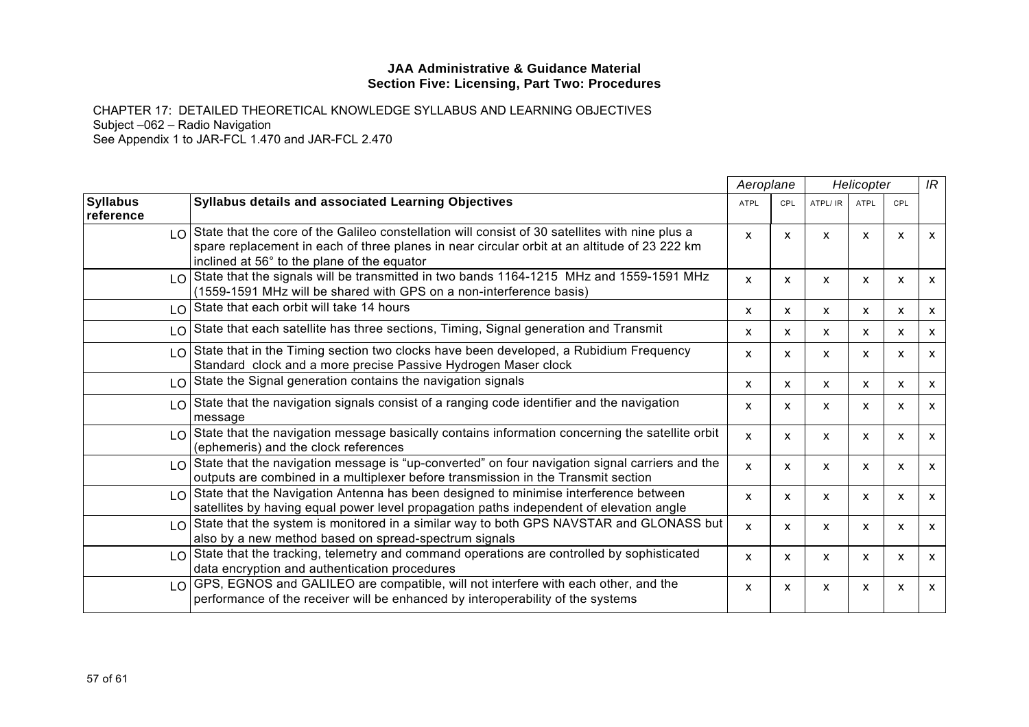**JAA Administrative & Guidance Material**
**Section Five: Licensing, Part Two: Procedures**

CHAPTER 17: DETAILED THEORETICAL KNOWLEDGE SYLLABUS AND LEARNING OBJECTIVES
Subject –062 – Radio Navigation
See Appendix 1 to JAR-FCL 1.470 and JAR-FCL 2.470

| | | *Aeroplane* | | *Helicopter* | | | *IR* |
|---|---|---|---|---|---|---|---|
| **Syllabus reference** | **Syllabus details and associated Learning Objectives** | ATPL | CPL | ATPL/ IR | ATPL | CPL | |
| LO | State that the core of the Galileo constellation will consist of 30 satellites with nine plus a spare replacement in each of three planes in near circular orbit at an altitude of 23 222 km inclined at 56° to the plane of the equator | x | x | x | x | x | x |
| LO | State that the signals will be transmitted in two bands 1164-1215 MHz and 1559-1591 MHz (1559-1591 MHz will be shared with GPS on a non-interference basis) | x | x | x | x | x | x |
| LO | State that each orbit will take 14 hours | x | x | x | x | x | x |
| LO | State that each satellite has three sections, Timing, Signal generation and Transmit | x | x | x | x | x | x |
| LO | State that in the Timing section two clocks have been developed, a Rubidium Frequency Standard clock and a more precise Passive Hydrogen Maser clock | x | x | x | x | x | x |
| LO | State the Signal generation contains the navigation signals | x | x | x | x | x | x |
| LO | State that the navigation signals consist of a ranging code identifier and the navigation message | x | x | x | x | x | x |
| LO | State that the navigation message basically contains information concerning the satellite orbit (ephemeris) and the clock references | x | x | x | x | x | x |
| LO | State that the navigation message is "up-converted" on four navigation signal carriers and the outputs are combined in a multiplexer before transmission in the Transmit section | x | x | x | x | x | x |
| LO | State that the Navigation Antenna has been designed to minimise interference between satellites by having equal power level propagation paths independent of elevation angle | x | x | x | x | x | x |
| LO | State that the system is monitored in a similar way to both GPS NAVSTAR and GLONASS but also by a new method based on spread-spectrum signals | x | x | x | x | x | x |
| LO | State that the tracking, telemetry and command operations are controlled by sophisticated data encryption and authentication procedures | x | x | x | x | x | x |
| LO | GPS, EGNOS and GALILEO are compatible, will not interfere with each other, and the performance of the receiver will be enhanced by interoperability of the systems | x | x | x | x | x | x |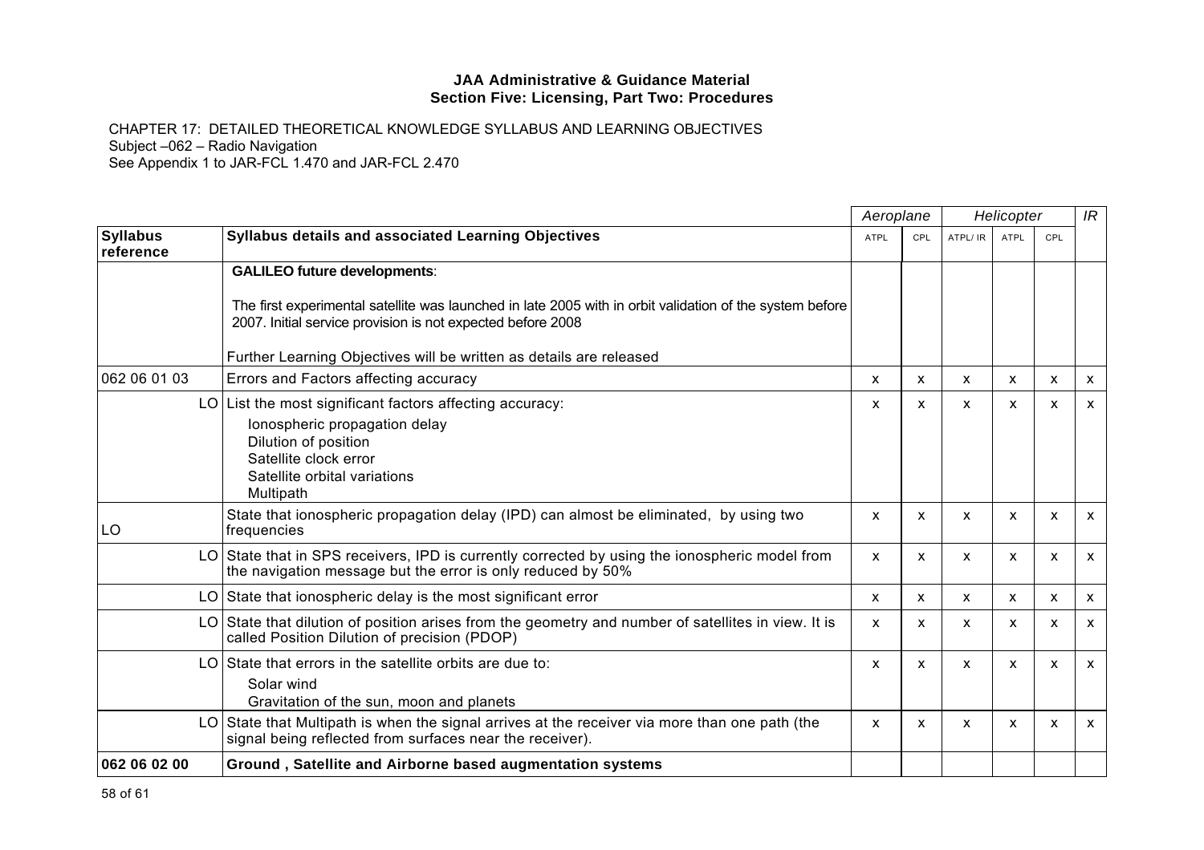**JAA Administrative & Guidance Material**
**Section Five: Licensing, Part Two: Procedures**

CHAPTER 17: DETAILED THEORETICAL KNOWLEDGE SYLLABUS AND LEARNING OBJECTIVES
Subject –062 – Radio Navigation
See Appendix 1 to JAR-FCL 1.470 and JAR-FCL 2.470

| | | *Aeroplane* | | *Helicopter* | | | *IR* |
|---|---|---|---|---|---|---|---|
| **Syllabus reference** | **Syllabus details and associated Learning Objectives** | ATPL | CPL | ATPL/ IR | ATPL | CPL | |
| | **GALILEO future developments**:<br><br>The first experimental satellite was launched in late 2005 with in orbit validation of the system before 2007. Initial service provision is not expected before 2008<br><br>Further Learning Objectives will be written as details are released | | | | | | |
| 062 06 01 03 | Errors and Factors affecting accuracy | x | x | x | x | x | x |
| LO | List the most significant factors affecting accuracy:<br>Ionospheric propagation delay<br>Dilution of position<br>Satellite clock error<br>Satellite orbital variations<br>Multipath | x | x | x | x | x | x |
| LO | State that ionospheric propagation delay (IPD) can almost be eliminated, by using two frequencies | x | x | x | x | x | x |
| LO | State that in SPS receivers, IPD is currently corrected by using the ionospheric model from the navigation message but the error is only reduced by 50% | x | x | x | x | x | x |
| LO | State that ionospheric delay is the most significant error | x | x | x | x | x | x |
| LO | State that dilution of position arises from the geometry and number of satellites in view. It is called Position Dilution of precision (PDOP) | x | x | x | x | x | x |
| LO | State that errors in the satellite orbits are due to:<br>Solar wind<br>Gravitation of the sun, moon and planets | x | x | x | x | x | x |
| LO | State that Multipath is when the signal arrives at the receiver via more than one path (the signal being reflected from surfaces near the receiver). | x | x | x | x | x | x |
| **062 06 02 00** | **Ground , Satellite and Airborne based augmentation systems** | | | | | | |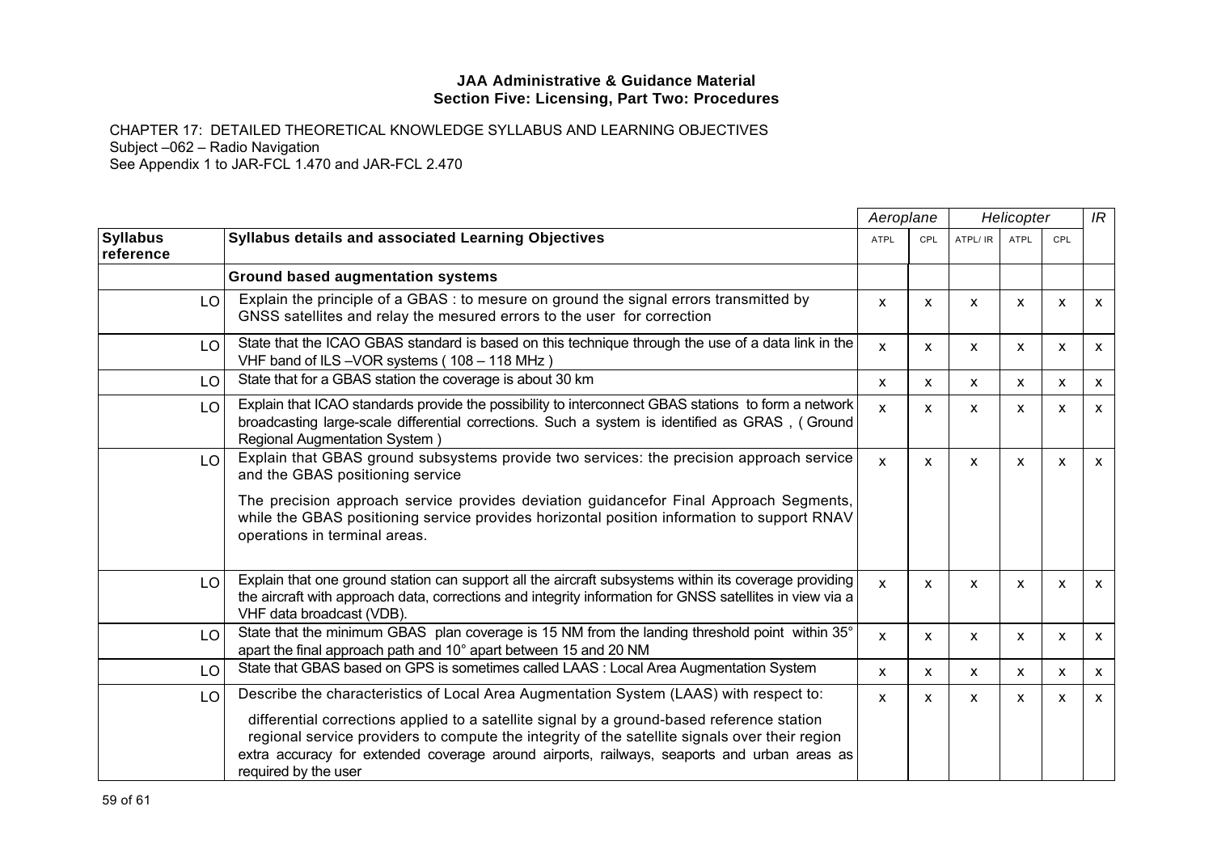**JAA Administrative & Guidance Material**
**Section Five: Licensing, Part Two: Procedures**

CHAPTER 17: DETAILED THEORETICAL KNOWLEDGE SYLLABUS AND LEARNING OBJECTIVES
Subject –062 – Radio Navigation
See Appendix 1 to JAR-FCL 1.470 and JAR-FCL 2.470

| | | *Aeroplane* | | *Helicopter* | | | *IR* |
|---|---|---|---|---|---|---|---|
| **Syllabus reference** | **Syllabus details and associated Learning Objectives** | ATPL | CPL | ATPL/ IR | ATPL | CPL | |
| | **Ground based augmentation systems** | | | | | | |
| LO | Explain the principle of a GBAS : to mesure on ground the signal errors transmitted by GNSS satellites and relay the mesured errors to the user for correction | x | x | x | x | x | x |
| LO | State that the ICAO GBAS standard is based on this technique through the use of a data link in the VHF band of ILS –VOR systems ( 108 – 118 MHz ) | x | x | x | x | x | x |
| LO | State that for a GBAS station the coverage is about 30 km | x | x | x | x | x | x |
| LO | Explain that ICAO standards provide the possibility to interconnect GBAS stations to form a network broadcasting large-scale differential corrections. Such a system is identified as GRAS , ( Ground Regional Augmentation System ) | x | x | x | x | x | x |
| LO | Explain that GBAS ground subsystems provide two services: the precision approach service and the GBAS positioning service<br><br>The precision approach service provides deviation guidancefor Final Approach Segments, while the GBAS positioning service provides horizontal position information to support RNAV operations in terminal areas. | x | x | x | x | x | x |
| LO | Explain that one ground station can support all the aircraft subsystems within its coverage providing the aircraft with approach data, corrections and integrity information for GNSS satellites in view via a VHF data broadcast (VDB). | x | x | x | x | x | x |
| LO | State that the minimum GBAS plan coverage is 15 NM from the landing threshold point within 35° apart the final approach path and 10° apart between 15 and 20 NM | x | x | x | x | x | x |
| LO | State that GBAS based on GPS is sometimes called LAAS : Local Area Augmentation System | x | x | x | x | x | x |
| LO | Describe the characteristics of Local Area Augmentation System (LAAS) with respect to:<br><br>differential corrections applied to a satellite signal by a ground-based reference station<br>regional service providers to compute the integrity of the satellite signals over their region<br>extra accuracy for extended coverage around airports, railways, seaports and urban areas as required by the user | x | x | x | x | x | x |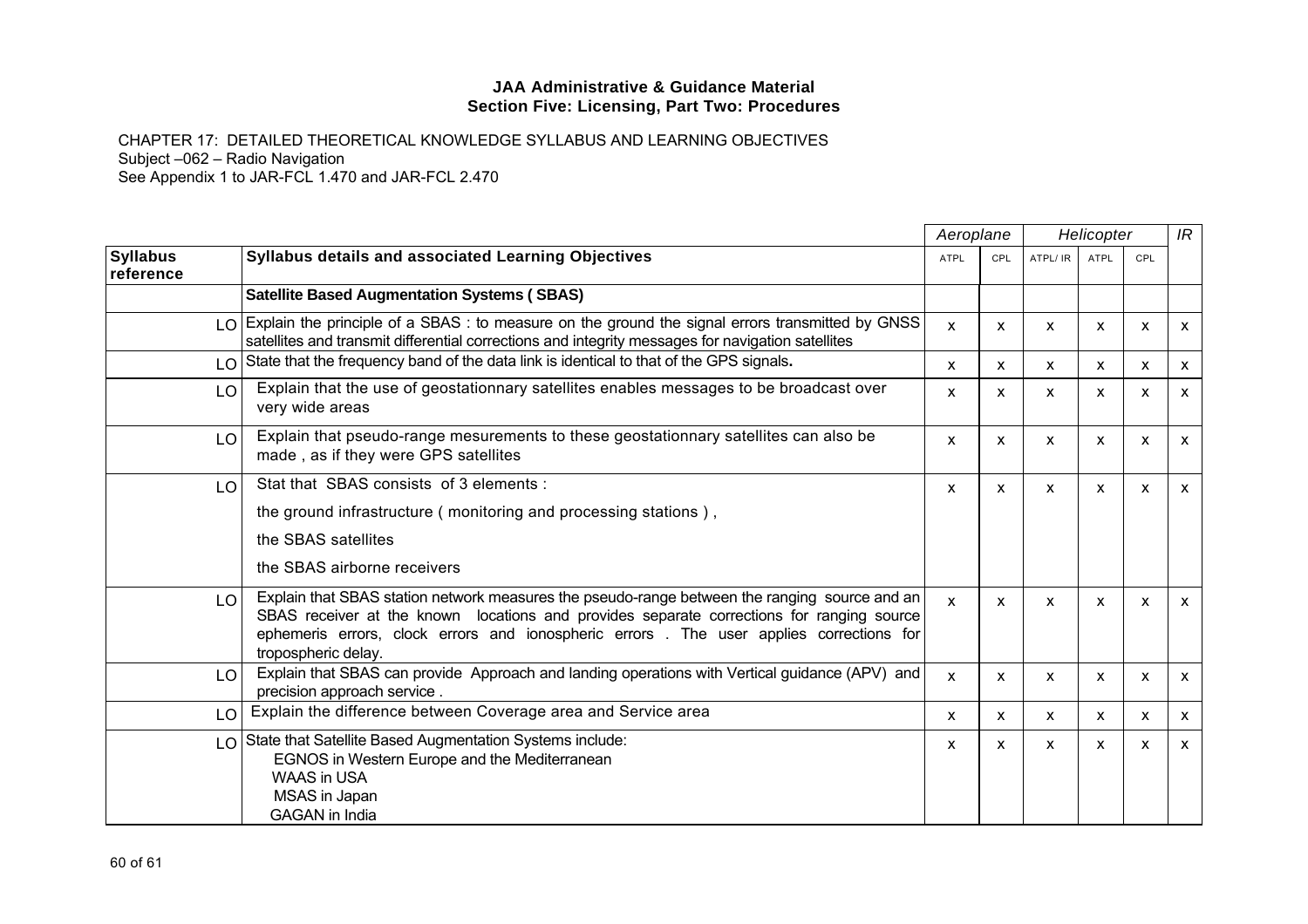**JAA Administrative & Guidance Material**
**Section Five: Licensing, Part Two: Procedures**

CHAPTER 17: DETAILED THEORETICAL KNOWLEDGE SYLLABUS AND LEARNING OBJECTIVES
Subject –062 – Radio Navigation
See Appendix 1 to JAR-FCL 1.470 and JAR-FCL 2.470

| | | *Aeroplane* | | *Helicopter* | | | *IR* |
|---|---|---|---|---|---|---|---|
| **Syllabus reference** | **Syllabus details and associated Learning Objectives** | ATPL | CPL | ATPL/ IR | ATPL | CPL | |
| | **Satellite Based Augmentation Systems ( SBAS)** | | | | | | |
| LO | Explain the principle of a SBAS : to measure on the ground the signal errors transmitted by GNSS satellites and transmit differential corrections and integrity messages for navigation satellites | x | x | x | x | x | x |
| LO | State that the frequency band of the data link is identical to that of the GPS signals**.** | x | x | x | x | x | x |
| LO | Explain that the use of geostationnary satellites enables messages to be broadcast over very wide areas | x | x | x | x | x | x |
| LO | Explain that pseudo-range mesurements to these geostationnary satellites can also be made , as if they were GPS satellites | x | x | x | x | x | x |
| LO | Stat that SBAS consists of 3 elements :<br>the ground infrastructure ( monitoring and processing stations ) ,<br>the SBAS satellites<br>the SBAS airborne receivers | x | x | x | x | x | x |
| LO | Explain that SBAS station network measures the pseudo-range between the ranging source and an SBAS receiver at the known locations and provides separate corrections for ranging source ephemeris errors, clock errors and ionospheric errors . The user applies corrections for tropospheric delay. | x | x | x | x | x | x |
| LO | Explain that SBAS can provide Approach and landing operations with Vertical guidance (APV) and precision approach service . | x | x | x | x | x | x |
| LO | Explain the difference between Coverage area and Service area | x | x | x | x | x | x |
| LO | State that Satellite Based Augmentation Systems include:<br>EGNOS in Western Europe and the Mediterranean<br>WAAS in USA<br>MSAS in Japan<br>GAGAN in India | x | x | x | x | x | x |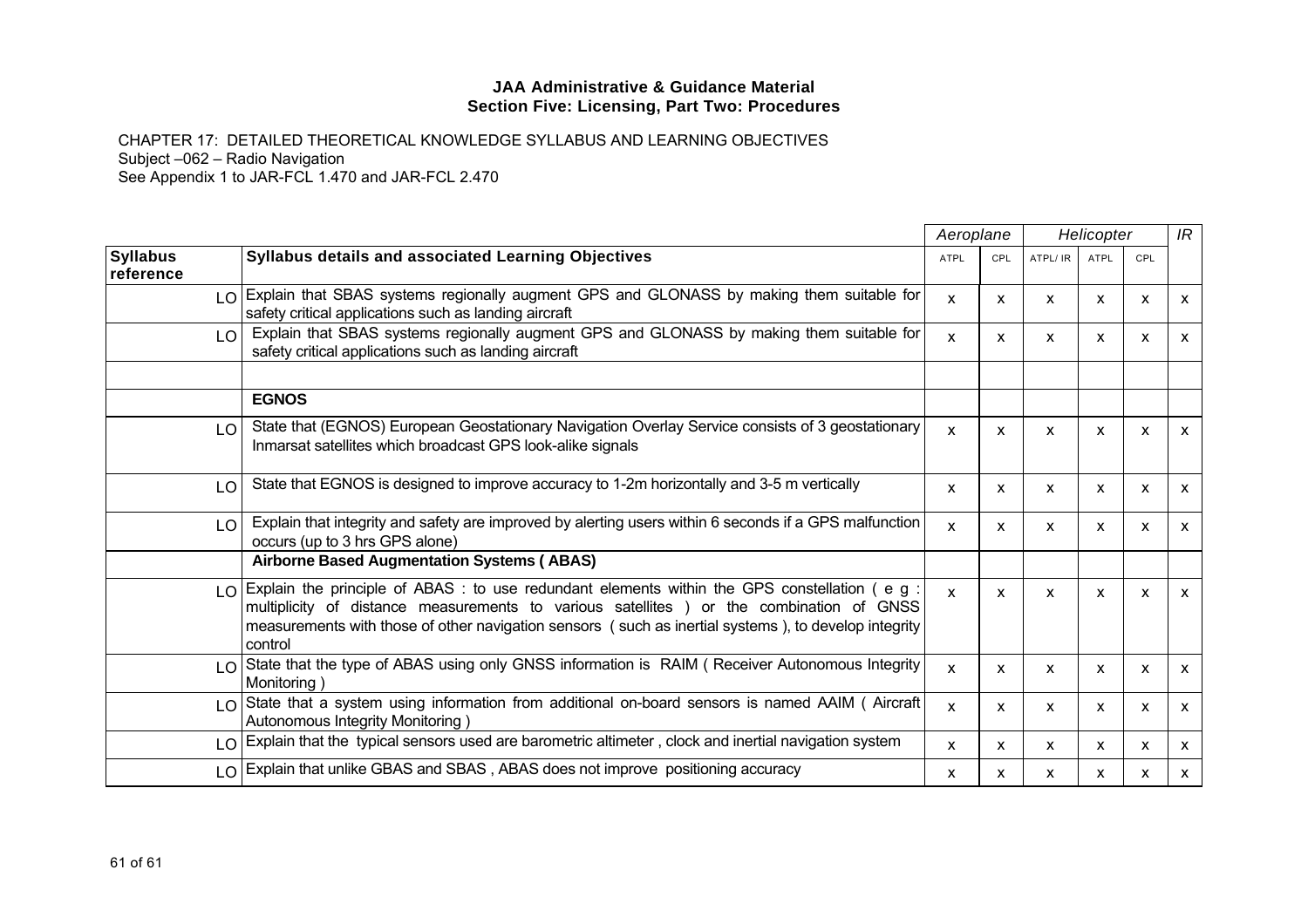**JAA Administrative & Guidance Material**
**Section Five: Licensing, Part Two: Procedures**

CHAPTER 17: DETAILED THEORETICAL KNOWLEDGE SYLLABUS AND LEARNING OBJECTIVES
Subject –062 – Radio Navigation
See Appendix 1 to JAR-FCL 1.470 and JAR-FCL 2.470

| | | *Aeroplane* | | *Helicopter* | | | *IR* |
|---|---|---|---|---|---|---|---|
| **Syllabus reference** | **Syllabus details and associated Learning Objectives** | ATPL | CPL | ATPL/ IR | ATPL | CPL | |
| LO | Explain that SBAS systems regionally augment GPS and GLONASS by making them suitable for safety critical applications such as landing aircraft | x | x | x | x | x | x |
| LO | Explain that SBAS systems regionally augment GPS and GLONASS by making them suitable for safety critical applications such as landing aircraft | x | x | x | x | x | x |
| | | | | | | | |
| | **EGNOS** | | | | | | |
| LO | State that (EGNOS) European Geostationary Navigation Overlay Service consists of 3 geostationary Inmarsat satellites which broadcast GPS look-alike signals | x | x | x | x | x | x |
| LO | State that EGNOS is designed to improve accuracy to 1-2m horizontally and 3-5 m vertically | x | x | x | x | x | x |
| LO | Explain that integrity and safety are improved by alerting users within 6 seconds if a GPS malfunction occurs (up to 3 hrs GPS alone) | x | x | x | x | x | x |
| | **Airborne Based Augmentation Systems ( ABAS)** | | | | | | |
| LO | Explain the principle of ABAS : to use redundant elements within the GPS constellation ( e g : multiplicity of distance measurements to various satellites ) or the combination of GNSS measurements with those of other navigation sensors ( such as inertial systems ), to develop integrity control | x | x | x | x | x | x |
| LO | State that the type of ABAS using only GNSS information is RAIM ( Receiver Autonomous Integrity Monitoring ) | x | x | x | x | x | x |
| LO | State that a system using information from additional on-board sensors is named AAIM ( Aircraft Autonomous Integrity Monitoring ) | x | x | x | x | x | x |
| LO | Explain that the typical sensors used are barometric altimeter , clock and inertial navigation system | x | x | x | x | x | x |
| LO | Explain that unlike GBAS and SBAS , ABAS does not improve positioning accuracy | x | x | x | x | x | x |